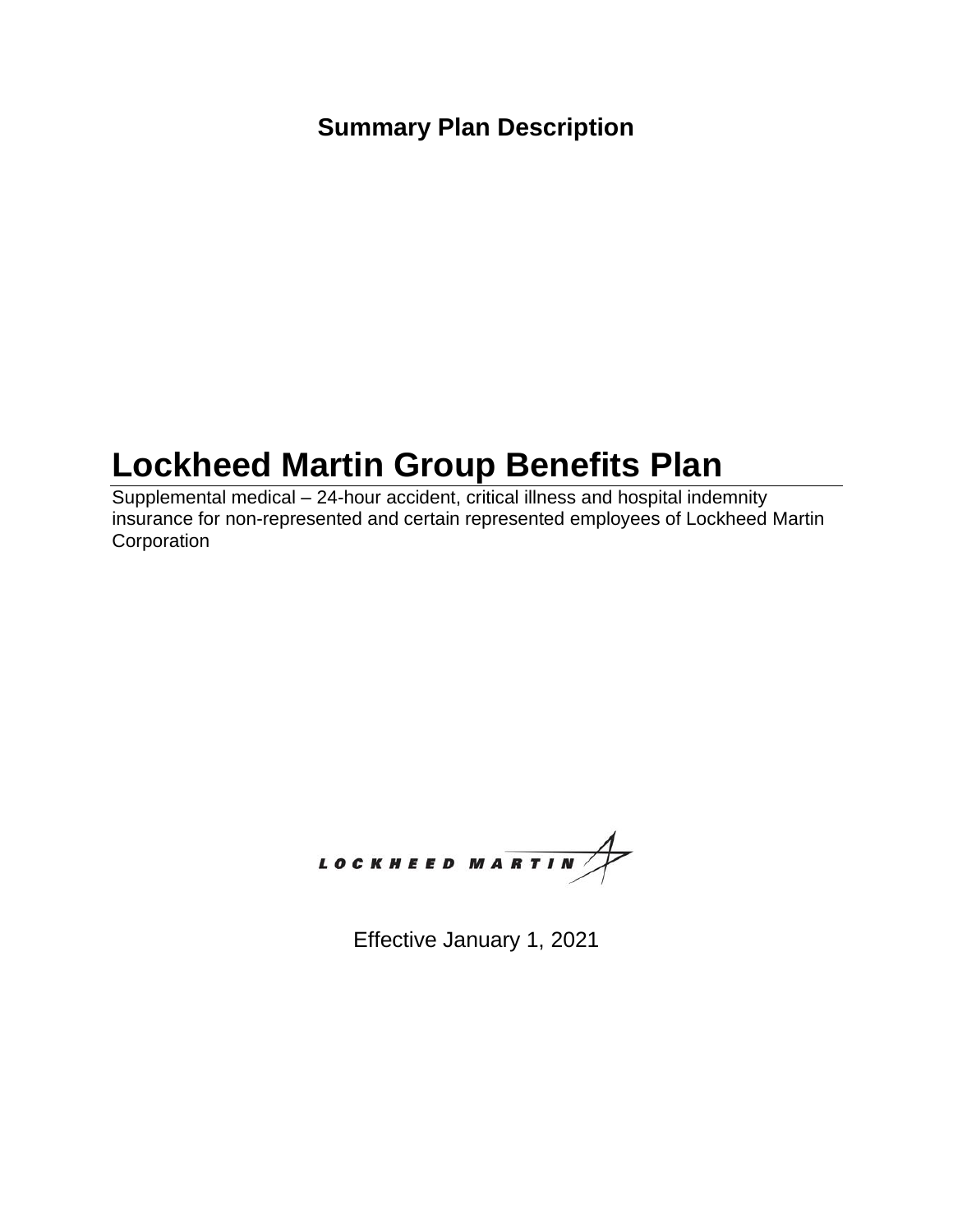**Summary Plan Description**

# Lockheed Martin Group Benefits Plan

Supplemental medical – 24-hour accident, critical illness and hospital indemnity insurance for non-represented and certain represented employees of Lockheed Martin Corporation

LOCKHEED MARTIN

Effective January 1, 2021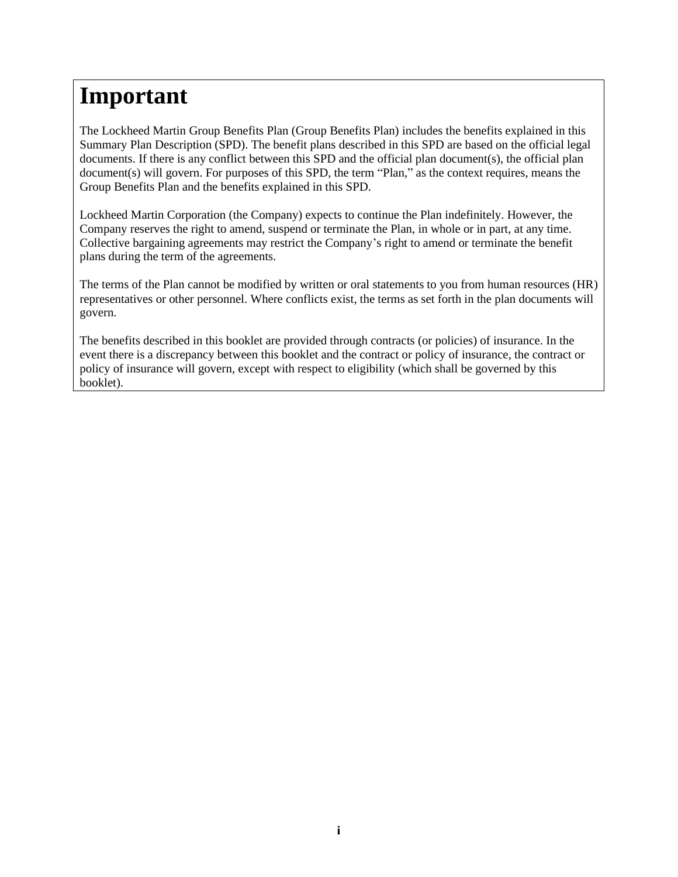# Important

The Lockheed Martin Group Benefits Plan (Group Benefits Plan) includes the benefits explained in this Summary Plan Description (SPD). The benefit plans described in this SPD are based on the official legal documents. If there is any conflict between this SPD and the official plan document(s), the official plan document(s) will govern. For purposes of this SPD, the term "Plan," as the context requires, means the Group Benefits Plan and the benefits explained in this SPD.

Lockheed Martin Corporation (the Company) expects to continue the Plan indefinitely. However, the Company reserves the right to amend, suspend or terminate the Plan, in whole or in part, at any time. Collective bargaining agreements may restrict the Company's right to amend or terminate the benefit plans during the term of the agreements.

The terms of the Plan cannot be modified by written or oral statements to you from human resources (HR) representatives or other personnel. Where conflicts exist, the terms as set forth in the plan documents will govern.

The benefits described in this booklet are provided through contracts (or policies) of insurance. In the event there is a discrepancy between this booklet and the contract or policy of insurance, the contract or policy of insurance will govern, except with respect to eligibility (which shall be governed by this booklet).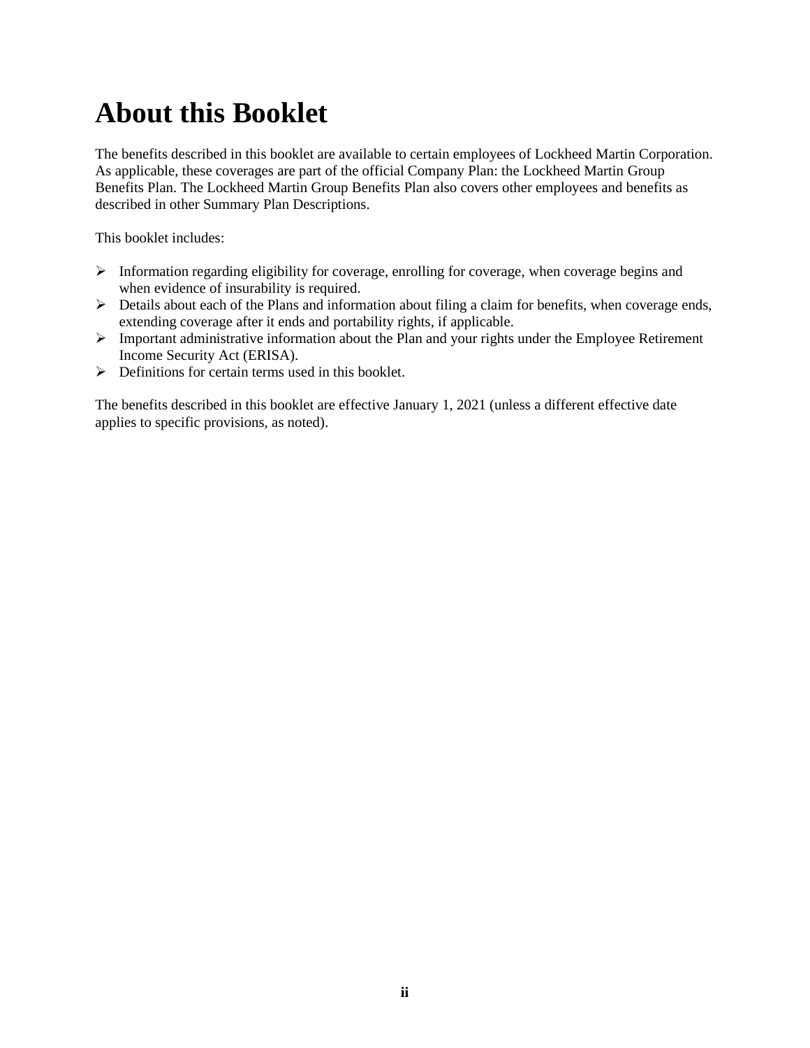# About this Booklet

The benefits described in this booklet are available to certain employees of Lockheed Martin Corporation. As applicable, these coverages are part of the official Company Plan: the Lockheed Martin Group Benefits Plan. The Lockheed Martin Group Benefits Plan also covers other employees and benefits as described in other Summary Plan Descriptions.

This booklet includes:

- Information regarding eligibility for coverage, enrolling for coverage, when coverage begins and when evidence of insurability is required.
- Details about each of the Plans and information about filing a claim for benefits, when coverage ends, extending coverage after it ends and portability rights, if applicable.
- Important administrative information about the Plan and your rights under the Employee Retirement Income Security Act (ERISA).
- Definitions for certain terms used in this booklet.

The benefits described in this booklet are effective January 1, 2021 (unless a different effective date applies to specific provisions, as noted).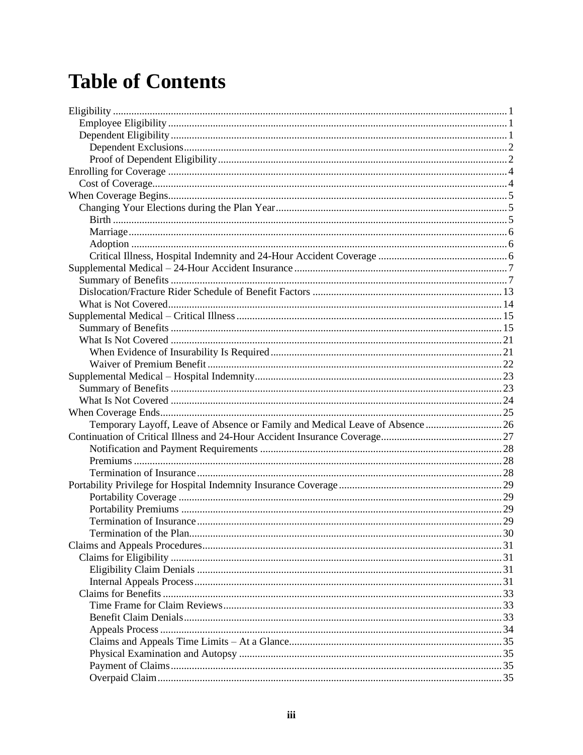# Table of Contents

- Eligibility ... 1
  - Employee Eligibility ... 1
  - Dependent Eligibility ... 1
    - Dependent Exclusions ... 2
    - Proof of Dependent Eligibility ... 2
- Enrolling for Coverage ... 4
  - Cost of Coverage ... 4
- When Coverage Begins ... 5
  - Changing Your Elections during the Plan Year ... 5
    - Birth ... 5
    - Marriage ... 6
    - Adoption ... 6
    - Critical Illness, Hospital Indemnity and 24-Hour Accident Coverage ... 6
- Supplemental Medical – 24-Hour Accident Insurance ... 7
  - Summary of Benefits ... 7
  - Dislocation/Fracture Rider Schedule of Benefit Factors ... 13
  - What is Not Covered ... 14
- Supplemental Medical – Critical Illness ... 15
  - Summary of Benefits ... 15
  - What Is Not Covered ... 21
    - When Evidence of Insurability Is Required ... 21
    - Waiver of Premium Benefit ... 22
- Supplemental Medical – Hospital Indemnity ... 23
  - Summary of Benefits ... 23
  - What Is Not Covered ... 24
- When Coverage Ends ... 25
    - Temporary Layoff, Leave of Absence or Family and Medical Leave of Absence ... 26
- Continuation of Critical Illness and 24-Hour Accident Insurance Coverage ... 27
    - Notification and Payment Requirements ... 28
    - Premiums ... 28
    - Termination of Insurance ... 28
- Portability Privilege for Hospital Indemnity Insurance Coverage ... 29
    - Portability Coverage ... 29
    - Portability Premiums ... 29
    - Termination of Insurance ... 29
    - Termination of the Plan ... 30
- Claims and Appeals Procedures ... 31
  - Claims for Eligibility ... 31
    - Eligibility Claim Denials ... 31
    - Internal Appeals Process ... 31
  - Claims for Benefits ... 33
    - Time Frame for Claim Reviews ... 33
    - Benefit Claim Denials ... 33
    - Appeals Process ... 34
    - Claims and Appeals Time Limits – At a Glance ... 35
    - Physical Examination and Autopsy ... 35
    - Payment of Claims ... 35
    - Overpaid Claim ... 35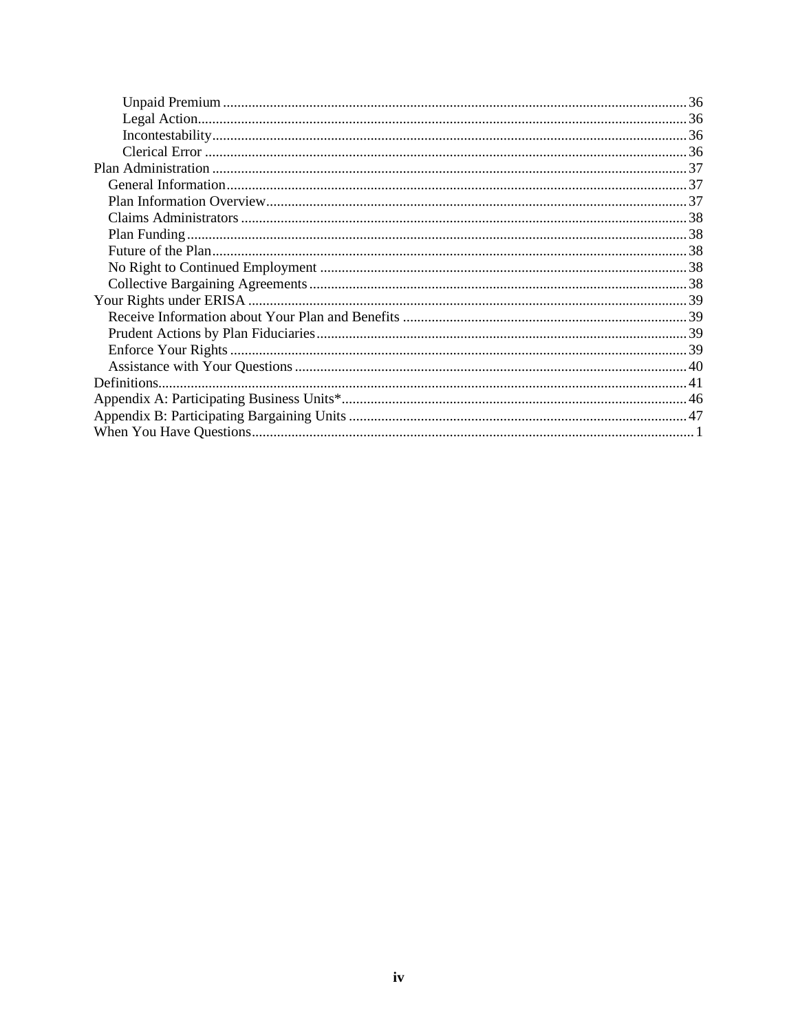- Unpaid Premium ........ 36
- Legal Action ........ 36
- Incontestability ........ 36
- Clerical Error ........ 36

Plan Administration ........ 37

- General Information ........ 37
- Plan Information Overview ........ 37
- Claims Administrators ........ 38
- Plan Funding ........ 38
- Future of the Plan ........ 38
- No Right to Continued Employment ........ 38
- Collective Bargaining Agreements ........ 38

Your Rights under ERISA ........ 39

- Receive Information about Your Plan and Benefits ........ 39
- Prudent Actions by Plan Fiduciaries ........ 39
- Enforce Your Rights ........ 39
- Assistance with Your Questions ........ 40

Definitions ........ 41

Appendix A: Participating Business Units* ........ 46

Appendix B: Participating Bargaining Units ........ 47

When You Have Questions ........ 1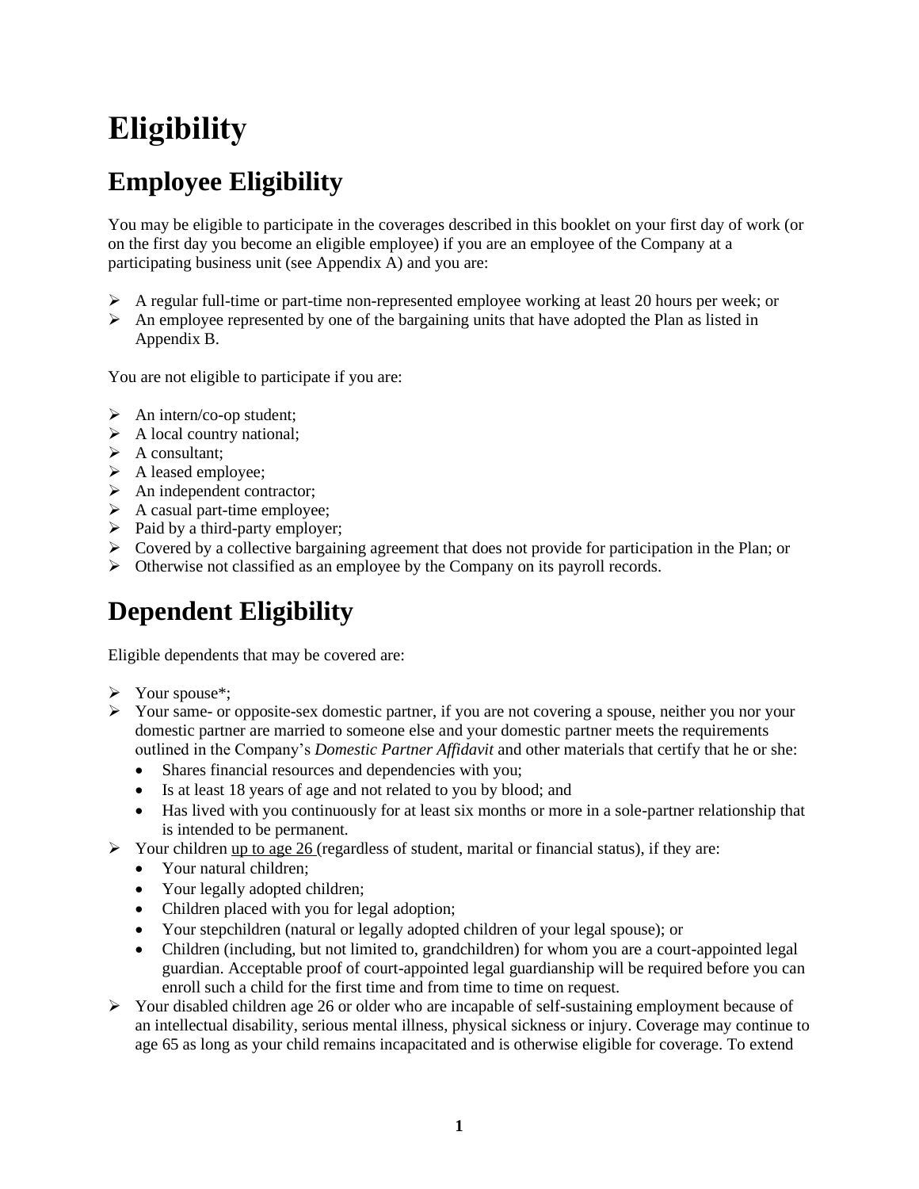# Eligibility

## Employee Eligibility

You may be eligible to participate in the coverages described in this booklet on your first day of work (or on the first day you become an eligible employee) if you are an employee of the Company at a participating business unit (see Appendix A) and you are:

- A regular full-time or part-time non-represented employee working at least 20 hours per week; or
- An employee represented by one of the bargaining units that have adopted the Plan as listed in Appendix B.

You are not eligible to participate if you are:

- An intern/co-op student;
- A local country national;
- A consultant;
- A leased employee;
- An independent contractor;
- A casual part-time employee;
- Paid by a third-party employer;
- Covered by a collective bargaining agreement that does not provide for participation in the Plan; or
- Otherwise not classified as an employee by the Company on its payroll records.

## Dependent Eligibility

Eligible dependents that may be covered are:

- Your spouse*;
- Your same- or opposite-sex domestic partner, if you are not covering a spouse, neither you nor your domestic partner are married to someone else and your domestic partner meets the requirements outlined in the Company's *Domestic Partner Affidavit* and other materials that certify that he or she:
  - Shares financial resources and dependencies with you;
  - Is at least 18 years of age and not related to you by blood; and
  - Has lived with you continuously for at least six months or more in a sole-partner relationship that is intended to be permanent.
- Your children <u>up to age 26</u> (regardless of student, marital or financial status), if they are:
  - Your natural children;
  - Your legally adopted children;
  - Children placed with you for legal adoption;
  - Your stepchildren (natural or legally adopted children of your legal spouse); or
  - Children (including, but not limited to, grandchildren) for whom you are a court-appointed legal guardian. Acceptable proof of court-appointed legal guardianship will be required before you can enroll such a child for the first time and from time to time on request.
- Your disabled children age 26 or older who are incapable of self-sustaining employment because of an intellectual disability, serious mental illness, physical sickness or injury. Coverage may continue to age 65 as long as your child remains incapacitated and is otherwise eligible for coverage. To extend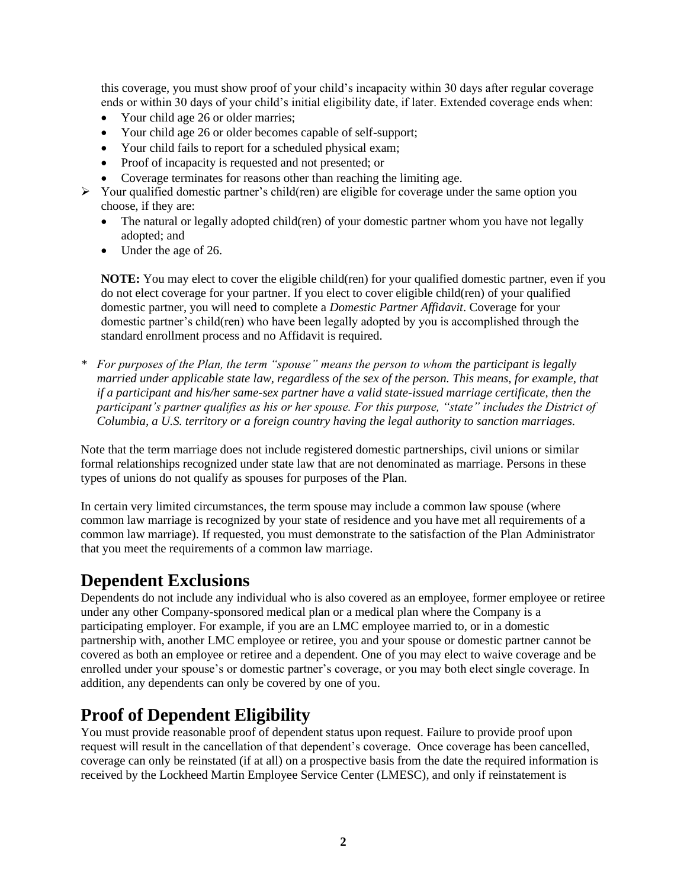this coverage, you must show proof of your child's incapacity within 30 days after regular coverage ends or within 30 days of your child's initial eligibility date, if later. Extended coverage ends when:
  - Your child age 26 or older marries;
  - Your child age 26 or older becomes capable of self-support;
  - Your child fails to report for a scheduled physical exam;
  - Proof of incapacity is requested and not presented; or
  - Coverage terminates for reasons other than reaching the limiting age.
- Your qualified domestic partner's child(ren) are eligible for coverage under the same option you choose, if they are:
  - The natural or legally adopted child(ren) of your domestic partner whom you have not legally adopted; and
  - Under the age of 26.

  **NOTE:** You may elect to cover the eligible child(ren) for your qualified domestic partner, even if you do not elect coverage for your partner. If you elect to cover eligible child(ren) of your qualified domestic partner, you will need to complete a *Domestic Partner Affidavit*. Coverage for your domestic partner's child(ren) who have been legally adopted by you is accomplished through the standard enrollment process and no Affidavit is required.

\* *For purposes of the Plan, the term "spouse" means the person to whom the participant is legally married under applicable state law, regardless of the sex of the person. This means, for example, that if a participant and his/her same-sex partner have a valid state-issued marriage certificate, then the participant's partner qualifies as his or her spouse. For this purpose, "state" includes the District of Columbia, a U.S. territory or a foreign country having the legal authority to sanction marriages.*

Note that the term marriage does not include registered domestic partnerships, civil unions or similar formal relationships recognized under state law that are not denominated as marriage. Persons in these types of unions do not qualify as spouses for purposes of the Plan.

In certain very limited circumstances, the term spouse may include a common law spouse (where common law marriage is recognized by your state of residence and you have met all requirements of a common law marriage). If requested, you must demonstrate to the satisfaction of the Plan Administrator that you meet the requirements of a common law marriage.

## Dependent Exclusions

Dependents do not include any individual who is also covered as an employee, former employee or retiree under any other Company-sponsored medical plan or a medical plan where the Company is a participating employer. For example, if you are an LMC employee married to, or in a domestic partnership with, another LMC employee or retiree, you and your spouse or domestic partner cannot be covered as both an employee or retiree and a dependent. One of you may elect to waive coverage and be enrolled under your spouse's or domestic partner's coverage, or you may both elect single coverage. In addition, any dependents can only be covered by one of you.

## Proof of Dependent Eligibility

You must provide reasonable proof of dependent status upon request. Failure to provide proof upon request will result in the cancellation of that dependent's coverage. Once coverage has been cancelled, coverage can only be reinstated (if at all) on a prospective basis from the date the required information is received by the Lockheed Martin Employee Service Center (LMESC), and only if reinstatement is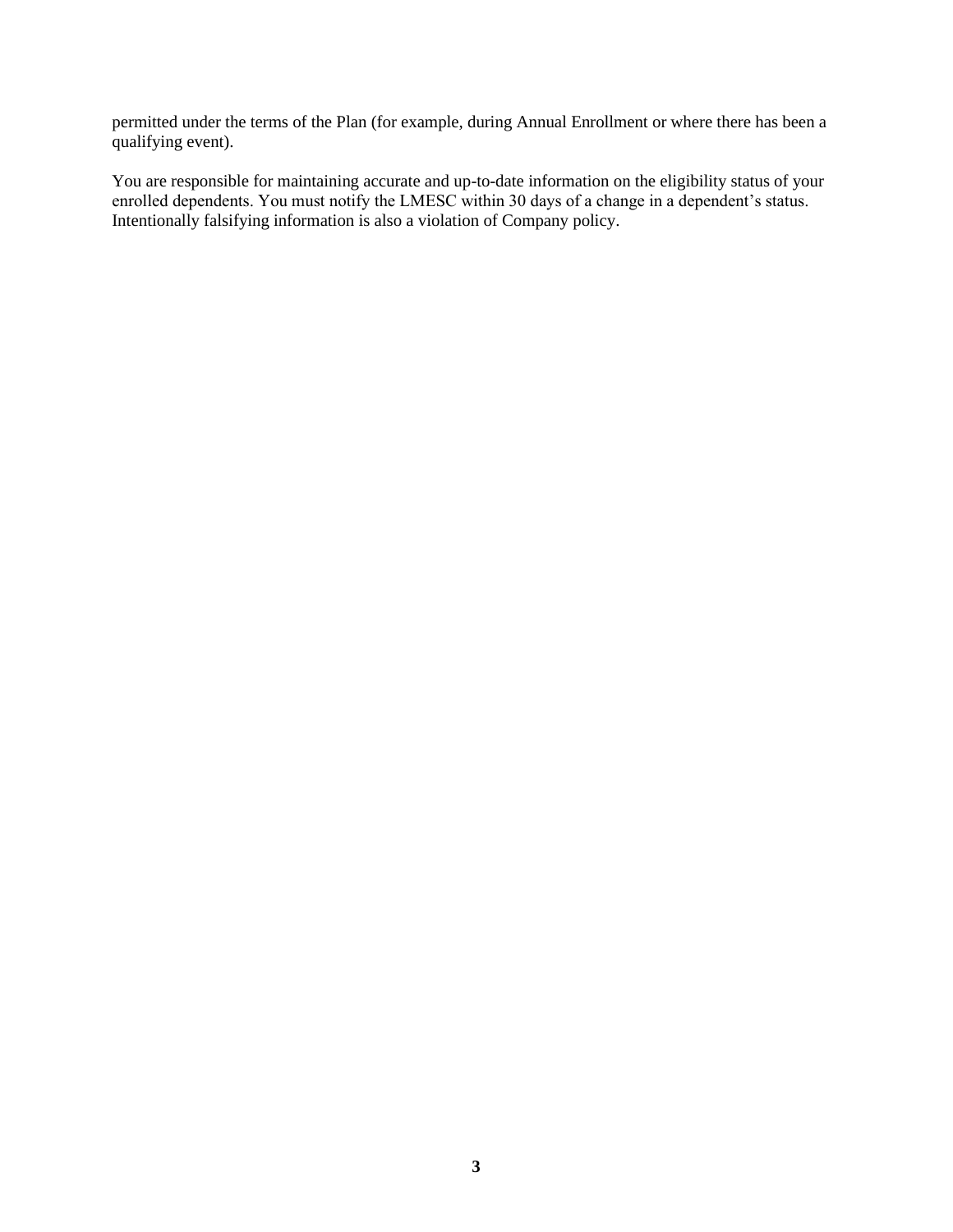permitted under the terms of the Plan (for example, during Annual Enrollment or where there has been a qualifying event).

You are responsible for maintaining accurate and up-to-date information on the eligibility status of your enrolled dependents. You must notify the LMESC within 30 days of a change in a dependent's status. Intentionally falsifying information is also a violation of Company policy.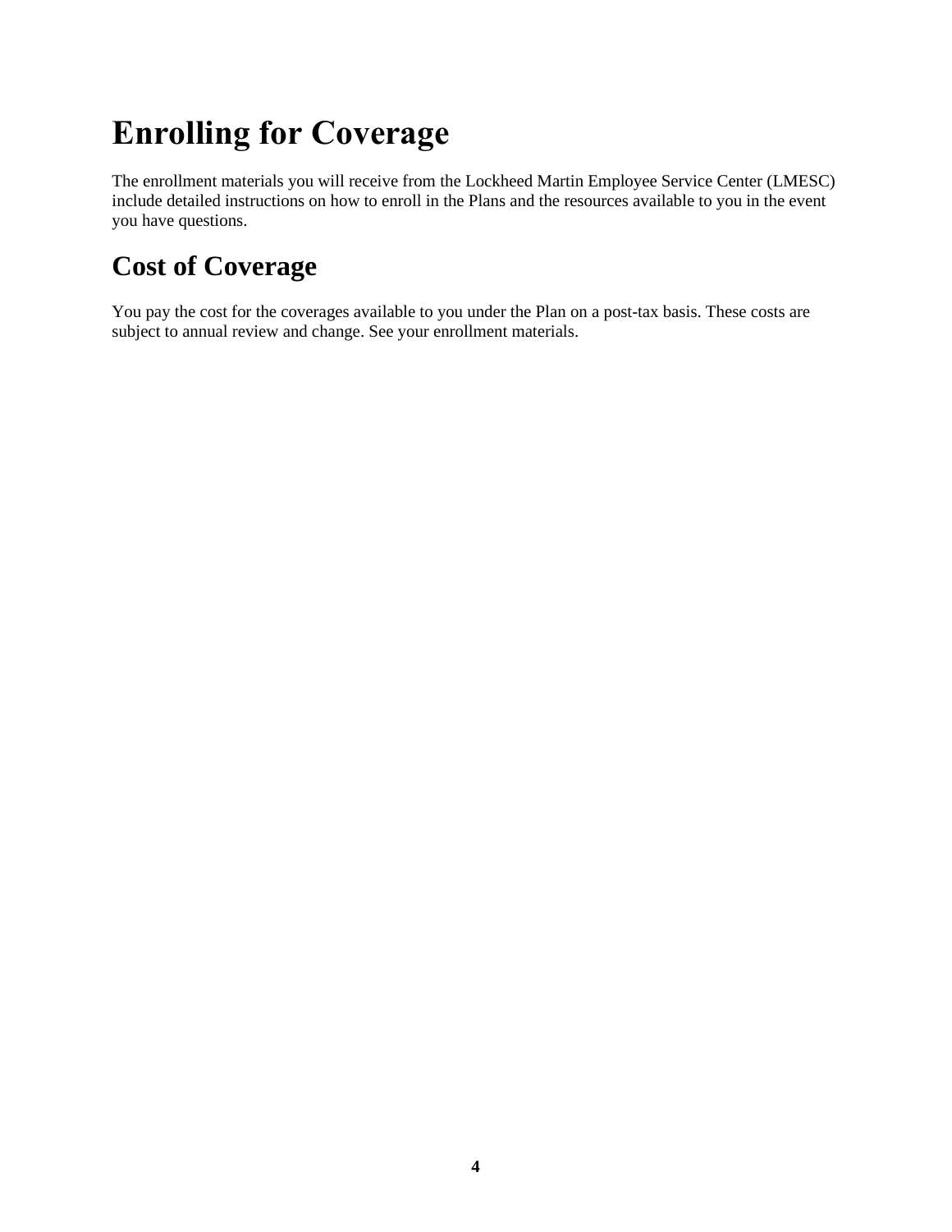# Enrolling for Coverage

The enrollment materials you will receive from the Lockheed Martin Employee Service Center (LMESC) include detailed instructions on how to enroll in the Plans and the resources available to you in the event you have questions.

## Cost of Coverage

You pay the cost for the coverages available to you under the Plan on a post-tax basis. These costs are subject to annual review and change. See your enrollment materials.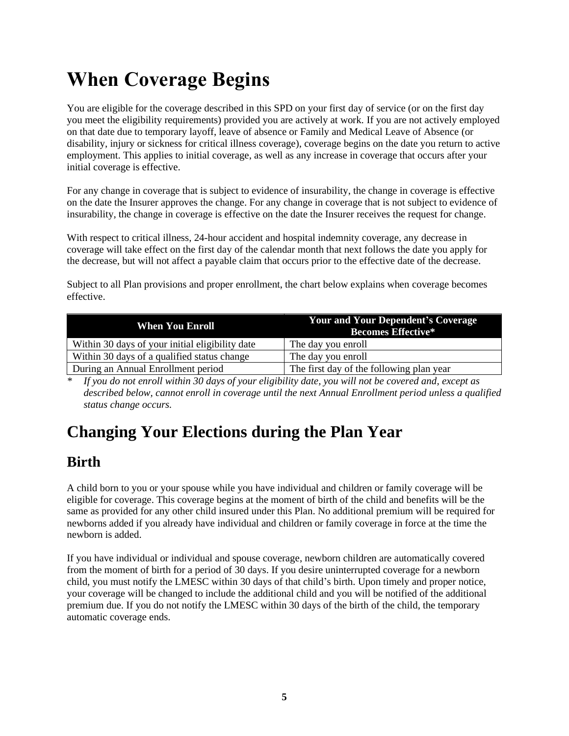# When Coverage Begins

You are eligible for the coverage described in this SPD on your first day of service (or on the first day you meet the eligibility requirements) provided you are actively at work. If you are not actively employed on that date due to temporary layoff, leave of absence or Family and Medical Leave of Absence (or disability, injury or sickness for critical illness coverage), coverage begins on the date you return to active employment. This applies to initial coverage, as well as any increase in coverage that occurs after your initial coverage is effective.

For any change in coverage that is subject to evidence of insurability, the change in coverage is effective on the date the Insurer approves the change. For any change in coverage that is not subject to evidence of insurability, the change in coverage is effective on the date the Insurer receives the request for change.

With respect to critical illness, 24-hour accident and hospital indemnity coverage, any decrease in coverage will take effect on the first day of the calendar month that next follows the date you apply for the decrease, but will not affect a payable claim that occurs prior to the effective date of the decrease.

Subject to all Plan provisions and proper enrollment, the chart below explains when coverage becomes effective.

| When You Enroll | Your and Your Dependent's Coverage Becomes Effective* |
|---|---|
| Within 30 days of your initial eligibility date | The day you enroll |
| Within 30 days of a qualified status change | The day you enroll |
| During an Annual Enrollment period | The first day of the following plan year |

\* *If you do not enroll within 30 days of your eligibility date, you will not be covered and, except as described below, cannot enroll in coverage until the next Annual Enrollment period unless a qualified status change occurs.*

## Changing Your Elections during the Plan Year

### Birth

A child born to you or your spouse while you have individual and children or family coverage will be eligible for coverage. This coverage begins at the moment of birth of the child and benefits will be the same as provided for any other child insured under this Plan. No additional premium will be required for newborns added if you already have individual and children or family coverage in force at the time the newborn is added.

If you have individual or individual and spouse coverage, newborn children are automatically covered from the moment of birth for a period of 30 days. If you desire uninterrupted coverage for a newborn child, you must notify the LMESC within 30 days of that child's birth. Upon timely and proper notice, your coverage will be changed to include the additional child and you will be notified of the additional premium due. If you do not notify the LMESC within 30 days of the birth of the child, the temporary automatic coverage ends.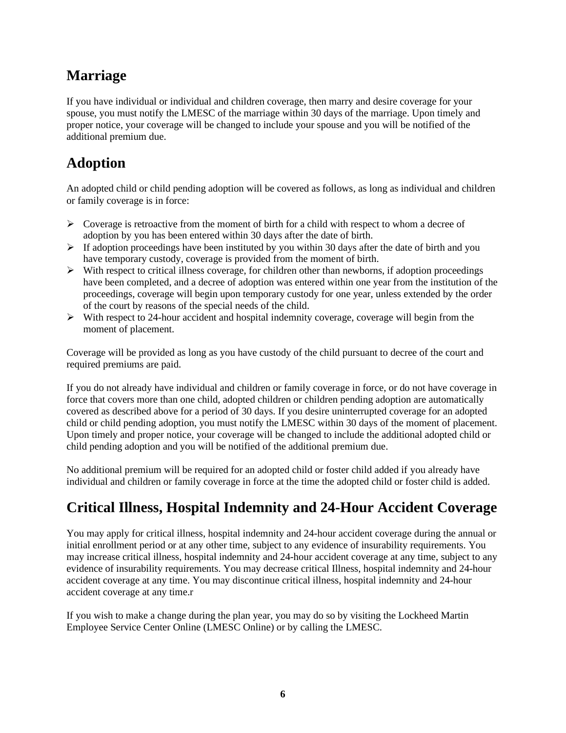## Marriage

If you have individual or individual and children coverage, then marry and desire coverage for your spouse, you must notify the LMESC of the marriage within 30 days of the marriage. Upon timely and proper notice, your coverage will be changed to include your spouse and you will be notified of the additional premium due.

## Adoption

An adopted child or child pending adoption will be covered as follows, as long as individual and children or family coverage is in force:

- Coverage is retroactive from the moment of birth for a child with respect to whom a decree of adoption by you has been entered within 30 days after the date of birth.
- If adoption proceedings have been instituted by you within 30 days after the date of birth and you have temporary custody, coverage is provided from the moment of birth.
- With respect to critical illness coverage, for children other than newborns, if adoption proceedings have been completed, and a decree of adoption was entered within one year from the institution of the proceedings, coverage will begin upon temporary custody for one year, unless extended by the order of the court by reasons of the special needs of the child.
- With respect to 24-hour accident and hospital indemnity coverage, coverage will begin from the moment of placement.

Coverage will be provided as long as you have custody of the child pursuant to decree of the court and required premiums are paid.

If you do not already have individual and children or family coverage in force, or do not have coverage in force that covers more than one child, adopted children or children pending adoption are automatically covered as described above for a period of 30 days. If you desire uninterrupted coverage for an adopted child or child pending adoption, you must notify the LMESC within 30 days of the moment of placement. Upon timely and proper notice, your coverage will be changed to include the additional adopted child or child pending adoption and you will be notified of the additional premium due.

No additional premium will be required for an adopted child or foster child added if you already have individual and children or family coverage in force at the time the adopted child or foster child is added.

## Critical Illness, Hospital Indemnity and 24-Hour Accident Coverage

You may apply for critical illness, hospital indemnity and 24-hour accident coverage during the annual or initial enrollment period or at any other time, subject to any evidence of insurability requirements. You may increase critical illness, hospital indemnity and 24-hour accident coverage at any time, subject to any evidence of insurability requirements. You may decrease critical Illness, hospital indemnity and 24-hour accident coverage at any time. You may discontinue critical illness, hospital indemnity and 24-hour accident coverage at any time.r

If you wish to make a change during the plan year, you may do so by visiting the Lockheed Martin Employee Service Center Online (LMESC Online) or by calling the LMESC.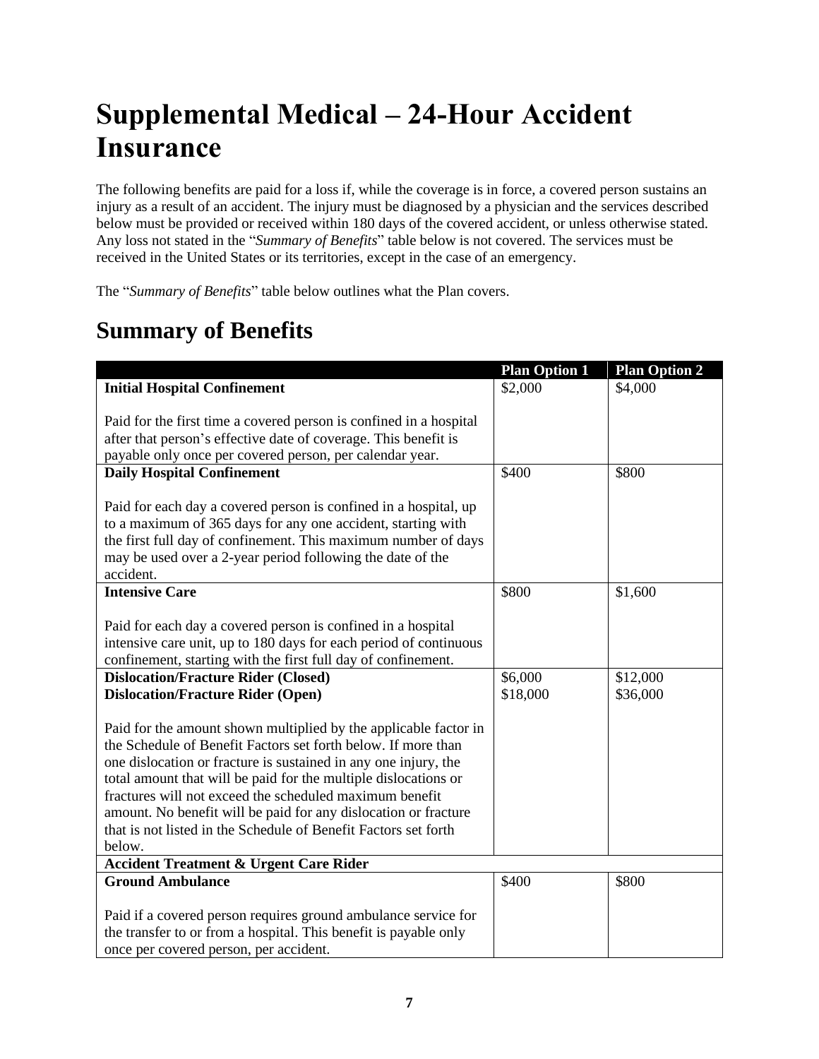# Supplemental Medical – 24-Hour Accident Insurance

The following benefits are paid for a loss if, while the coverage is in force, a covered person sustains an injury as a result of an accident. The injury must be diagnosed by a physician and the services described below must be provided or received within 180 days of the covered accident, or unless otherwise stated. Any loss not stated in the "*Summary of Benefits*" table below is not covered. The services must be received in the United States or its territories, except in the case of an emergency.

The "*Summary of Benefits*" table below outlines what the Plan covers.

## Summary of Benefits

| | Plan Option 1 | Plan Option 2 |
|---|---|---|
| **Initial Hospital Confinement**<br><br>Paid for the first time a covered person is confined in a hospital after that person's effective date of coverage. This benefit is payable only once per covered person, per calendar year. | $2,000 | $4,000 |
| **Daily Hospital Confinement**<br><br>Paid for each day a covered person is confined in a hospital, up to a maximum of 365 days for any one accident, starting with the first full day of confinement. This maximum number of days may be used over a 2-year period following the date of the accident. | $400 | $800 |
| **Intensive Care**<br><br>Paid for each day a covered person is confined in a hospital intensive care unit, up to 180 days for each period of continuous confinement, starting with the first full day of confinement. | $800 | $1,600 |
| **Dislocation/Fracture Rider (Closed)**<br>**Dislocation/Fracture Rider (Open)**<br><br>Paid for the amount shown multiplied by the applicable factor in the Schedule of Benefit Factors set forth below. If more than one dislocation or fracture is sustained in any one injury, the total amount that will be paid for the multiple dislocations or fractures will not exceed the scheduled maximum benefit amount. No benefit will be paid for any dislocation or fracture that is not listed in the Schedule of Benefit Factors set forth below. | $6,000<br>$18,000 | $12,000<br>$36,000 |
| **Accident Treatment & Urgent Care Rider** | | |
| **Ground Ambulance**<br><br>Paid if a covered person requires ground ambulance service for the transfer to or from a hospital. This benefit is payable only once per covered person, per accident. | $400 | $800 |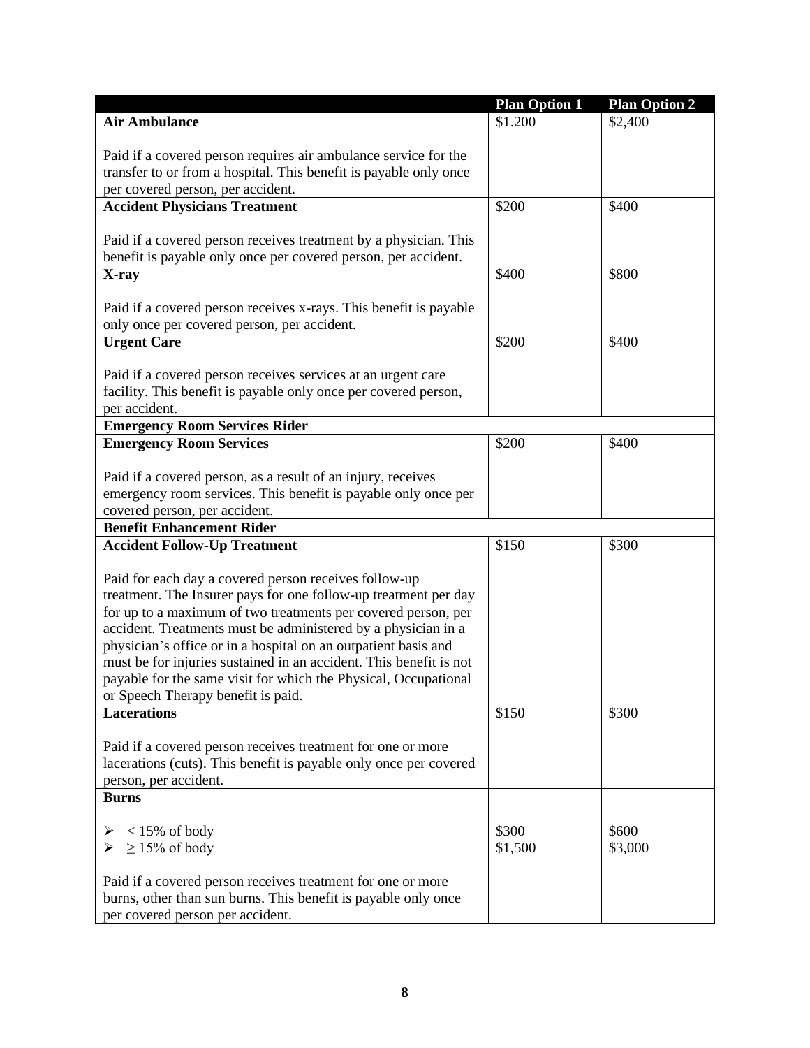| | Plan Option 1 | Plan Option 2 |
|---|---|---|
| **Air Ambulance**<br><br>Paid if a covered person requires air ambulance service for the transfer to or from a hospital. This benefit is payable only once per covered person, per accident. | \$1.200 | \$2,400 |
| **Accident Physicians Treatment**<br><br>Paid if a covered person receives treatment by a physician. This benefit is payable only once per covered person, per accident. | \$200 | \$400 |
| **X-ray**<br><br>Paid if a covered person receives x-rays. This benefit is payable only once per covered person, per accident. | \$400 | \$800 |
| **Urgent Care**<br><br>Paid if a covered person receives services at an urgent care facility. This benefit is payable only once per covered person, per accident. | \$200 | \$400 |
| **Emergency Room Services Rider** | | |
| **Emergency Room Services**<br><br>Paid if a covered person, as a result of an injury, receives emergency room services. This benefit is payable only once per covered person, per accident. | \$200 | \$400 |
| **Benefit Enhancement Rider** | | |
| **Accident Follow-Up Treatment**<br><br>Paid for each day a covered person receives follow-up treatment. The Insurer pays for one follow-up treatment per day for up to a maximum of two treatments per covered person, per accident. Treatments must be administered by a physician in a physician's office or in a hospital on an outpatient basis and must be for injuries sustained in an accident. This benefit is not payable for the same visit for which the Physical, Occupational or Speech Therapy benefit is paid. | \$150 | \$300 |
| **Lacerations**<br><br>Paid if a covered person receives treatment for one or more lacerations (cuts). This benefit is payable only once per covered person, per accident. | \$150 | \$300 |
| **Burns**<br><br>➢ < 15% of body<br>➢ ≥ 15% of body<br><br>Paid if a covered person receives treatment for one or more burns, other than sun burns. This benefit is payable only once per covered person per accident. | <br><br>\$300<br>\$1,500 | <br><br>\$600<br>\$3,000 |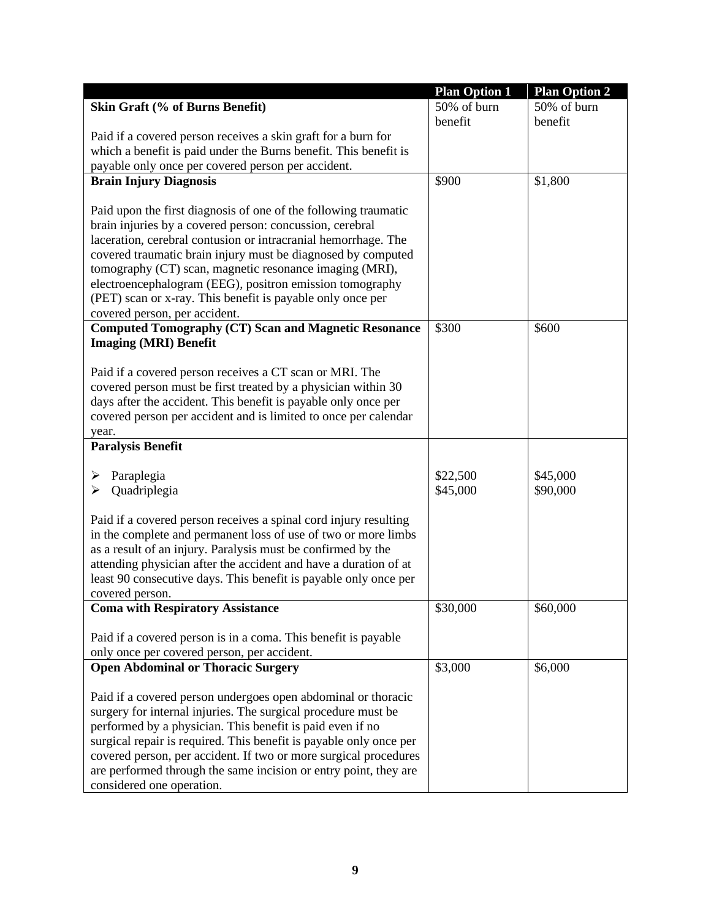| | Plan Option 1 | Plan Option 2 |
|---|---|---|
| **Skin Graft (% of Burns Benefit)**<br><br>Paid if a covered person receives a skin graft for a burn for which a benefit is paid under the Burns benefit. This benefit is payable only once per covered person per accident. | 50% of burn benefit | 50% of burn benefit |
| **Brain Injury Diagnosis**<br><br>Paid upon the first diagnosis of one of the following traumatic brain injuries by a covered person: concussion, cerebral laceration, cerebral contusion or intracranial hemorrhage. The covered traumatic brain injury must be diagnosed by computed tomography (CT) scan, magnetic resonance imaging (MRI), electroencephalogram (EEG), positron emission tomography (PET) scan or x-ray. This benefit is payable only once per covered person, per accident. | $900 | $1,800 |
| **Computed Tomography (CT) Scan and Magnetic Resonance Imaging (MRI) Benefit**<br><br>Paid if a covered person receives a CT scan or MRI. The covered person must be first treated by a physician within 30 days after the accident. This benefit is payable only once per covered person per accident and is limited to once per calendar year. | $300 | $600 |
| **Paralysis Benefit** | | |
| ➢ Paraplegia | $22,500 | $45,000 |
| ➢ Quadriplegia | $45,000 | $90,000 |
| Paid if a covered person receives a spinal cord injury resulting in the complete and permanent loss of use of two or more limbs as a result of an injury. Paralysis must be confirmed by the attending physician after the accident and have a duration of at least 90 consecutive days. This benefit is payable only once per covered person. | | |
| **Coma with Respiratory Assistance**<br><br>Paid if a covered person is in a coma. This benefit is payable only once per covered person, per accident. | $30,000 | $60,000 |
| **Open Abdominal or Thoracic Surgery**<br><br>Paid if a covered person undergoes open abdominal or thoracic surgery for internal injuries. The surgical procedure must be performed by a physician. This benefit is paid even if no surgical repair is required. This benefit is payable only once per covered person, per accident. If two or more surgical procedures are performed through the same incision or entry point, they are considered one operation. | $3,000 | $6,000 |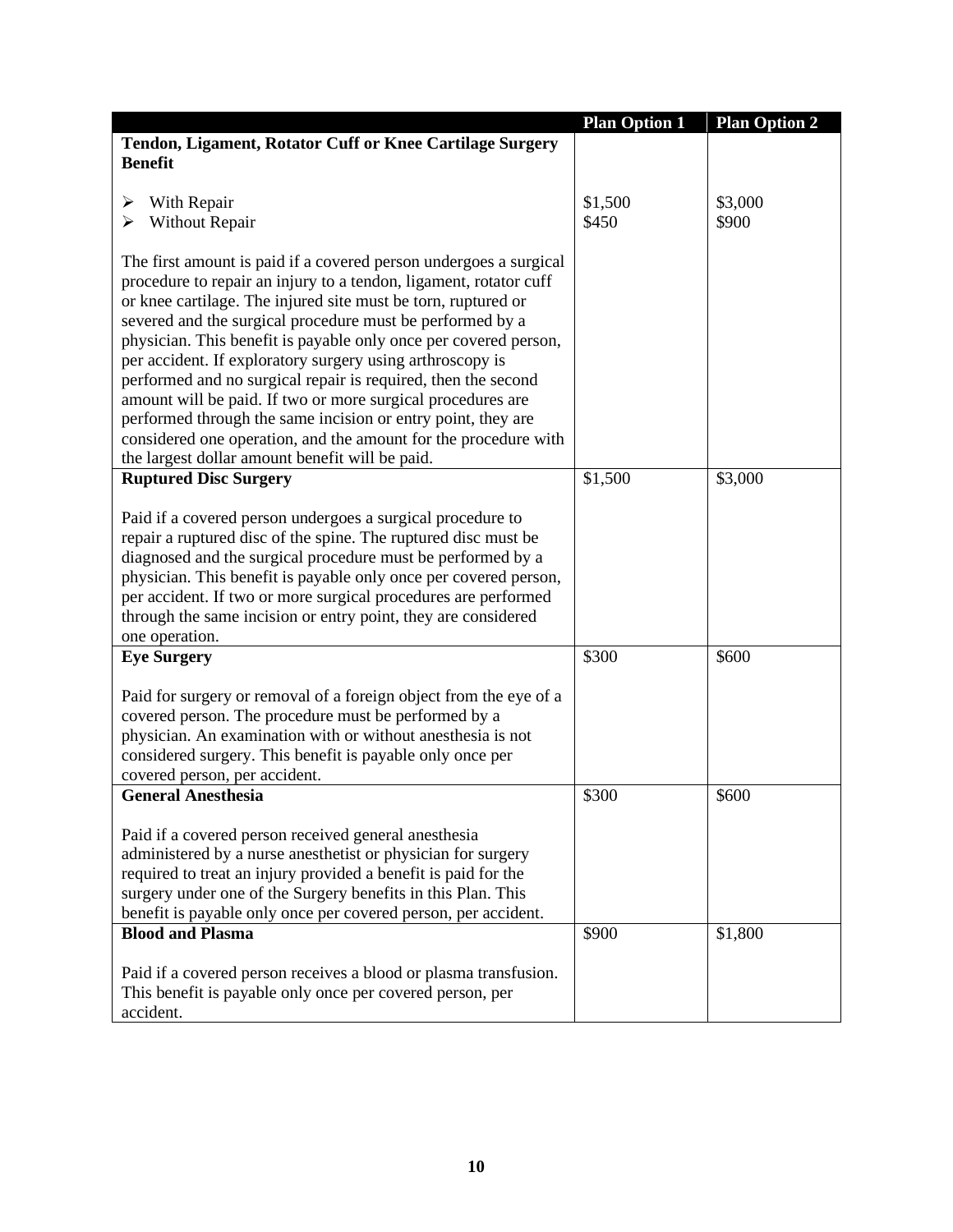| | Plan Option 1 | Plan Option 2 |
|---|---|---|
| **Tendon, Ligament, Rotator Cuff or Knee Cartilage Surgery Benefit**<br><br>➢ With Repair<br>➢ Without Repair<br><br>The first amount is paid if a covered person undergoes a surgical procedure to repair an injury to a tendon, ligament, rotator cuff or knee cartilage. The injured site must be torn, ruptured or severed and the surgical procedure must be performed by a physician. This benefit is payable only once per covered person, per accident. If exploratory surgery using arthroscopy is performed and no surgical repair is required, then the second amount will be paid. If two or more surgical procedures are performed through the same incision or entry point, they are considered one operation, and the amount for the procedure with the largest dollar amount benefit will be paid. | <br><br><br>$1,500<br>$450 | <br><br><br>$3,000<br>$900 |
| **Ruptured Disc Surgery**<br><br>Paid if a covered person undergoes a surgical procedure to repair a ruptured disc of the spine. The ruptured disc must be diagnosed and the surgical procedure must be performed by a physician. This benefit is payable only once per covered person, per accident. If two or more surgical procedures are performed through the same incision or entry point, they are considered one operation. | $1,500 | $3,000 |
| **Eye Surgery**<br><br>Paid for surgery or removal of a foreign object from the eye of a covered person. The procedure must be performed by a physician. An examination with or without anesthesia is not considered surgery. This benefit is payable only once per covered person, per accident. | $300 | $600 |
| **General Anesthesia**<br><br>Paid if a covered person received general anesthesia administered by a nurse anesthetist or physician for surgery required to treat an injury provided a benefit is paid for the surgery under one of the Surgery benefits in this Plan. This benefit is payable only once per covered person, per accident. | $300 | $600 |
| **Blood and Plasma**<br><br>Paid if a covered person receives a blood or plasma transfusion. This benefit is payable only once per covered person, per accident. | $900 | $1,800 |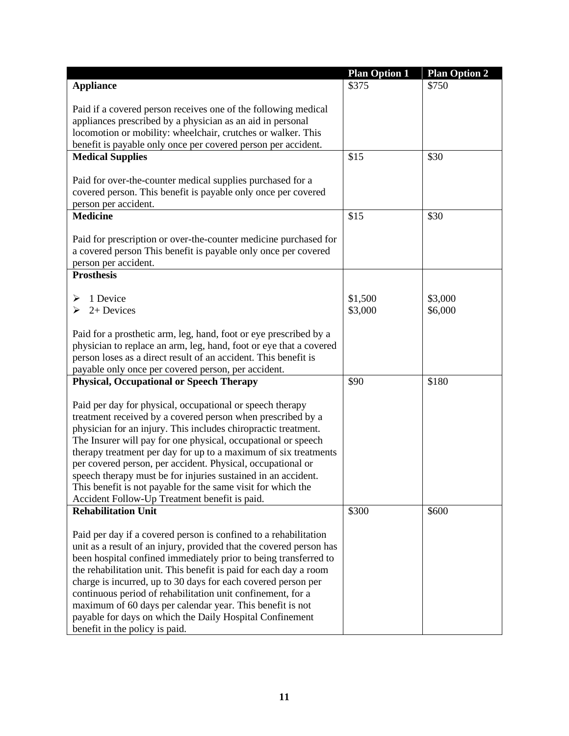| | Plan Option 1 | Plan Option 2 |
|---|---|---|
| **Appliance**<br><br>Paid if a covered person receives one of the following medical appliances prescribed by a physician as an aid in personal locomotion or mobility: wheelchair, crutches or walker. This benefit is payable only once per covered person per accident. | $375 | $750 |
| **Medical Supplies**<br><br>Paid for over-the-counter medical supplies purchased for a covered person. This benefit is payable only once per covered person per accident. | $15 | $30 |
| **Medicine**<br><br>Paid for prescription or over-the-counter medicine purchased for a covered person This benefit is payable only once per covered person per accident. | $15 | $30 |
| **Prosthesis**<br><br>➢ 1 Device<br>➢ 2+ Devices<br><br>Paid for a prosthetic arm, leg, hand, foot or eye prescribed by a physician to replace an arm, leg, hand, foot or eye that a covered person loses as a direct result of an accident. This benefit is payable only once per covered person, per accident. | <br><br>$1,500<br>$3,000 | <br><br>$3,000<br>$6,000 |
| **Physical, Occupational or Speech Therapy**<br><br>Paid per day for physical, occupational or speech therapy treatment received by a covered person when prescribed by a physician for an injury. This includes chiropractic treatment. The Insurer will pay for one physical, occupational or speech therapy treatment per day for up to a maximum of six treatments per covered person, per accident. Physical, occupational or speech therapy must be for injuries sustained in an accident. This benefit is not payable for the same visit for which the Accident Follow-Up Treatment benefit is paid. | $90 | $180 |
| **Rehabilitation Unit**<br><br>Paid per day if a covered person is confined to a rehabilitation unit as a result of an injury, provided that the covered person has been hospital confined immediately prior to being transferred to the rehabilitation unit. This benefit is paid for each day a room charge is incurred, up to 30 days for each covered person per continuous period of rehabilitation unit confinement, for a maximum of 60 days per calendar year. This benefit is not payable for days on which the Daily Hospital Confinement benefit in the policy is paid. | $300 | $600 |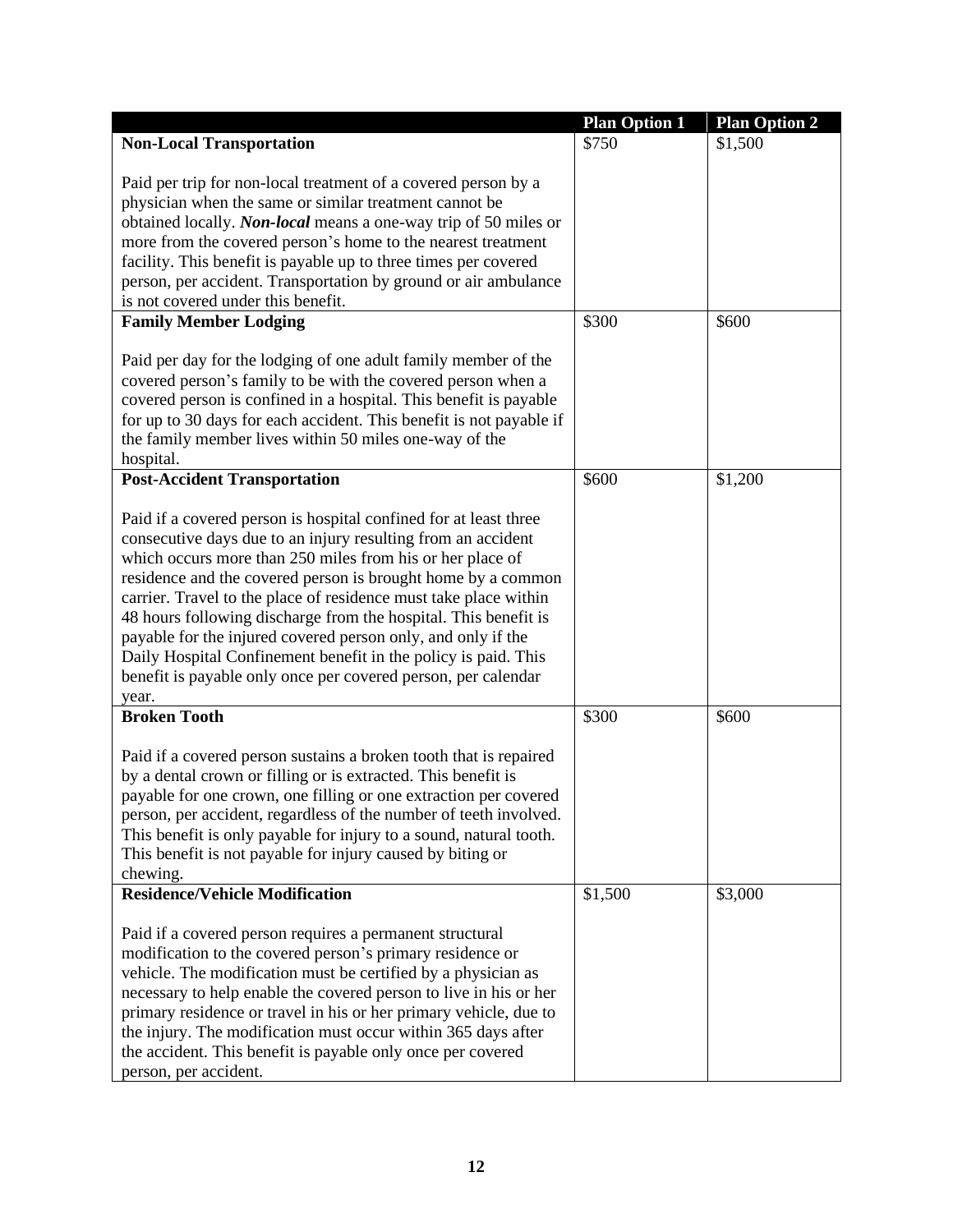| | Plan Option 1 | Plan Option 2 |
|---|---|---|
| **Non-Local Transportation**<br><br>Paid per trip for non-local treatment of a covered person by a physician when the same or similar treatment cannot be obtained locally. ***Non-local*** means a one-way trip of 50 miles or more from the covered person's home to the nearest treatment facility. This benefit is payable up to three times per covered person, per accident. Transportation by ground or air ambulance is not covered under this benefit. | $750 | $1,500 |
| **Family Member Lodging**<br><br>Paid per day for the lodging of one adult family member of the covered person's family to be with the covered person when a covered person is confined in a hospital. This benefit is payable for up to 30 days for each accident. This benefit is not payable if the family member lives within 50 miles one-way of the hospital. | $300 | $600 |
| **Post-Accident Transportation**<br><br>Paid if a covered person is hospital confined for at least three consecutive days due to an injury resulting from an accident which occurs more than 250 miles from his or her place of residence and the covered person is brought home by a common carrier. Travel to the place of residence must take place within 48 hours following discharge from the hospital. This benefit is payable for the injured covered person only, and only if the Daily Hospital Confinement benefit in the policy is paid. This benefit is payable only once per covered person, per calendar year. | $600 | $1,200 |
| **Broken Tooth**<br><br>Paid if a covered person sustains a broken tooth that is repaired by a dental crown or filling or is extracted. This benefit is payable for one crown, one filling or one extraction per covered person, per accident, regardless of the number of teeth involved. This benefit is only payable for injury to a sound, natural tooth. This benefit is not payable for injury caused by biting or chewing. | $300 | $600 |
| **Residence/Vehicle Modification**<br><br>Paid if a covered person requires a permanent structural modification to the covered person's primary residence or vehicle. The modification must be certified by a physician as necessary to help enable the covered person to live in his or her primary residence or travel in his or her primary vehicle, due to the injury. The modification must occur within 365 days after the accident. This benefit is payable only once per covered person, per accident. | $1,500 | $3,000 |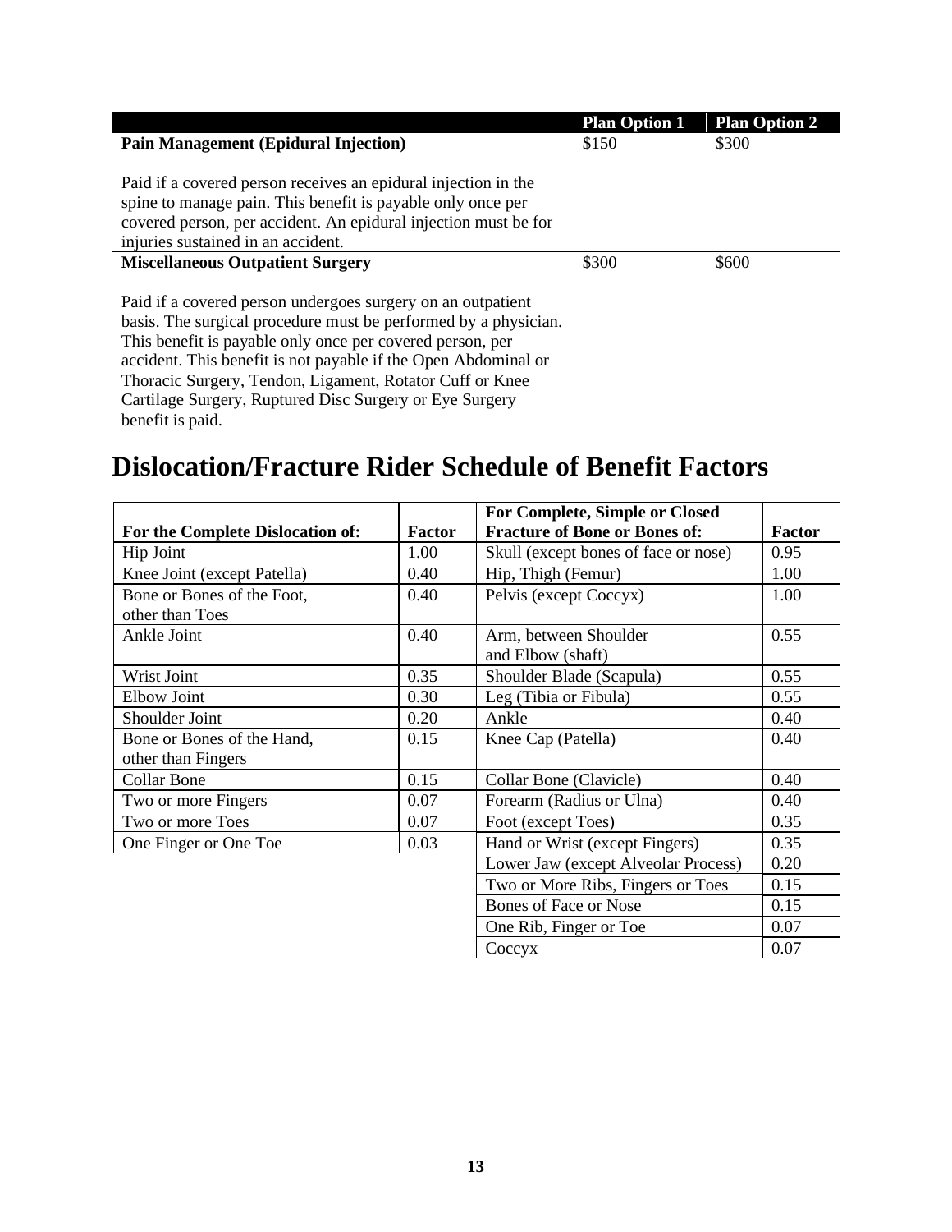| | Plan Option 1 | Plan Option 2 |
|---|---|---|
| **Pain Management (Epidural Injection)**<br><br>Paid if a covered person receives an epidural injection in the spine to manage pain. This benefit is payable only once per covered person, per accident. An epidural injection must be for injuries sustained in an accident. | \$150 | \$300 |
| **Miscellaneous Outpatient Surgery**<br><br>Paid if a covered person undergoes surgery on an outpatient basis. The surgical procedure must be performed by a physician. This benefit is payable only once per covered person, per accident. This benefit is not payable if the Open Abdominal or Thoracic Surgery, Tendon, Ligament, Rotator Cuff or Knee Cartilage Surgery, Ruptured Disc Surgery or Eye Surgery benefit is paid. | \$300 | \$600 |

# Dislocation/Fracture Rider Schedule of Benefit Factors

| For the Complete Dislocation of: | Factor | For Complete, Simple or Closed Fracture of Bone or Bones of: | Factor |
|---|---|---|---|
| Hip Joint | 1.00 | Skull (except bones of face or nose) | 0.95 |
| Knee Joint (except Patella) | 0.40 | Hip, Thigh (Femur) | 1.00 |
| Bone or Bones of the Foot, other than Toes | 0.40 | Pelvis (except Coccyx) | 1.00 |
| Ankle Joint | 0.40 | Arm, between Shoulder and Elbow (shaft) | 0.55 |
| Wrist Joint | 0.35 | Shoulder Blade (Scapula) | 0.55 |
| Elbow Joint | 0.30 | Leg (Tibia or Fibula) | 0.55 |
| Shoulder Joint | 0.20 | Ankle | 0.40 |
| Bone or Bones of the Hand, other than Fingers | 0.15 | Knee Cap (Patella) | 0.40 |
| Collar Bone | 0.15 | Collar Bone (Clavicle) | 0.40 |
| Two or more Fingers | 0.07 | Forearm (Radius or Ulna) | 0.40 |
| Two or more Toes | 0.07 | Foot (except Toes) | 0.35 |
| One Finger or One Toe | 0.03 | Hand or Wrist (except Fingers) | 0.35 |
| | | Lower Jaw (except Alveolar Process) | 0.20 |
| | | Two or More Ribs, Fingers or Toes | 0.15 |
| | | Bones of Face or Nose | 0.15 |
| | | One Rib, Finger or Toe | 0.07 |
| | | Coccyx | 0.07 |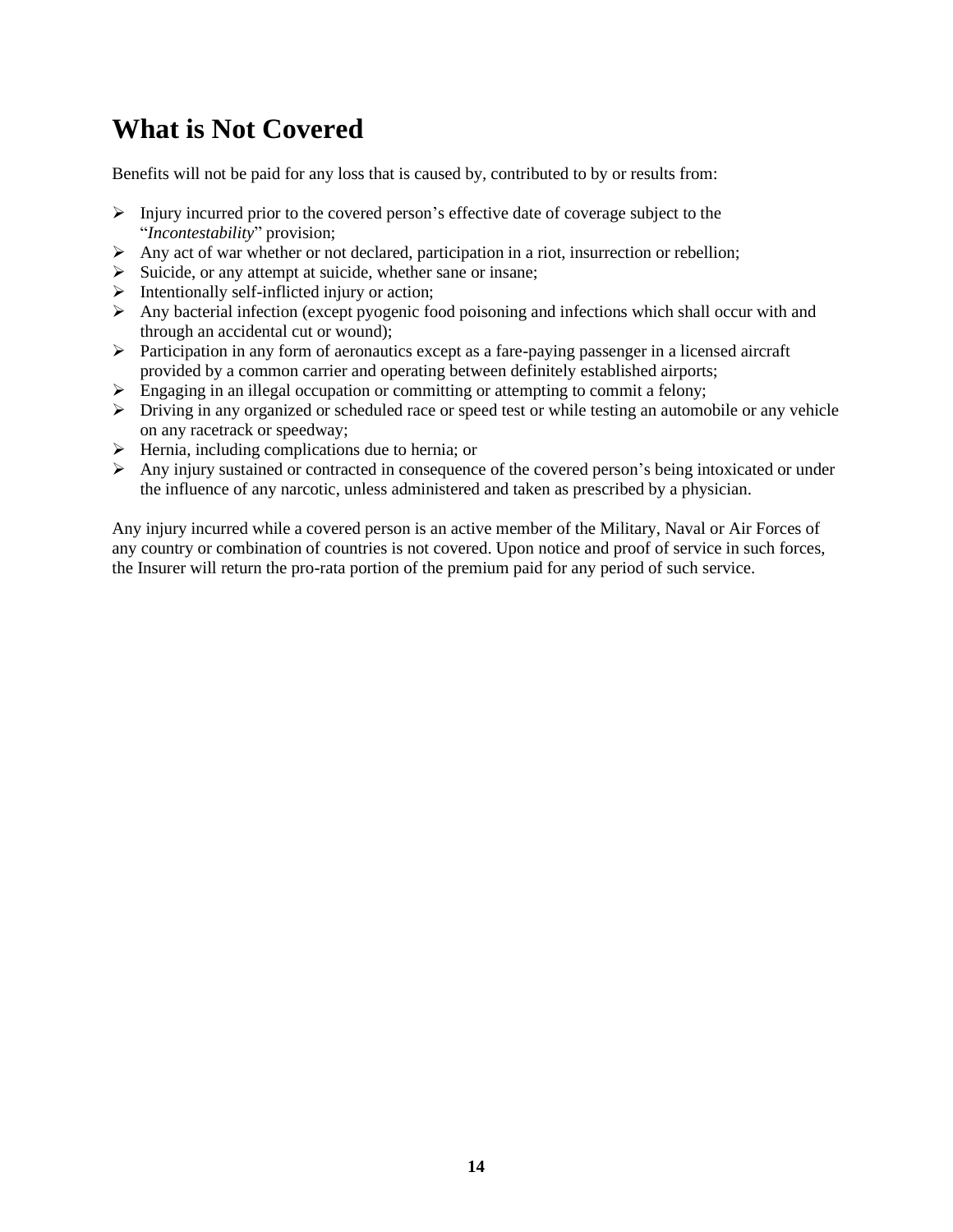# What is Not Covered

Benefits will not be paid for any loss that is caused by, contributed to by or results from:

- Injury incurred prior to the covered person's effective date of coverage subject to the "*Incontestability*" provision;
- Any act of war whether or not declared, participation in a riot, insurrection or rebellion;
- Suicide, or any attempt at suicide, whether sane or insane;
- Intentionally self-inflicted injury or action;
- Any bacterial infection (except pyogenic food poisoning and infections which shall occur with and through an accidental cut or wound);
- Participation in any form of aeronautics except as a fare-paying passenger in a licensed aircraft provided by a common carrier and operating between definitely established airports;
- Engaging in an illegal occupation or committing or attempting to commit a felony;
- Driving in any organized or scheduled race or speed test or while testing an automobile or any vehicle on any racetrack or speedway;
- Hernia, including complications due to hernia; or
- Any injury sustained or contracted in consequence of the covered person's being intoxicated or under the influence of any narcotic, unless administered and taken as prescribed by a physician.

Any injury incurred while a covered person is an active member of the Military, Naval or Air Forces of any country or combination of countries is not covered. Upon notice and proof of service in such forces, the Insurer will return the pro-rata portion of the premium paid for any period of such service.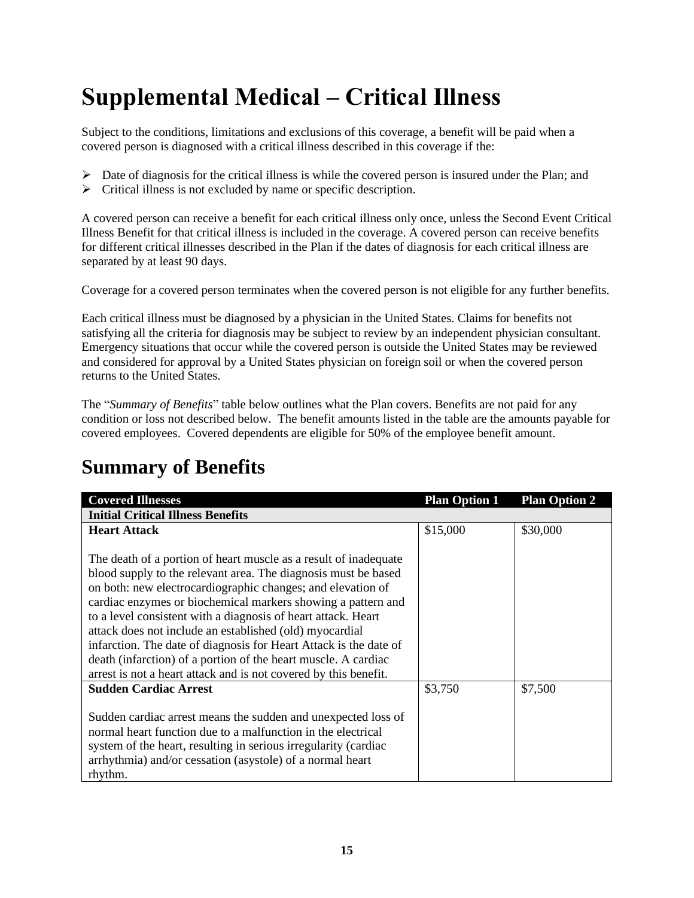# Supplemental Medical – Critical Illness

Subject to the conditions, limitations and exclusions of this coverage, a benefit will be paid when a covered person is diagnosed with a critical illness described in this coverage if the:

- Date of diagnosis for the critical illness is while the covered person is insured under the Plan; and
- Critical illness is not excluded by name or specific description.

A covered person can receive a benefit for each critical illness only once, unless the Second Event Critical Illness Benefit for that critical illness is included in the coverage. A covered person can receive benefits for different critical illnesses described in the Plan if the dates of diagnosis for each critical illness are separated by at least 90 days.

Coverage for a covered person terminates when the covered person is not eligible for any further benefits.

Each critical illness must be diagnosed by a physician in the United States. Claims for benefits not satisfying all the criteria for diagnosis may be subject to review by an independent physician consultant. Emergency situations that occur while the covered person is outside the United States may be reviewed and considered for approval by a United States physician on foreign soil or when the covered person returns to the United States.

The "*Summary of Benefits*" table below outlines what the Plan covers. Benefits are not paid for any condition or loss not described below. The benefit amounts listed in the table are the amounts payable for covered employees. Covered dependents are eligible for 50% of the employee benefit amount.

## Summary of Benefits

| Covered Illnesses | Plan Option 1 | Plan Option 2 |
|---|---|---|
| **Initial Critical Illness Benefits** | | |
| **Heart Attack**<br><br>The death of a portion of heart muscle as a result of inadequate blood supply to the relevant area. The diagnosis must be based on both: new electrocardiographic changes; and elevation of cardiac enzymes or biochemical markers showing a pattern and to a level consistent with a diagnosis of heart attack. Heart attack does not include an established (old) myocardial infarction. The date of diagnosis for Heart Attack is the date of death (infarction) of a portion of the heart muscle. A cardiac arrest is not a heart attack and is not covered by this benefit. | $15,000 | $30,000 |
| **Sudden Cardiac Arrest**<br><br>Sudden cardiac arrest means the sudden and unexpected loss of normal heart function due to a malfunction in the electrical system of the heart, resulting in serious irregularity (cardiac arrhythmia) and/or cessation (asystole) of a normal heart rhythm. | $3,750 | $7,500 |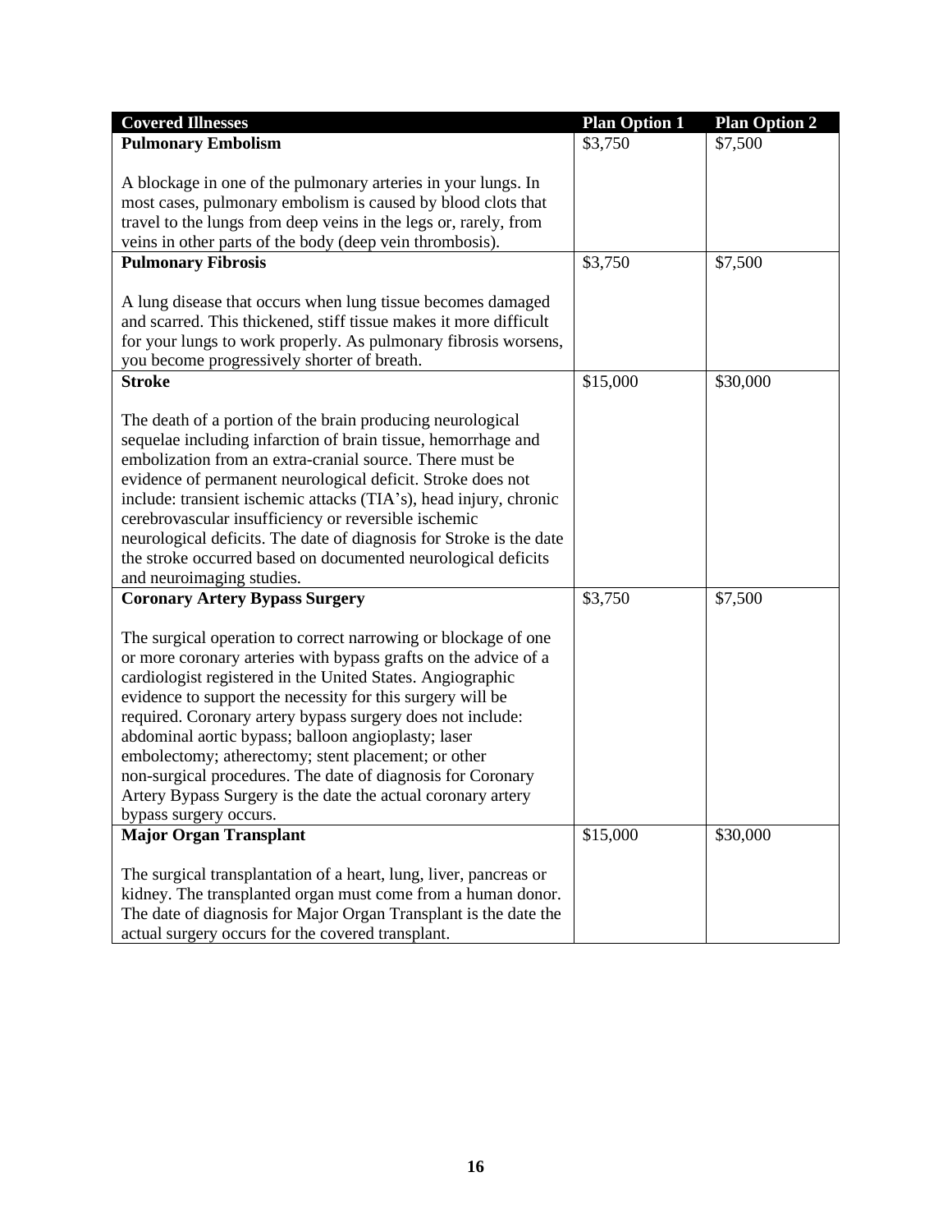| Covered Illnesses | Plan Option 1 | Plan Option 2 |
|---|---|---|
| **Pulmonary Embolism**<br><br>A blockage in one of the pulmonary arteries in your lungs. In most cases, pulmonary embolism is caused by blood clots that travel to the lungs from deep veins in the legs or, rarely, from veins in other parts of the body (deep vein thrombosis). | $3,750 | $7,500 |
| **Pulmonary Fibrosis**<br><br>A lung disease that occurs when lung tissue becomes damaged and scarred. This thickened, stiff tissue makes it more difficult for your lungs to work properly. As pulmonary fibrosis worsens, you become progressively shorter of breath. | $3,750 | $7,500 |
| **Stroke**<br><br>The death of a portion of the brain producing neurological sequelae including infarction of brain tissue, hemorrhage and embolization from an extra-cranial source. There must be evidence of permanent neurological deficit. Stroke does not include: transient ischemic attacks (TIA's), head injury, chronic cerebrovascular insufficiency or reversible ischemic neurological deficits. The date of diagnosis for Stroke is the date the stroke occurred based on documented neurological deficits and neuroimaging studies. | $15,000 | $30,000 |
| **Coronary Artery Bypass Surgery**<br><br>The surgical operation to correct narrowing or blockage of one or more coronary arteries with bypass grafts on the advice of a cardiologist registered in the United States. Angiographic evidence to support the necessity for this surgery will be required. Coronary artery bypass surgery does not include: abdominal aortic bypass; balloon angioplasty; laser embolectomy; atherectomy; stent placement; or other non-surgical procedures. The date of diagnosis for Coronary Artery Bypass Surgery is the date the actual coronary artery bypass surgery occurs. | $3,750 | $7,500 |
| **Major Organ Transplant**<br><br>The surgical transplantation of a heart, lung, liver, pancreas or kidney. The transplanted organ must come from a human donor. The date of diagnosis for Major Organ Transplant is the date the actual surgery occurs for the covered transplant. | $15,000 | $30,000 |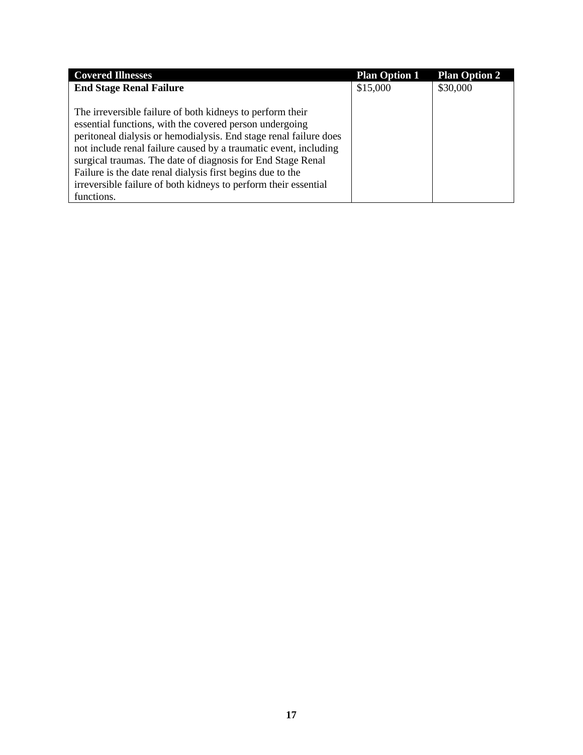| Covered Illnesses | Plan Option 1 | Plan Option 2 |
|---|---|---|
| **End Stage Renal Failure**<br><br>The irreversible failure of both kidneys to perform their essential functions, with the covered person undergoing peritoneal dialysis or hemodialysis. End stage renal failure does not include renal failure caused by a traumatic event, including surgical traumas. The date of diagnosis for End Stage Renal Failure is the date renal dialysis first begins due to the irreversible failure of both kidneys to perform their essential functions. | $15,000 | $30,000 |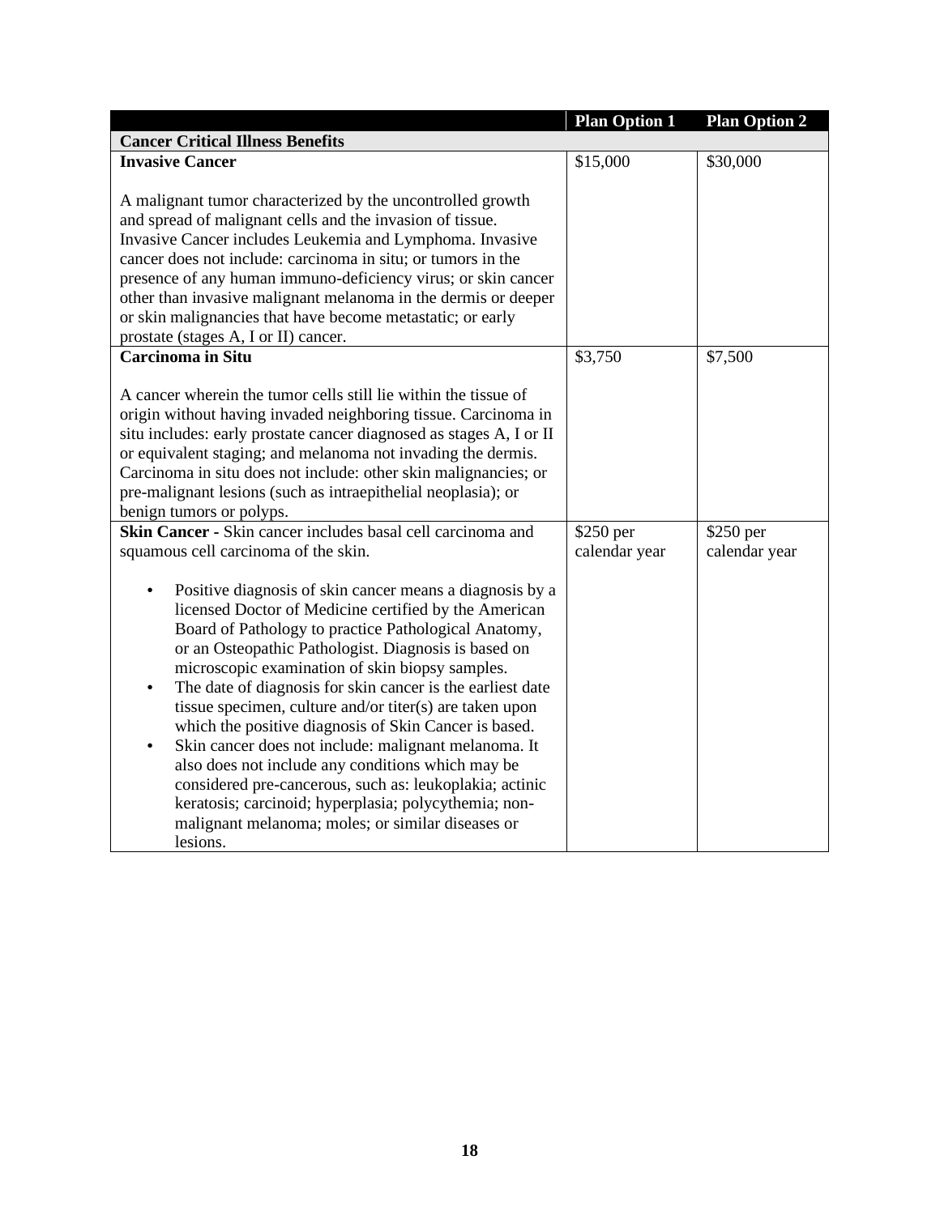| | Plan Option 1 | Plan Option 2 |
|---|---|---|
| **Cancer Critical Illness Benefits** | | |
| **Invasive Cancer**<br><br>A malignant tumor characterized by the uncontrolled growth and spread of malignant cells and the invasion of tissue. Invasive Cancer includes Leukemia and Lymphoma. Invasive cancer does not include: carcinoma in situ; or tumors in the presence of any human immuno-deficiency virus; or skin cancer other than invasive malignant melanoma in the dermis or deeper or skin malignancies that have become metastatic; or early prostate (stages A, I or II) cancer. | $15,000 | $30,000 |
| **Carcinoma in Situ**<br><br>A cancer wherein the tumor cells still lie within the tissue of origin without having invaded neighboring tissue. Carcinoma in situ includes: early prostate cancer diagnosed as stages A, I or II or equivalent staging; and melanoma not invading the dermis. Carcinoma in situ does not include: other skin malignancies; or pre-malignant lesions (such as intraepithelial neoplasia); or benign tumors or polyps. | $3,750 | $7,500 |
| **Skin Cancer** - Skin cancer includes basal cell carcinoma and squamous cell carcinoma of the skin.<br><br>• Positive diagnosis of skin cancer means a diagnosis by a licensed Doctor of Medicine certified by the American Board of Pathology to practice Pathological Anatomy, or an Osteopathic Pathologist. Diagnosis is based on microscopic examination of skin biopsy samples.<br>• The date of diagnosis for skin cancer is the earliest date tissue specimen, culture and/or titer(s) are taken upon which the positive diagnosis of Skin Cancer is based.<br>• Skin cancer does not include: malignant melanoma. It also does not include any conditions which may be considered pre-cancerous, such as: leukoplakia; actinic keratosis; carcinoid; hyperplasia; polycythemia; non-malignant melanoma; moles; or similar diseases or lesions. | $250 per calendar year | $250 per calendar year |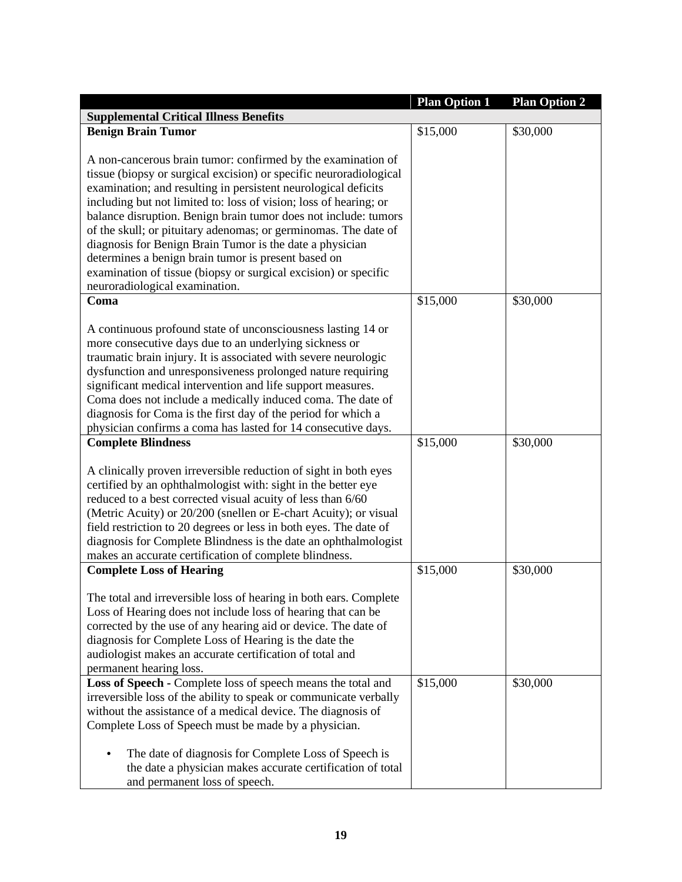| | Plan Option 1 | Plan Option 2 |
|---|---|---|
| **Supplemental Critical Illness Benefits** | | |
| **Benign Brain Tumor**<br><br>A non-cancerous brain tumor: confirmed by the examination of tissue (biopsy or surgical excision) or specific neuroradiological examination; and resulting in persistent neurological deficits including but not limited to: loss of vision; loss of hearing; or balance disruption. Benign brain tumor does not include: tumors of the skull; or pituitary adenomas; or germinomas. The date of diagnosis for Benign Brain Tumor is the date a physician determines a benign brain tumor is present based on examination of tissue (biopsy or surgical excision) or specific neuroradiological examination. | \$15,000 | \$30,000 |
| **Coma**<br><br>A continuous profound state of unconsciousness lasting 14 or more consecutive days due to an underlying sickness or traumatic brain injury. It is associated with severe neurologic dysfunction and unresponsiveness prolonged nature requiring significant medical intervention and life support measures. Coma does not include a medically induced coma. The date of diagnosis for Coma is the first day of the period for which a physician confirms a coma has lasted for 14 consecutive days. | \$15,000 | \$30,000 |
| **Complete Blindness**<br><br>A clinically proven irreversible reduction of sight in both eyes certified by an ophthalmologist with: sight in the better eye reduced to a best corrected visual acuity of less than 6/60 (Metric Acuity) or 20/200 (snellen or E-chart Acuity); or visual field restriction to 20 degrees or less in both eyes. The date of diagnosis for Complete Blindness is the date an ophthalmologist makes an accurate certification of complete blindness. | \$15,000 | \$30,000 |
| **Complete Loss of Hearing**<br><br>The total and irreversible loss of hearing in both ears. Complete Loss of Hearing does not include loss of hearing that can be corrected by the use of any hearing aid or device. The date of diagnosis for Complete Loss of Hearing is the date the audiologist makes an accurate certification of total and permanent hearing loss. | \$15,000 | \$30,000 |
| **Loss of Speech -** Complete loss of speech means the total and irreversible loss of the ability to speak or communicate verbally without the assistance of a medical device. The diagnosis of Complete Loss of Speech must be made by a physician.<br><br>• The date of diagnosis for Complete Loss of Speech is the date a physician makes accurate certification of total and permanent loss of speech. | \$15,000 | \$30,000 |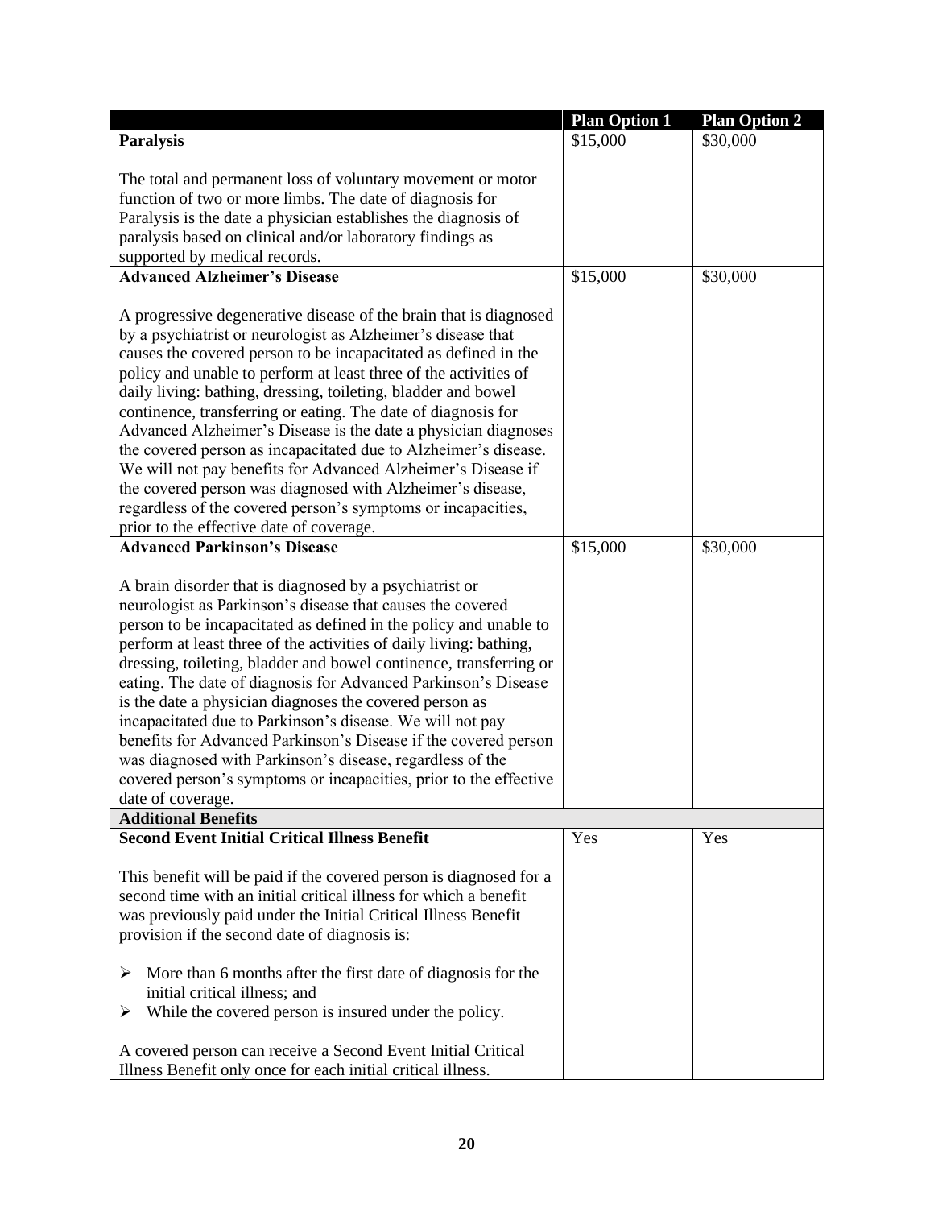| | Plan Option 1 | Plan Option 2 |
|---|---|---|
| **Paralysis**<br><br>The total and permanent loss of voluntary movement or motor function of two or more limbs. The date of diagnosis for Paralysis is the date a physician establishes the diagnosis of paralysis based on clinical and/or laboratory findings as supported by medical records. | $15,000 | $30,000 |
| **Advanced Alzheimer's Disease**<br><br>A progressive degenerative disease of the brain that is diagnosed by a psychiatrist or neurologist as Alzheimer's disease that causes the covered person to be incapacitated as defined in the policy and unable to perform at least three of the activities of daily living: bathing, dressing, toileting, bladder and bowel continence, transferring or eating. The date of diagnosis for Advanced Alzheimer's Disease is the date a physician diagnoses the covered person as incapacitated due to Alzheimer's disease. We will not pay benefits for Advanced Alzheimer's Disease if the covered person was diagnosed with Alzheimer's disease, regardless of the covered person's symptoms or incapacities, prior to the effective date of coverage. | $15,000 | $30,000 |
| **Advanced Parkinson's Disease**<br><br>A brain disorder that is diagnosed by a psychiatrist or neurologist as Parkinson's disease that causes the covered person to be incapacitated as defined in the policy and unable to perform at least three of the activities of daily living: bathing, dressing, toileting, bladder and bowel continence, transferring or eating. The date of diagnosis for Advanced Parkinson's Disease is the date a physician diagnoses the covered person as incapacitated due to Parkinson's disease. We will not pay benefits for Advanced Parkinson's Disease if the covered person was diagnosed with Parkinson's disease, regardless of the covered person's symptoms or incapacities, prior to the effective date of coverage. | $15,000 | $30,000 |
| **Additional Benefits** | | |
| **Second Event Initial Critical Illness Benefit**<br><br>This benefit will be paid if the covered person is diagnosed for a second time with an initial critical illness for which a benefit was previously paid under the Initial Critical Illness Benefit provision if the second date of diagnosis is:<br><br>➢ More than 6 months after the first date of diagnosis for the initial critical illness; and<br>➢ While the covered person is insured under the policy.<br><br>A covered person can receive a Second Event Initial Critical Illness Benefit only once for each initial critical illness. | Yes | Yes |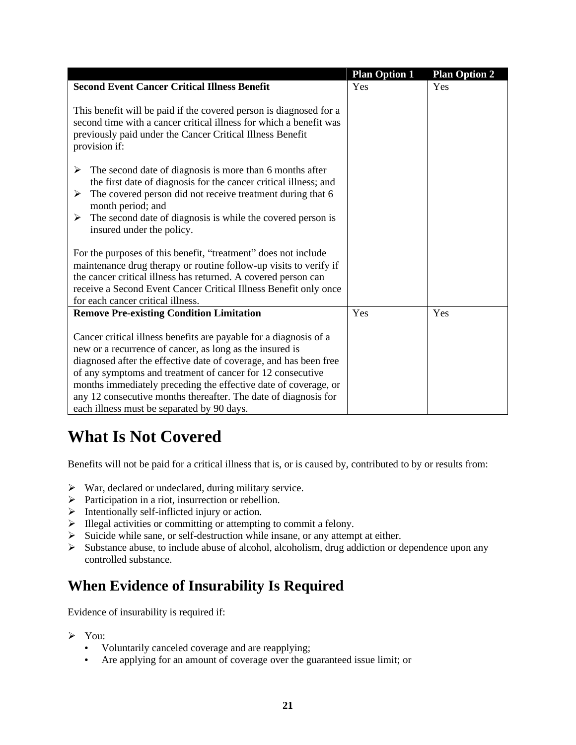| | Plan Option 1 | Plan Option 2 |
|---|---|---|
| **Second Event Cancer Critical Illness Benefit**<br><br>This benefit will be paid if the covered person is diagnosed for a second time with a cancer critical illness for which a benefit was previously paid under the Cancer Critical Illness Benefit provision if:<br><br>➢ The second date of diagnosis is more than 6 months after the first date of diagnosis for the cancer critical illness; and<br>➢ The covered person did not receive treatment during that 6 month period; and<br>➢ The second date of diagnosis is while the covered person is insured under the policy.<br><br>For the purposes of this benefit, "treatment" does not include maintenance drug therapy or routine follow-up visits to verify if the cancer critical illness has returned. A covered person can receive a Second Event Cancer Critical Illness Benefit only once for each cancer critical illness. | Yes | Yes |
| **Remove Pre-existing Condition Limitation**<br><br>Cancer critical illness benefits are payable for a diagnosis of a new or a recurrence of cancer, as long as the insured is diagnosed after the effective date of coverage, and has been free of any symptoms and treatment of cancer for 12 consecutive months immediately preceding the effective date of coverage, or any 12 consecutive months thereafter. The date of diagnosis for each illness must be separated by 90 days. | Yes | Yes |

# What Is Not Covered

Benefits will not be paid for a critical illness that is, or is caused by, contributed to by or results from:

- War, declared or undeclared, during military service.
- Participation in a riot, insurrection or rebellion.
- Intentionally self-inflicted injury or action.
- Illegal activities or committing or attempting to commit a felony.
- Suicide while sane, or self-destruction while insane, or any attempt at either.
- Substance abuse, to include abuse of alcohol, alcoholism, drug addiction or dependence upon any controlled substance.

## When Evidence of Insurability Is Required

Evidence of insurability is required if:

- You:
  - Voluntarily canceled coverage and are reapplying;
  - Are applying for an amount of coverage over the guaranteed issue limit; or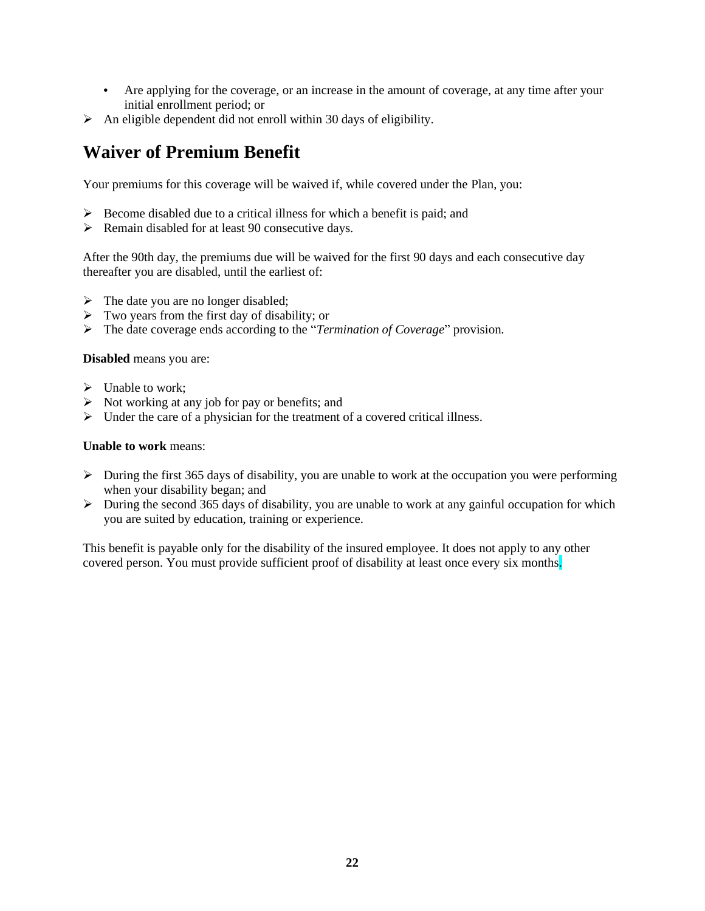- Are applying for the coverage, or an increase in the amount of coverage, at any time after your initial enrollment period; or
- An eligible dependent did not enroll within 30 days of eligibility.

## Waiver of Premium Benefit

Your premiums for this coverage will be waived if, while covered under the Plan, you:

- Become disabled due to a critical illness for which a benefit is paid; and
- Remain disabled for at least 90 consecutive days.

After the 90th day, the premiums due will be waived for the first 90 days and each consecutive day thereafter you are disabled, until the earliest of:

- The date you are no longer disabled;
- Two years from the first day of disability; or
- The date coverage ends according to the "*Termination of Coverage*" provision.

**Disabled** means you are:

- Unable to work;
- Not working at any job for pay or benefits; and
- Under the care of a physician for the treatment of a covered critical illness.

**Unable to work** means:

- During the first 365 days of disability, you are unable to work at the occupation you were performing when your disability began; and
- During the second 365 days of disability, you are unable to work at any gainful occupation for which you are suited by education, training or experience.

This benefit is payable only for the disability of the insured employee. It does not apply to any other covered person. You must provide sufficient proof of disability at least once every six months.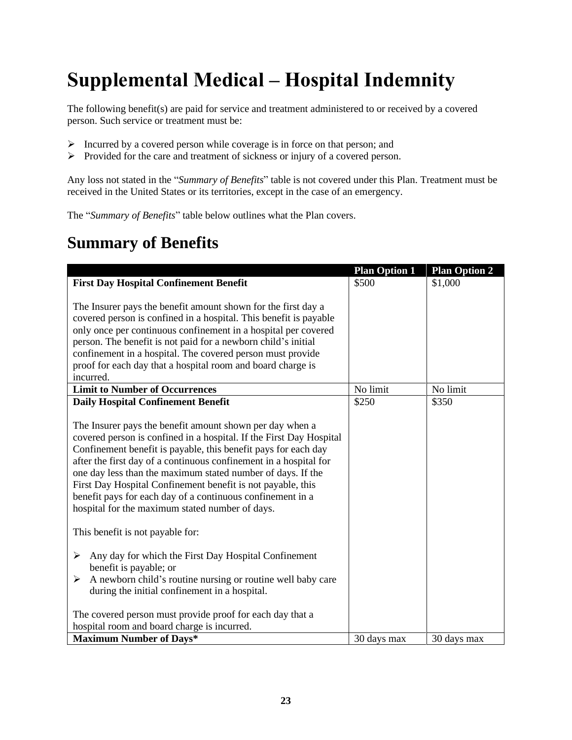# Supplemental Medical – Hospital Indemnity

The following benefit(s) are paid for service and treatment administered to or received by a covered person. Such service or treatment must be:

- Incurred by a covered person while coverage is in force on that person; and
- Provided for the care and treatment of sickness or injury of a covered person.

Any loss not stated in the "*Summary of Benefits*" table is not covered under this Plan. Treatment must be received in the United States or its territories, except in the case of an emergency.

The "*Summary of Benefits*" table below outlines what the Plan covers.

## Summary of Benefits

| | Plan Option 1 | Plan Option 2 |
|---|---|---|
| **First Day Hospital Confinement Benefit**<br><br>The Insurer pays the benefit amount shown for the first day a covered person is confined in a hospital. This benefit is payable only once per continuous confinement in a hospital per covered person. The benefit is not paid for a newborn child's initial confinement in a hospital. The covered person must provide proof for each day that a hospital room and board charge is incurred. | $500 | $1,000 |
| **Limit to Number of Occurrences** | No limit | No limit |
| **Daily Hospital Confinement Benefit**<br><br>The Insurer pays the benefit amount shown per day when a covered person is confined in a hospital. If the First Day Hospital Confinement benefit is payable, this benefit pays for each day after the first day of a continuous confinement in a hospital for one day less than the maximum stated number of days. If the First Day Hospital Confinement benefit is not payable, this benefit pays for each day of a continuous confinement in a hospital for the maximum stated number of days.<br><br>This benefit is not payable for:<br><br>➢ Any day for which the First Day Hospital Confinement benefit is payable; or<br>➢ A newborn child's routine nursing or routine well baby care during the initial confinement in a hospital.<br><br>The covered person must provide proof for each day that a hospital room and board charge is incurred. | $250 | $350 |
| **Maximum Number of Days*** | 30 days max | 30 days max |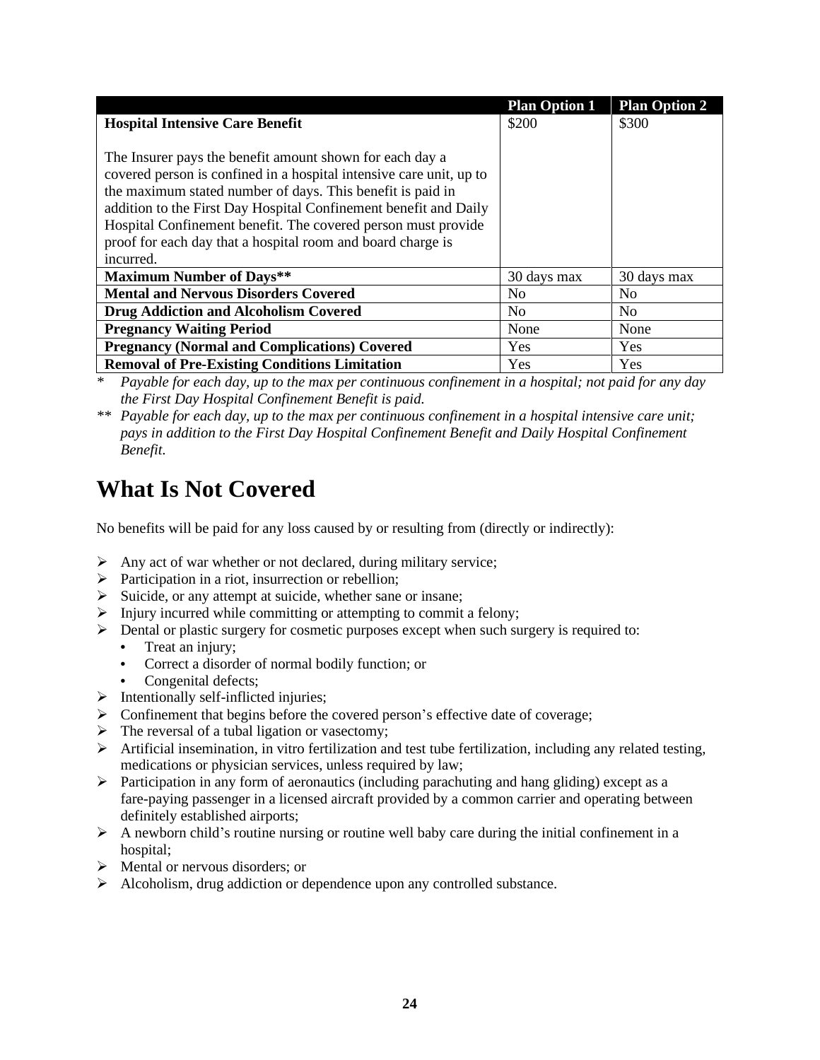| | Plan Option 1 | Plan Option 2 |
|---|---|---|
| **Hospital Intensive Care Benefit**<br><br>The Insurer pays the benefit amount shown for each day a covered person is confined in a hospital intensive care unit, up to the maximum stated number of days. This benefit is paid in addition to the First Day Hospital Confinement benefit and Daily Hospital Confinement benefit. The covered person must provide proof for each day that a hospital room and board charge is incurred. | $200 | $300 |
| **Maximum Number of Days**** | 30 days max | 30 days max |
| **Mental and Nervous Disorders Covered** | No | No |
| **Drug Addiction and Alcoholism Covered** | No | No |
| **Pregnancy Waiting Period** | None | None |
| **Pregnancy (Normal and Complications) Covered** | Yes | Yes |
| **Removal of Pre-Existing Conditions Limitation** | Yes | Yes |

\* *Payable for each day, up to the max per continuous confinement in a hospital; not paid for any day the First Day Hospital Confinement Benefit is paid.*

\*\* *Payable for each day, up to the max per continuous confinement in a hospital intensive care unit; pays in addition to the First Day Hospital Confinement Benefit and Daily Hospital Confinement Benefit.*

# What Is Not Covered

No benefits will be paid for any loss caused by or resulting from (directly or indirectly):

- Any act of war whether or not declared, during military service;
- Participation in a riot, insurrection or rebellion;
- Suicide, or any attempt at suicide, whether sane or insane;
- Injury incurred while committing or attempting to commit a felony;
- Dental or plastic surgery for cosmetic purposes except when such surgery is required to:
  - Treat an injury;
  - Correct a disorder of normal bodily function; or
  - Congenital defects;
- Intentionally self-inflicted injuries;
- Confinement that begins before the covered person's effective date of coverage;
- The reversal of a tubal ligation or vasectomy;
- Artificial insemination, in vitro fertilization and test tube fertilization, including any related testing, medications or physician services, unless required by law;
- Participation in any form of aeronautics (including parachuting and hang gliding) except as a fare-paying passenger in a licensed aircraft provided by a common carrier and operating between definitely established airports;
- A newborn child's routine nursing or routine well baby care during the initial confinement in a hospital;
- Mental or nervous disorders; or
- Alcoholism, drug addiction or dependence upon any controlled substance.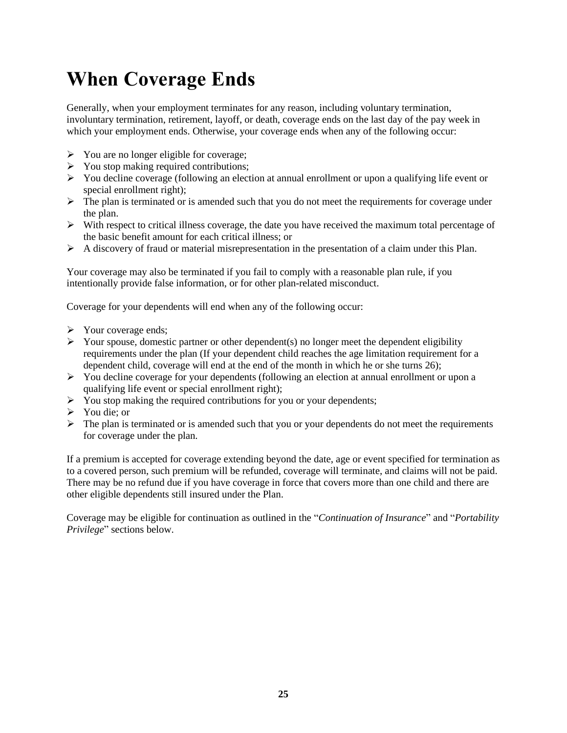# When Coverage Ends

Generally, when your employment terminates for any reason, including voluntary termination, involuntary termination, retirement, layoff, or death, coverage ends on the last day of the pay week in which your employment ends. Otherwise, your coverage ends when any of the following occur:

- You are no longer eligible for coverage;
- You stop making required contributions;
- You decline coverage (following an election at annual enrollment or upon a qualifying life event or special enrollment right);
- The plan is terminated or is amended such that you do not meet the requirements for coverage under the plan.
- With respect to critical illness coverage, the date you have received the maximum total percentage of the basic benefit amount for each critical illness; or
- A discovery of fraud or material misrepresentation in the presentation of a claim under this Plan.

Your coverage may also be terminated if you fail to comply with a reasonable plan rule, if you intentionally provide false information, or for other plan-related misconduct.

Coverage for your dependents will end when any of the following occur:

- Your coverage ends;
- Your spouse, domestic partner or other dependent(s) no longer meet the dependent eligibility requirements under the plan (If your dependent child reaches the age limitation requirement for a dependent child, coverage will end at the end of the month in which he or she turns 26);
- You decline coverage for your dependents (following an election at annual enrollment or upon a qualifying life event or special enrollment right);
- You stop making the required contributions for you or your dependents;
- You die; or
- The plan is terminated or is amended such that you or your dependents do not meet the requirements for coverage under the plan.

If a premium is accepted for coverage extending beyond the date, age or event specified for termination as to a covered person, such premium will be refunded, coverage will terminate, and claims will not be paid. There may be no refund due if you have coverage in force that covers more than one child and there are other eligible dependents still insured under the Plan.

Coverage may be eligible for continuation as outlined in the "*Continuation of Insurance*" and "*Portability Privilege*" sections below.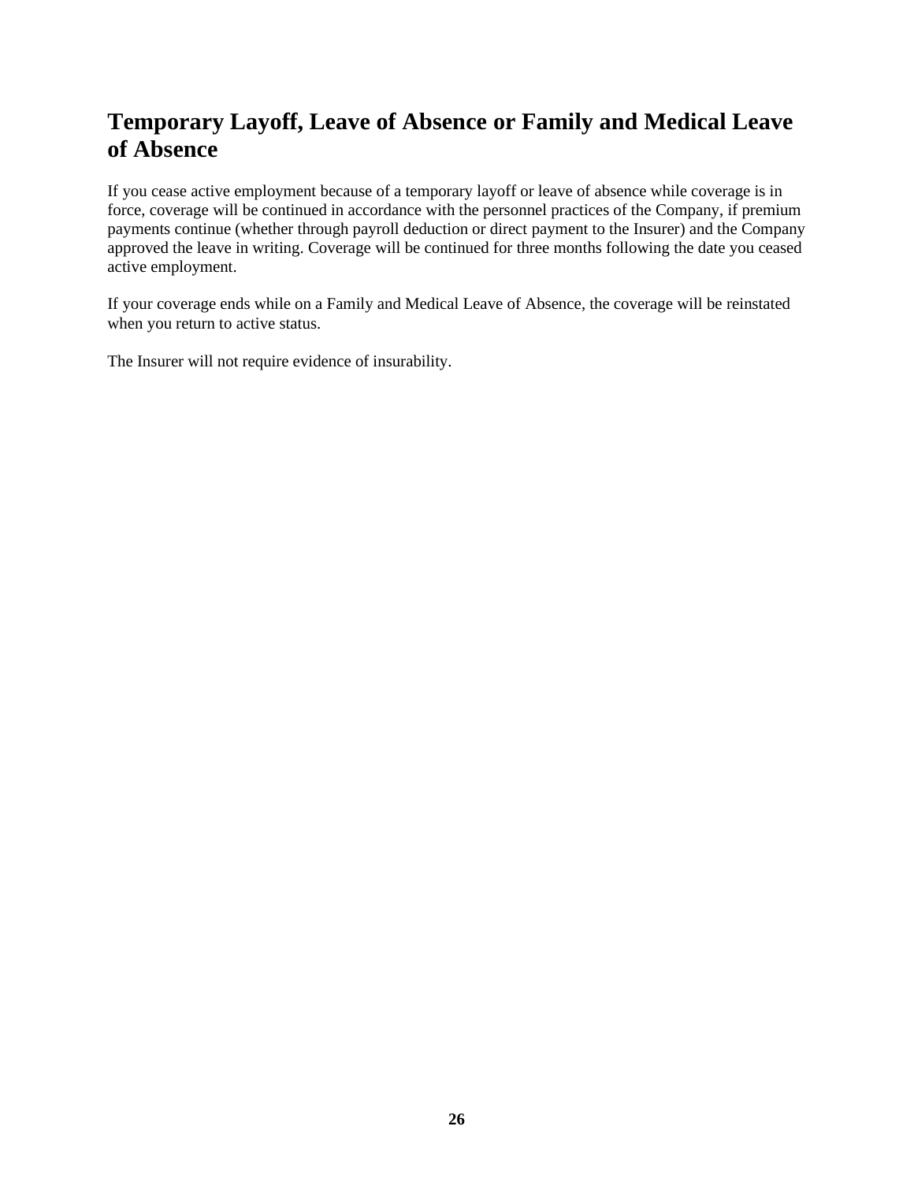## Temporary Layoff, Leave of Absence or Family and Medical Leave of Absence

If you cease active employment because of a temporary layoff or leave of absence while coverage is in force, coverage will be continued in accordance with the personnel practices of the Company, if premium payments continue (whether through payroll deduction or direct payment to the Insurer) and the Company approved the leave in writing. Coverage will be continued for three months following the date you ceased active employment.

If your coverage ends while on a Family and Medical Leave of Absence, the coverage will be reinstated when you return to active status.

The Insurer will not require evidence of insurability.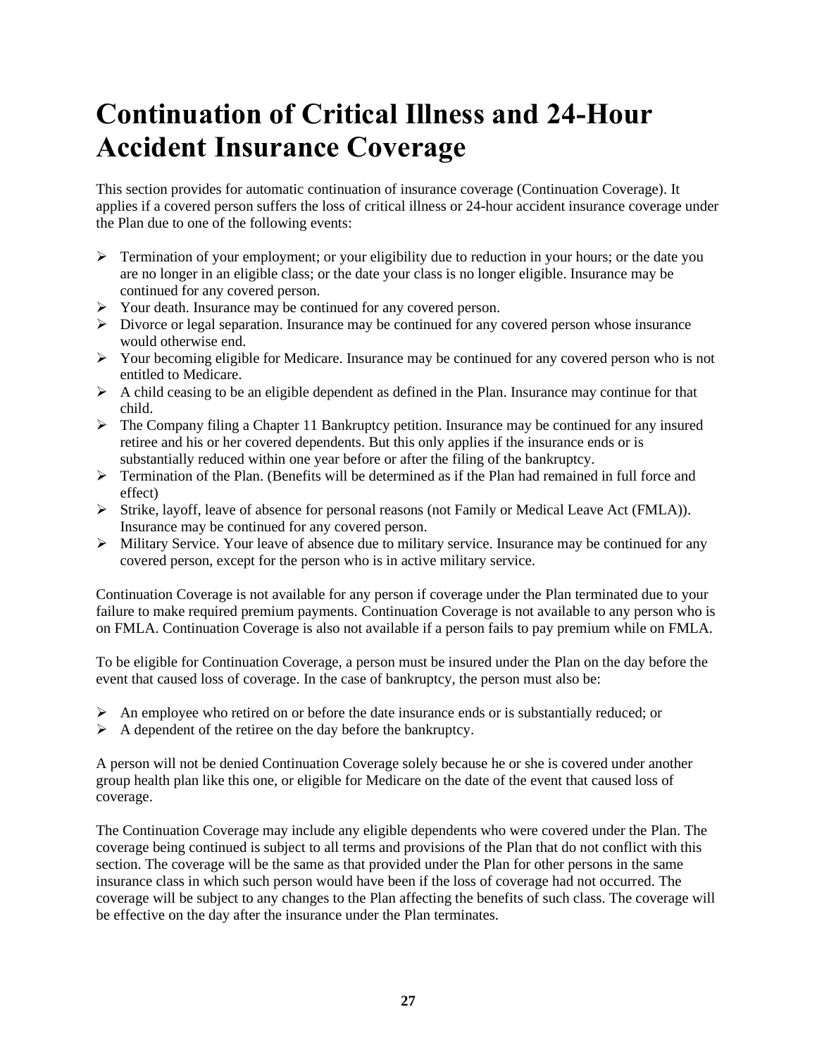# Continuation of Critical Illness and 24-Hour Accident Insurance Coverage

This section provides for automatic continuation of insurance coverage (Continuation Coverage). It applies if a covered person suffers the loss of critical illness or 24-hour accident insurance coverage under the Plan due to one of the following events:

- Termination of your employment; or your eligibility due to reduction in your hours; or the date you are no longer in an eligible class; or the date your class is no longer eligible. Insurance may be continued for any covered person.
- Your death. Insurance may be continued for any covered person.
- Divorce or legal separation. Insurance may be continued for any covered person whose insurance would otherwise end.
- Your becoming eligible for Medicare. Insurance may be continued for any covered person who is not entitled to Medicare.
- A child ceasing to be an eligible dependent as defined in the Plan. Insurance may continue for that child.
- The Company filing a Chapter 11 Bankruptcy petition. Insurance may be continued for any insured retiree and his or her covered dependents. But this only applies if the insurance ends or is substantially reduced within one year before or after the filing of the bankruptcy.
- Termination of the Plan. (Benefits will be determined as if the Plan had remained in full force and effect)
- Strike, layoff, leave of absence for personal reasons (not Family or Medical Leave Act (FMLA)). Insurance may be continued for any covered person.
- Military Service. Your leave of absence due to military service. Insurance may be continued for any covered person, except for the person who is in active military service.

Continuation Coverage is not available for any person if coverage under the Plan terminated due to your failure to make required premium payments. Continuation Coverage is not available to any person who is on FMLA. Continuation Coverage is also not available if a person fails to pay premium while on FMLA.

To be eligible for Continuation Coverage, a person must be insured under the Plan on the day before the event that caused loss of coverage. In the case of bankruptcy, the person must also be:

- An employee who retired on or before the date insurance ends or is substantially reduced; or
- A dependent of the retiree on the day before the bankruptcy.

A person will not be denied Continuation Coverage solely because he or she is covered under another group health plan like this one, or eligible for Medicare on the date of the event that caused loss of coverage.

The Continuation Coverage may include any eligible dependents who were covered under the Plan. The coverage being continued is subject to all terms and provisions of the Plan that do not conflict with this section. The coverage will be the same as that provided under the Plan for other persons in the same insurance class in which such person would have been if the loss of coverage had not occurred. The coverage will be subject to any changes to the Plan affecting the benefits of such class. The coverage will be effective on the day after the insurance under the Plan terminates.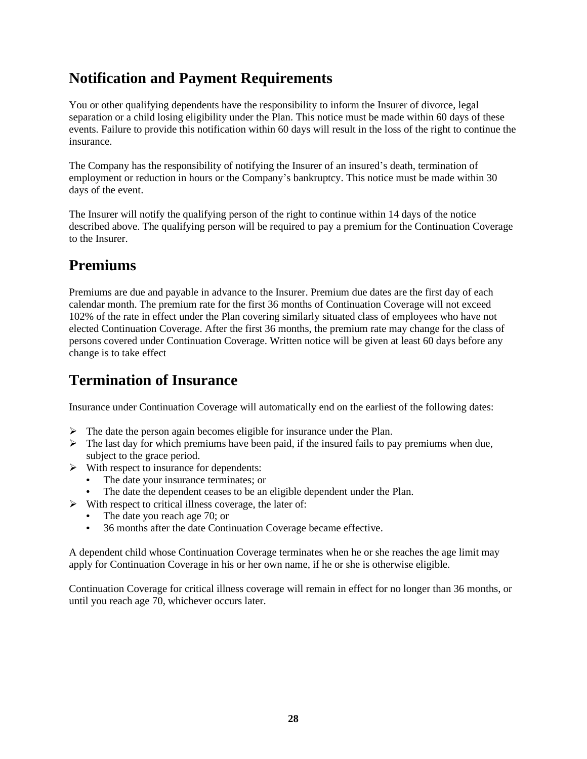## Notification and Payment Requirements

You or other qualifying dependents have the responsibility to inform the Insurer of divorce, legal separation or a child losing eligibility under the Plan. This notice must be made within 60 days of these events. Failure to provide this notification within 60 days will result in the loss of the right to continue the insurance.

The Company has the responsibility of notifying the Insurer of an insured's death, termination of employment or reduction in hours or the Company's bankruptcy. This notice must be made within 30 days of the event.

The Insurer will notify the qualifying person of the right to continue within 14 days of the notice described above. The qualifying person will be required to pay a premium for the Continuation Coverage to the Insurer.

## Premiums

Premiums are due and payable in advance to the Insurer. Premium due dates are the first day of each calendar month. The premium rate for the first 36 months of Continuation Coverage will not exceed 102% of the rate in effect under the Plan covering similarly situated class of employees who have not elected Continuation Coverage. After the first 36 months, the premium rate may change for the class of persons covered under Continuation Coverage. Written notice will be given at least 60 days before any change is to take effect

## Termination of Insurance

Insurance under Continuation Coverage will automatically end on the earliest of the following dates:

- The date the person again becomes eligible for insurance under the Plan.
- The last day for which premiums have been paid, if the insured fails to pay premiums when due, subject to the grace period.
- With respect to insurance for dependents:
  - The date your insurance terminates; or
  - The date the dependent ceases to be an eligible dependent under the Plan.
- With respect to critical illness coverage, the later of:
  - The date you reach age 70; or
  - 36 months after the date Continuation Coverage became effective.

A dependent child whose Continuation Coverage terminates when he or she reaches the age limit may apply for Continuation Coverage in his or her own name, if he or she is otherwise eligible.

Continuation Coverage for critical illness coverage will remain in effect for no longer than 36 months, or until you reach age 70, whichever occurs later.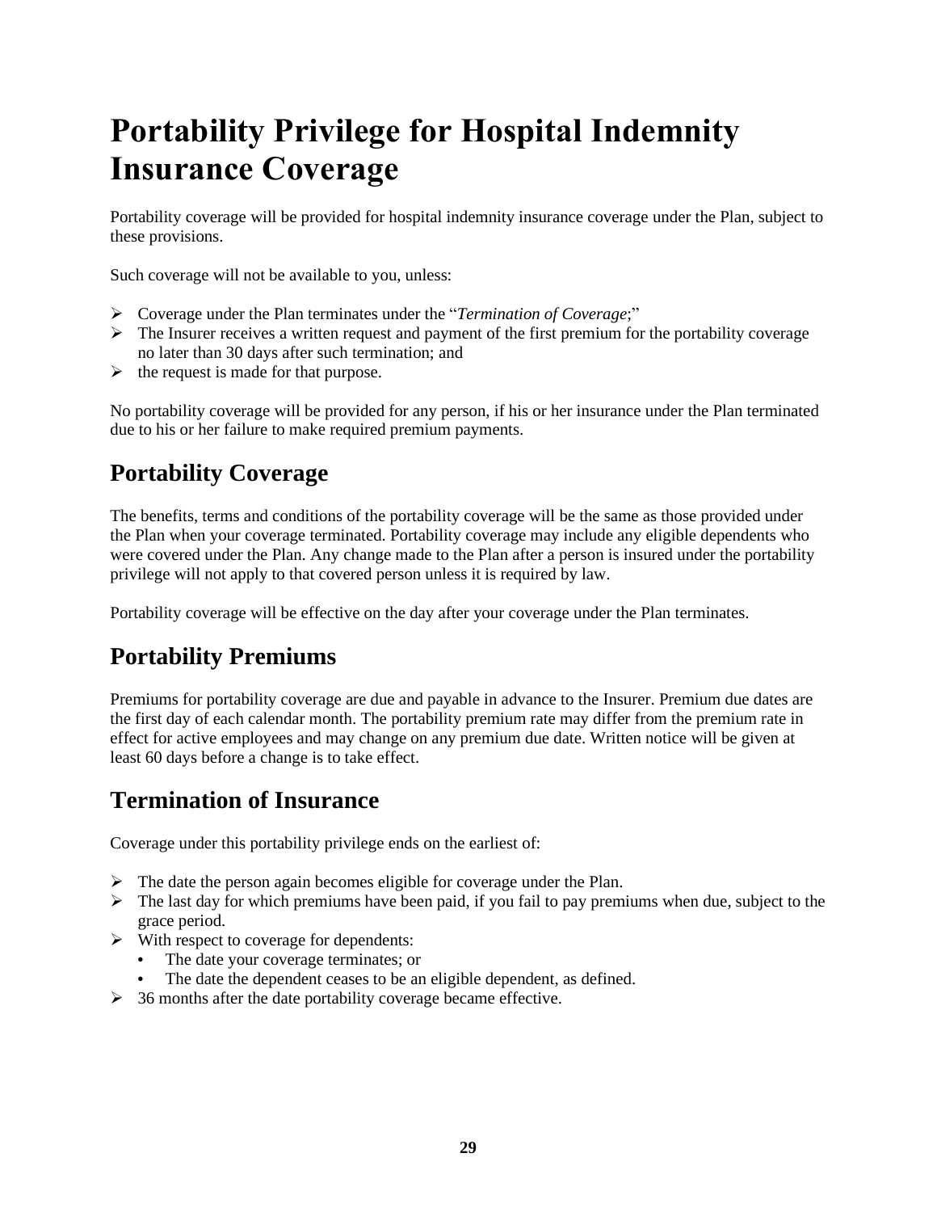# Portability Privilege for Hospital Indemnity Insurance Coverage

Portability coverage will be provided for hospital indemnity insurance coverage under the Plan, subject to these provisions.

Such coverage will not be available to you, unless:

- Coverage under the Plan terminates under the "*Termination of Coverage*;"
- The Insurer receives a written request and payment of the first premium for the portability coverage no later than 30 days after such termination; and
- the request is made for that purpose.

No portability coverage will be provided for any person, if his or her insurance under the Plan terminated due to his or her failure to make required premium payments.

## Portability Coverage

The benefits, terms and conditions of the portability coverage will be the same as those provided under the Plan when your coverage terminated. Portability coverage may include any eligible dependents who were covered under the Plan. Any change made to the Plan after a person is insured under the portability privilege will not apply to that covered person unless it is required by law.

Portability coverage will be effective on the day after your coverage under the Plan terminates.

## Portability Premiums

Premiums for portability coverage are due and payable in advance to the Insurer. Premium due dates are the first day of each calendar month. The portability premium rate may differ from the premium rate in effect for active employees and may change on any premium due date. Written notice will be given at least 60 days before a change is to take effect.

## Termination of Insurance

Coverage under this portability privilege ends on the earliest of:

- The date the person again becomes eligible for coverage under the Plan.
- The last day for which premiums have been paid, if you fail to pay premiums when due, subject to the grace period.
- With respect to coverage for dependents:
  - The date your coverage terminates; or
  - The date the dependent ceases to be an eligible dependent, as defined.
- 36 months after the date portability coverage became effective.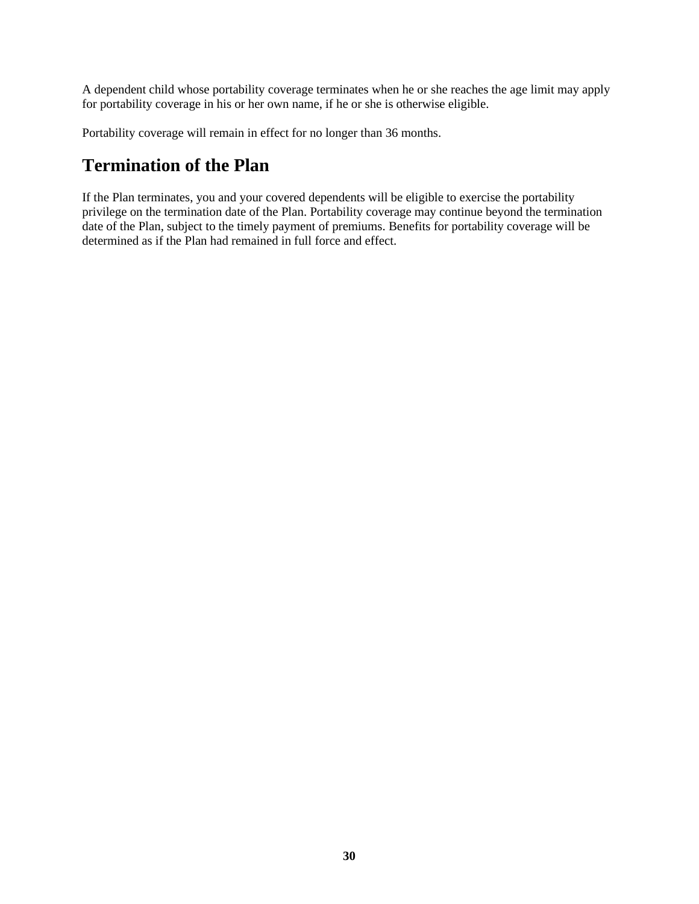A dependent child whose portability coverage terminates when he or she reaches the age limit may apply for portability coverage in his or her own name, if he or she is otherwise eligible.

Portability coverage will remain in effect for no longer than 36 months.

## Termination of the Plan

If the Plan terminates, you and your covered dependents will be eligible to exercise the portability privilege on the termination date of the Plan. Portability coverage may continue beyond the termination date of the Plan, subject to the timely payment of premiums. Benefits for portability coverage will be determined as if the Plan had remained in full force and effect.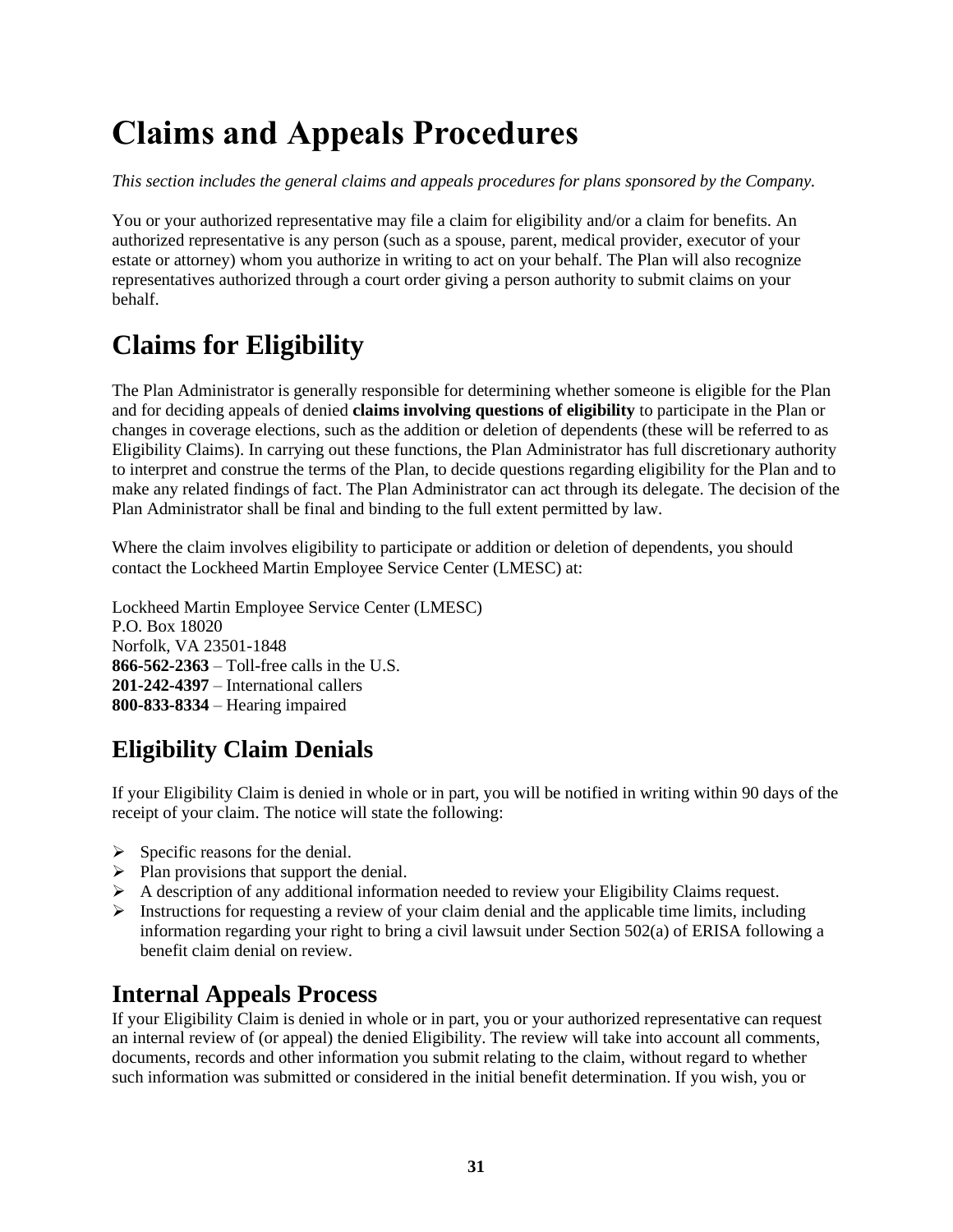# Claims and Appeals Procedures

*This section includes the general claims and appeals procedures for plans sponsored by the Company.*

You or your authorized representative may file a claim for eligibility and/or a claim for benefits. An authorized representative is any person (such as a spouse, parent, medical provider, executor of your estate or attorney) whom you authorize in writing to act on your behalf. The Plan will also recognize representatives authorized through a court order giving a person authority to submit claims on your behalf.

# Claims for Eligibility

The Plan Administrator is generally responsible for determining whether someone is eligible for the Plan and for deciding appeals of denied **claims involving questions of eligibility** to participate in the Plan or changes in coverage elections, such as the addition or deletion of dependents (these will be referred to as Eligibility Claims). In carrying out these functions, the Plan Administrator has full discretionary authority to interpret and construe the terms of the Plan, to decide questions regarding eligibility for the Plan and to make any related findings of fact. The Plan Administrator can act through its delegate. The decision of the Plan Administrator shall be final and binding to the full extent permitted by law.

Where the claim involves eligibility to participate or addition or deletion of dependents, you should contact the Lockheed Martin Employee Service Center (LMESC) at:

Lockheed Martin Employee Service Center (LMESC)
P.O. Box 18020
Norfolk, VA 23501-1848
**866-562-2363** – Toll-free calls in the U.S.
**201-242-4397** – International callers
**800-833-8334** – Hearing impaired

## Eligibility Claim Denials

If your Eligibility Claim is denied in whole or in part, you will be notified in writing within 90 days of the receipt of your claim. The notice will state the following:

- Specific reasons for the denial.
- Plan provisions that support the denial.
- A description of any additional information needed to review your Eligibility Claims request.
- Instructions for requesting a review of your claim denial and the applicable time limits, including information regarding your right to bring a civil lawsuit under Section 502(a) of ERISA following a benefit claim denial on review.

## Internal Appeals Process

If your Eligibility Claim is denied in whole or in part, you or your authorized representative can request an internal review of (or appeal) the denied Eligibility. The review will take into account all comments, documents, records and other information you submit relating to the claim, without regard to whether such information was submitted or considered in the initial benefit determination. If you wish, you or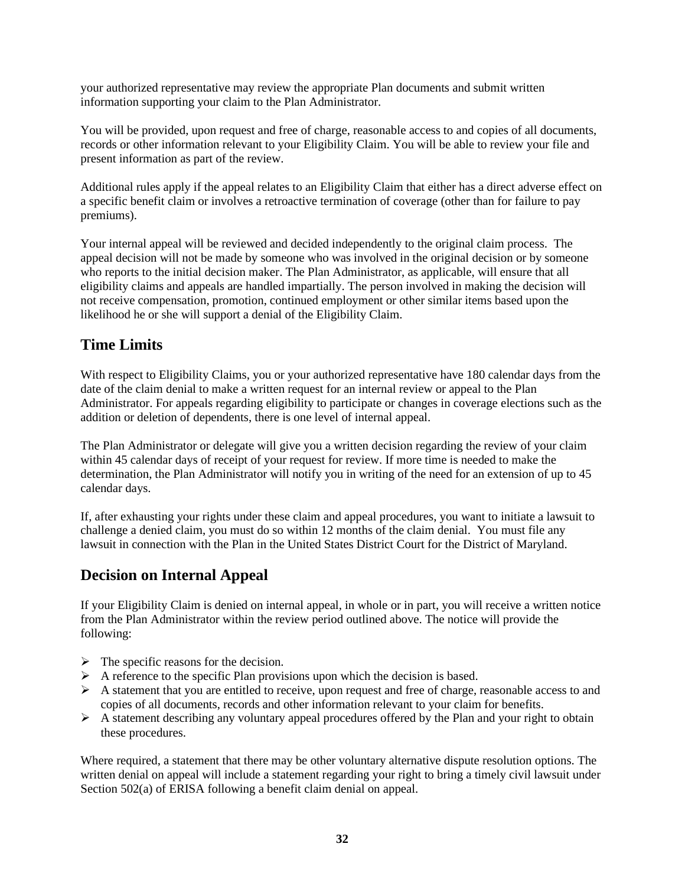your authorized representative may review the appropriate Plan documents and submit written information supporting your claim to the Plan Administrator.

You will be provided, upon request and free of charge, reasonable access to and copies of all documents, records or other information relevant to your Eligibility Claim. You will be able to review your file and present information as part of the review.

Additional rules apply if the appeal relates to an Eligibility Claim that either has a direct adverse effect on a specific benefit claim or involves a retroactive termination of coverage (other than for failure to pay premiums).

Your internal appeal will be reviewed and decided independently to the original claim process. The appeal decision will not be made by someone who was involved in the original decision or by someone who reports to the initial decision maker. The Plan Administrator, as applicable, will ensure that all eligibility claims and appeals are handled impartially. The person involved in making the decision will not receive compensation, promotion, continued employment or other similar items based upon the likelihood he or she will support a denial of the Eligibility Claim.

## Time Limits

With respect to Eligibility Claims, you or your authorized representative have 180 calendar days from the date of the claim denial to make a written request for an internal review or appeal to the Plan Administrator. For appeals regarding eligibility to participate or changes in coverage elections such as the addition or deletion of dependents, there is one level of internal appeal.

The Plan Administrator or delegate will give you a written decision regarding the review of your claim within 45 calendar days of receipt of your request for review. If more time is needed to make the determination, the Plan Administrator will notify you in writing of the need for an extension of up to 45 calendar days.

If, after exhausting your rights under these claim and appeal procedures, you want to initiate a lawsuit to challenge a denied claim, you must do so within 12 months of the claim denial. You must file any lawsuit in connection with the Plan in the United States District Court for the District of Maryland.

## Decision on Internal Appeal

If your Eligibility Claim is denied on internal appeal, in whole or in part, you will receive a written notice from the Plan Administrator within the review period outlined above. The notice will provide the following:

- The specific reasons for the decision.
- A reference to the specific Plan provisions upon which the decision is based.
- A statement that you are entitled to receive, upon request and free of charge, reasonable access to and copies of all documents, records and other information relevant to your claim for benefits.
- A statement describing any voluntary appeal procedures offered by the Plan and your right to obtain these procedures.

Where required, a statement that there may be other voluntary alternative dispute resolution options. The written denial on appeal will include a statement regarding your right to bring a timely civil lawsuit under Section 502(a) of ERISA following a benefit claim denial on appeal.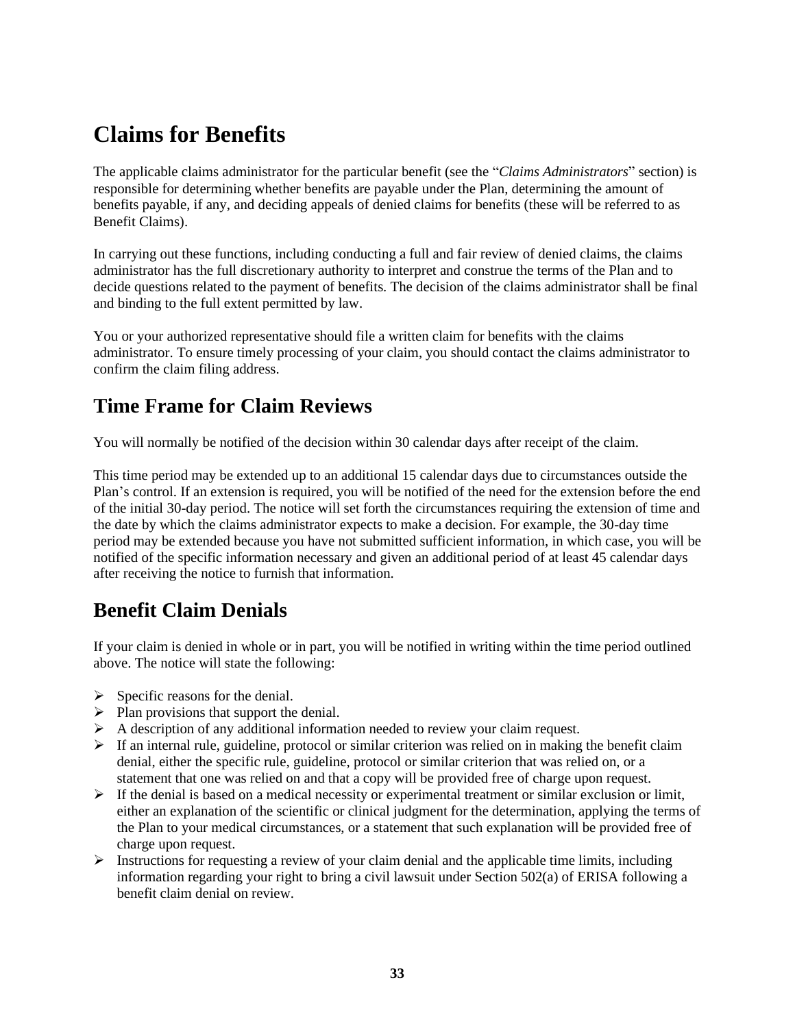# Claims for Benefits

The applicable claims administrator for the particular benefit (see the "*Claims Administrators*" section) is responsible for determining whether benefits are payable under the Plan, determining the amount of benefits payable, if any, and deciding appeals of denied claims for benefits (these will be referred to as Benefit Claims).

In carrying out these functions, including conducting a full and fair review of denied claims, the claims administrator has the full discretionary authority to interpret and construe the terms of the Plan and to decide questions related to the payment of benefits. The decision of the claims administrator shall be final and binding to the full extent permitted by law.

You or your authorized representative should file a written claim for benefits with the claims administrator. To ensure timely processing of your claim, you should contact the claims administrator to confirm the claim filing address.

## Time Frame for Claim Reviews

You will normally be notified of the decision within 30 calendar days after receipt of the claim.

This time period may be extended up to an additional 15 calendar days due to circumstances outside the Plan's control. If an extension is required, you will be notified of the need for the extension before the end of the initial 30-day period. The notice will set forth the circumstances requiring the extension of time and the date by which the claims administrator expects to make a decision. For example, the 30-day time period may be extended because you have not submitted sufficient information, in which case, you will be notified of the specific information necessary and given an additional period of at least 45 calendar days after receiving the notice to furnish that information.

## Benefit Claim Denials

If your claim is denied in whole or in part, you will be notified in writing within the time period outlined above. The notice will state the following:

- Specific reasons for the denial.
- Plan provisions that support the denial.
- A description of any additional information needed to review your claim request.
- If an internal rule, guideline, protocol or similar criterion was relied on in making the benefit claim denial, either the specific rule, guideline, protocol or similar criterion that was relied on, or a statement that one was relied on and that a copy will be provided free of charge upon request.
- If the denial is based on a medical necessity or experimental treatment or similar exclusion or limit, either an explanation of the scientific or clinical judgment for the determination, applying the terms of the Plan to your medical circumstances, or a statement that such explanation will be provided free of charge upon request.
- Instructions for requesting a review of your claim denial and the applicable time limits, including information regarding your right to bring a civil lawsuit under Section 502(a) of ERISA following a benefit claim denial on review.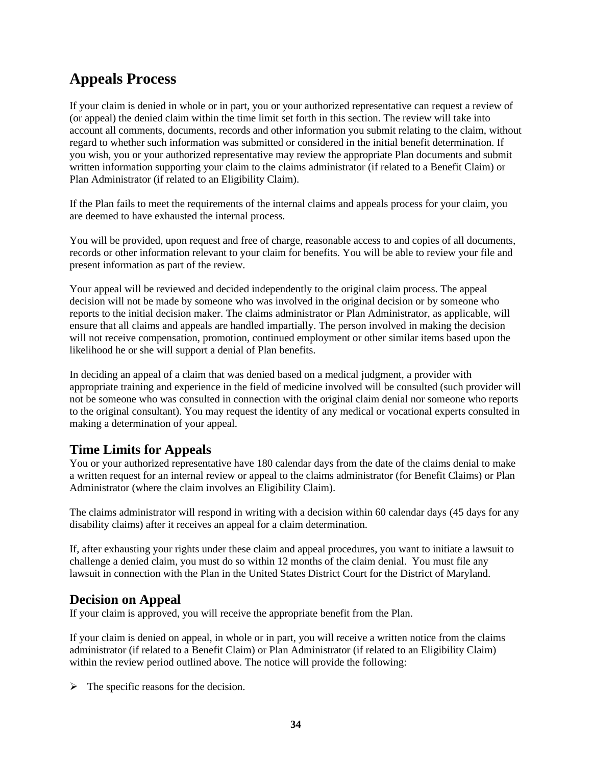# Appeals Process

If your claim is denied in whole or in part, you or your authorized representative can request a review of (or appeal) the denied claim within the time limit set forth in this section. The review will take into account all comments, documents, records and other information you submit relating to the claim, without regard to whether such information was submitted or considered in the initial benefit determination. If you wish, you or your authorized representative may review the appropriate Plan documents and submit written information supporting your claim to the claims administrator (if related to a Benefit Claim) or Plan Administrator (if related to an Eligibility Claim).

If the Plan fails to meet the requirements of the internal claims and appeals process for your claim, you are deemed to have exhausted the internal process.

You will be provided, upon request and free of charge, reasonable access to and copies of all documents, records or other information relevant to your claim for benefits. You will be able to review your file and present information as part of the review.

Your appeal will be reviewed and decided independently to the original claim process. The appeal decision will not be made by someone who was involved in the original decision or by someone who reports to the initial decision maker. The claims administrator or Plan Administrator, as applicable, will ensure that all claims and appeals are handled impartially. The person involved in making the decision will not receive compensation, promotion, continued employment or other similar items based upon the likelihood he or she will support a denial of Plan benefits.

In deciding an appeal of a claim that was denied based on a medical judgment, a provider with appropriate training and experience in the field of medicine involved will be consulted (such provider will not be someone who was consulted in connection with the original claim denial nor someone who reports to the original consultant). You may request the identity of any medical or vocational experts consulted in making a determination of your appeal.

## Time Limits for Appeals

You or your authorized representative have 180 calendar days from the date of the claims denial to make a written request for an internal review or appeal to the claims administrator (for Benefit Claims) or Plan Administrator (where the claim involves an Eligibility Claim).

The claims administrator will respond in writing with a decision within 60 calendar days (45 days for any disability claims) after it receives an appeal for a claim determination.

If, after exhausting your rights under these claim and appeal procedures, you want to initiate a lawsuit to challenge a denied claim, you must do so within 12 months of the claim denial. You must file any lawsuit in connection with the Plan in the United States District Court for the District of Maryland.

## Decision on Appeal

If your claim is approved, you will receive the appropriate benefit from the Plan.

If your claim is denied on appeal, in whole or in part, you will receive a written notice from the claims administrator (if related to a Benefit Claim) or Plan Administrator (if related to an Eligibility Claim) within the review period outlined above. The notice will provide the following:

- The specific reasons for the decision.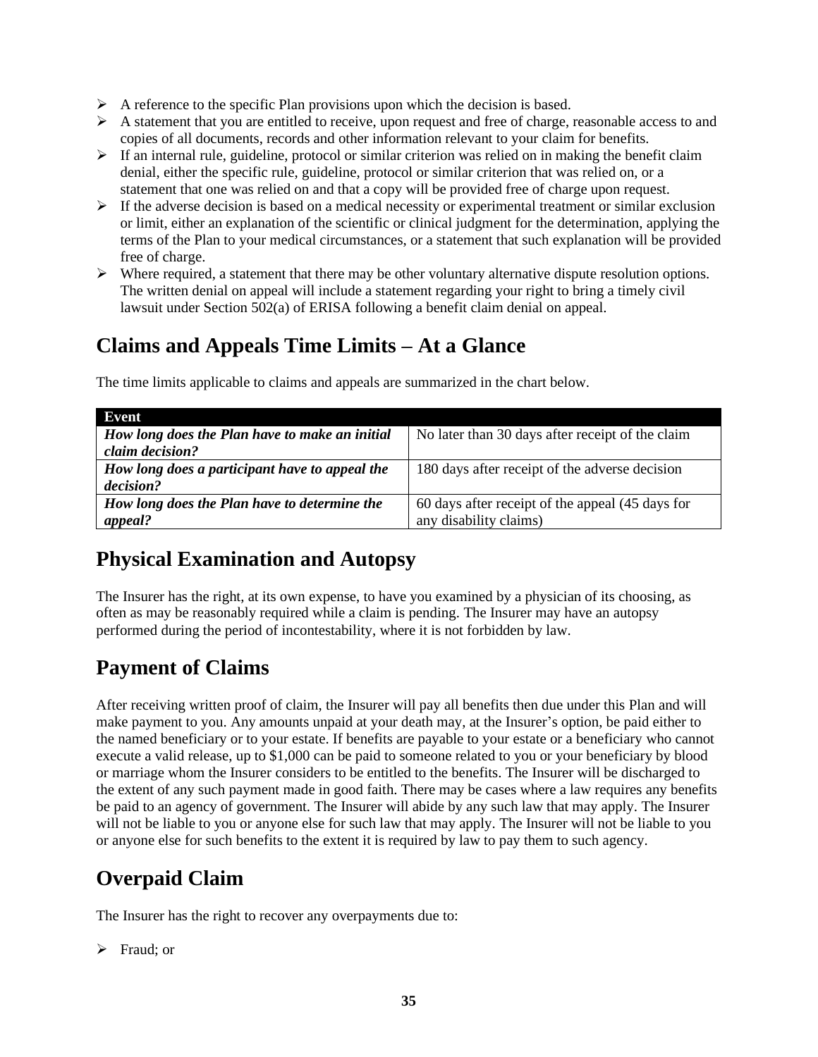- A reference to the specific Plan provisions upon which the decision is based.
- A statement that you are entitled to receive, upon request and free of charge, reasonable access to and copies of all documents, records and other information relevant to your claim for benefits.
- If an internal rule, guideline, protocol or similar criterion was relied on in making the benefit claim denial, either the specific rule, guideline, protocol or similar criterion that was relied on, or a statement that one was relied on and that a copy will be provided free of charge upon request.
- If the adverse decision is based on a medical necessity or experimental treatment or similar exclusion or limit, either an explanation of the scientific or clinical judgment for the determination, applying the terms of the Plan to your medical circumstances, or a statement that such explanation will be provided free of charge.
- Where required, a statement that there may be other voluntary alternative dispute resolution options. The written denial on appeal will include a statement regarding your right to bring a timely civil lawsuit under Section 502(a) of ERISA following a benefit claim denial on appeal.

## Claims and Appeals Time Limits – At a Glance

The time limits applicable to claims and appeals are summarized in the chart below.

| Event | |
|---|---|
| ***How long does the Plan have to make an initial claim decision?*** | No later than 30 days after receipt of the claim |
| ***How long does a participant have to appeal the decision?*** | 180 days after receipt of the adverse decision |
| ***How long does the Plan have to determine the appeal?*** | 60 days after receipt of the appeal (45 days for any disability claims) |

## Physical Examination and Autopsy

The Insurer has the right, at its own expense, to have you examined by a physician of its choosing, as often as may be reasonably required while a claim is pending. The Insurer may have an autopsy performed during the period of incontestability, where it is not forbidden by law.

## Payment of Claims

After receiving written proof of claim, the Insurer will pay all benefits then due under this Plan and will make payment to you. Any amounts unpaid at your death may, at the Insurer's option, be paid either to the named beneficiary or to your estate. If benefits are payable to your estate or a beneficiary who cannot execute a valid release, up to $1,000 can be paid to someone related to you or your beneficiary by blood or marriage whom the Insurer considers to be entitled to the benefits. The Insurer will be discharged to the extent of any such payment made in good faith. There may be cases where a law requires any benefits be paid to an agency of government. The Insurer will abide by any such law that may apply. The Insurer will not be liable to you or anyone else for such law that may apply. The Insurer will not be liable to you or anyone else for such benefits to the extent it is required by law to pay them to such agency.

## Overpaid Claim

The Insurer has the right to recover any overpayments due to:

- Fraud; or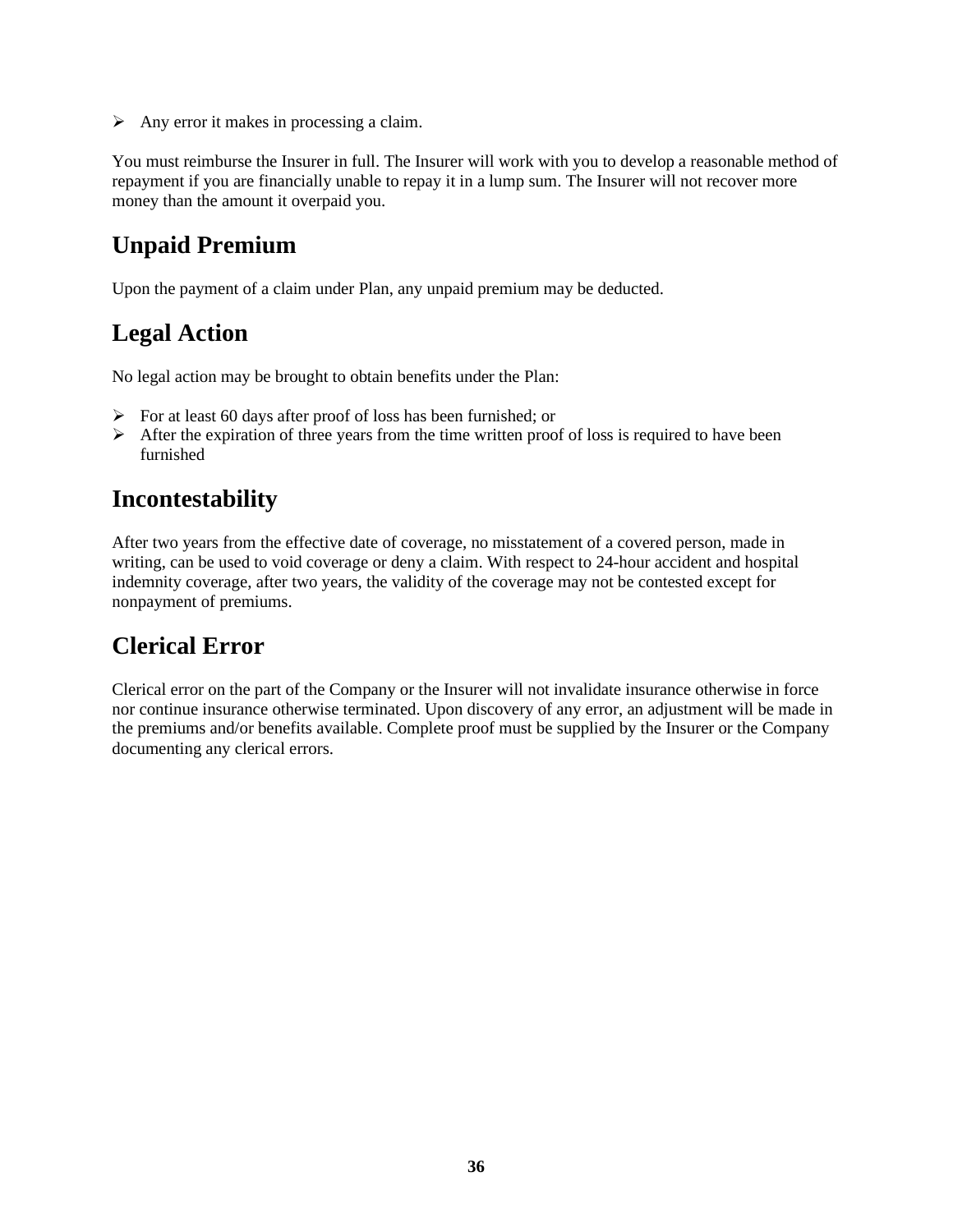- Any error it makes in processing a claim.

You must reimburse the Insurer in full. The Insurer will work with you to develop a reasonable method of repayment if you are financially unable to repay it in a lump sum. The Insurer will not recover more money than the amount it overpaid you.

## Unpaid Premium

Upon the payment of a claim under Plan, any unpaid premium may be deducted.

## Legal Action

No legal action may be brought to obtain benefits under the Plan:

- For at least 60 days after proof of loss has been furnished; or
- After the expiration of three years from the time written proof of loss is required to have been furnished

## Incontestability

After two years from the effective date of coverage, no misstatement of a covered person, made in writing, can be used to void coverage or deny a claim. With respect to 24-hour accident and hospital indemnity coverage, after two years, the validity of the coverage may not be contested except for nonpayment of premiums.

## Clerical Error

Clerical error on the part of the Company or the Insurer will not invalidate insurance otherwise in force nor continue insurance otherwise terminated. Upon discovery of any error, an adjustment will be made in the premiums and/or benefits available. Complete proof must be supplied by the Insurer or the Company documenting any clerical errors.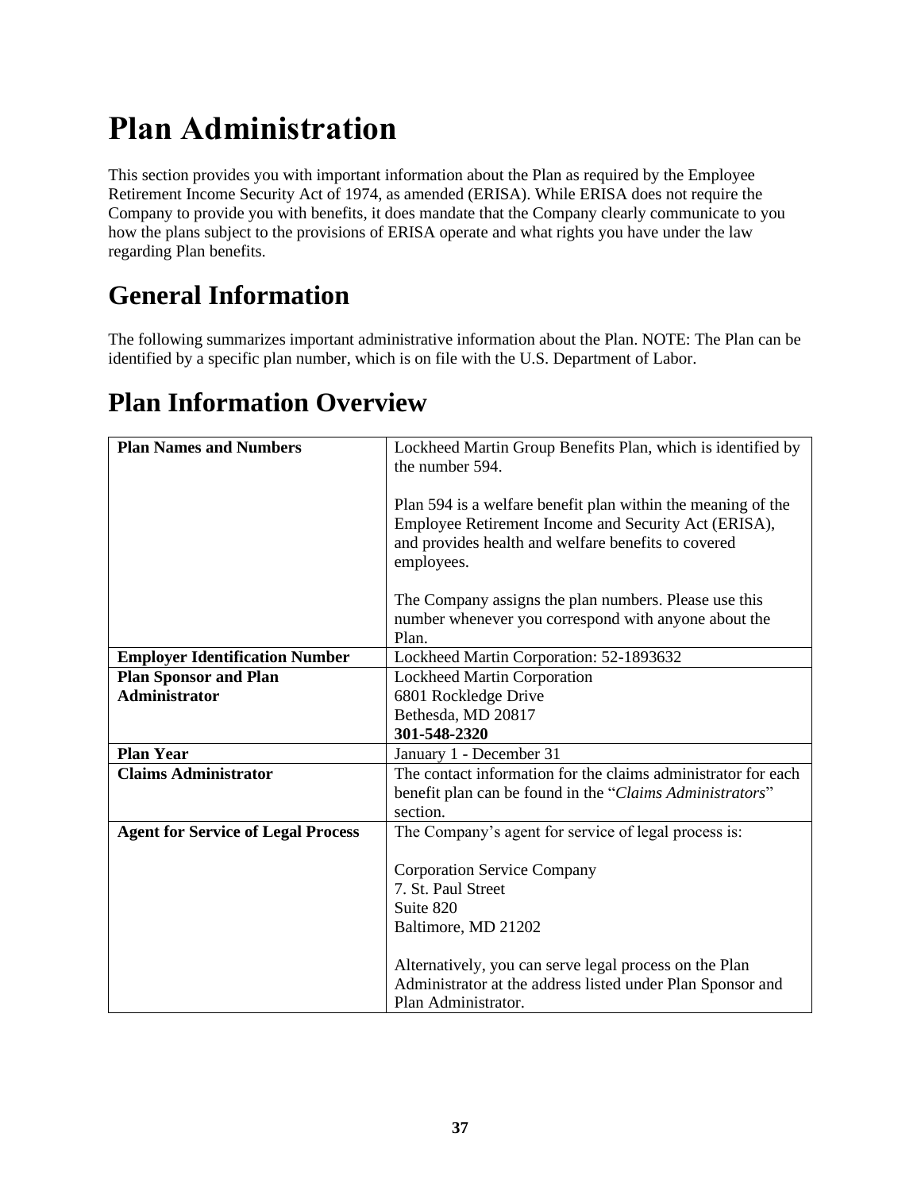# Plan Administration

This section provides you with important information about the Plan as required by the Employee Retirement Income Security Act of 1974, as amended (ERISA). While ERISA does not require the Company to provide you with benefits, it does mandate that the Company clearly communicate to you how the plans subject to the provisions of ERISA operate and what rights you have under the law regarding Plan benefits.

## General Information

The following summarizes important administrative information about the Plan. NOTE: The Plan can be identified by a specific plan number, which is on file with the U.S. Department of Labor.

## Plan Information Overview

| | |
|---|---|
| **Plan Names and Numbers** | Lockheed Martin Group Benefits Plan, which is identified by the number 594.<br><br>Plan 594 is a welfare benefit plan within the meaning of the Employee Retirement Income and Security Act (ERISA), and provides health and welfare benefits to covered employees.<br><br>The Company assigns the plan numbers. Please use this number whenever you correspond with anyone about the Plan. |
| **Employer Identification Number** | Lockheed Martin Corporation: 52-1893632 |
| **Plan Sponsor and Plan Administrator** | Lockheed Martin Corporation<br>6801 Rockledge Drive<br>Bethesda, MD 20817<br>**301-548-2320** |
| **Plan Year** | January 1 - December 31 |
| **Claims Administrator** | The contact information for the claims administrator for each benefit plan can be found in the "*Claims Administrators*" section. |
| **Agent for Service of Legal Process** | The Company's agent for service of legal process is:<br><br>Corporation Service Company<br>7. St. Paul Street<br>Suite 820<br>Baltimore, MD 21202<br><br>Alternatively, you can serve legal process on the Plan Administrator at the address listed under Plan Sponsor and Plan Administrator. |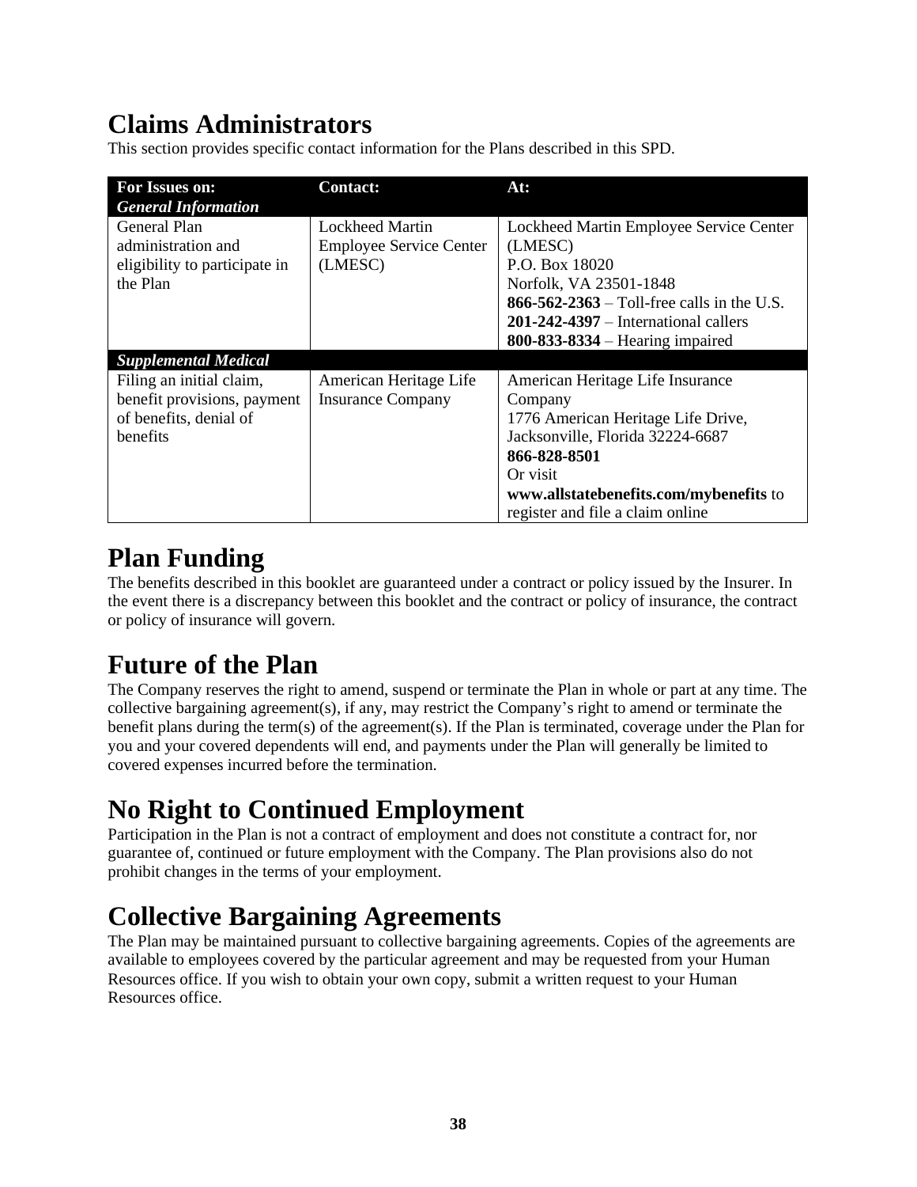## Claims Administrators

This section provides specific contact information for the Plans described in this SPD.

| For Issues on: | Contact: | At: |
|---|---|---|
| ***General Information*** | | |
| General Plan administration and eligibility to participate in the Plan | Lockheed Martin Employee Service Center (LMESC) | Lockheed Martin Employee Service Center (LMESC)<br>P.O. Box 18020<br>Norfolk, VA 23501-1848<br>**866-562-2363** – Toll-free calls in the U.S.<br>**201-242-4397** – International callers<br>**800-833-8334** – Hearing impaired |
| ***Supplemental Medical*** | | |
| Filing an initial claim, benefit provisions, payment of benefits, denial of benefits | American Heritage Life Insurance Company | American Heritage Life Insurance Company<br>1776 American Heritage Life Drive,<br>Jacksonville, Florida 32224-6687<br>**866-828-8501**<br>Or visit<br>**www.allstatebenefits.com/mybenefits** to register and file a claim online |

## Plan Funding

The benefits described in this booklet are guaranteed under a contract or policy issued by the Insurer. In the event there is a discrepancy between this booklet and the contract or policy of insurance, the contract or policy of insurance will govern.

## Future of the Plan

The Company reserves the right to amend, suspend or terminate the Plan in whole or part at any time. The collective bargaining agreement(s), if any, may restrict the Company's right to amend or terminate the benefit plans during the term(s) of the agreement(s). If the Plan is terminated, coverage under the Plan for you and your covered dependents will end, and payments under the Plan will generally be limited to covered expenses incurred before the termination.

## No Right to Continued Employment

Participation in the Plan is not a contract of employment and does not constitute a contract for, nor guarantee of, continued or future employment with the Company. The Plan provisions also do not prohibit changes in the terms of your employment.

## Collective Bargaining Agreements

The Plan may be maintained pursuant to collective bargaining agreements. Copies of the agreements are available to employees covered by the particular agreement and may be requested from your Human Resources office. If you wish to obtain your own copy, submit a written request to your Human Resources office.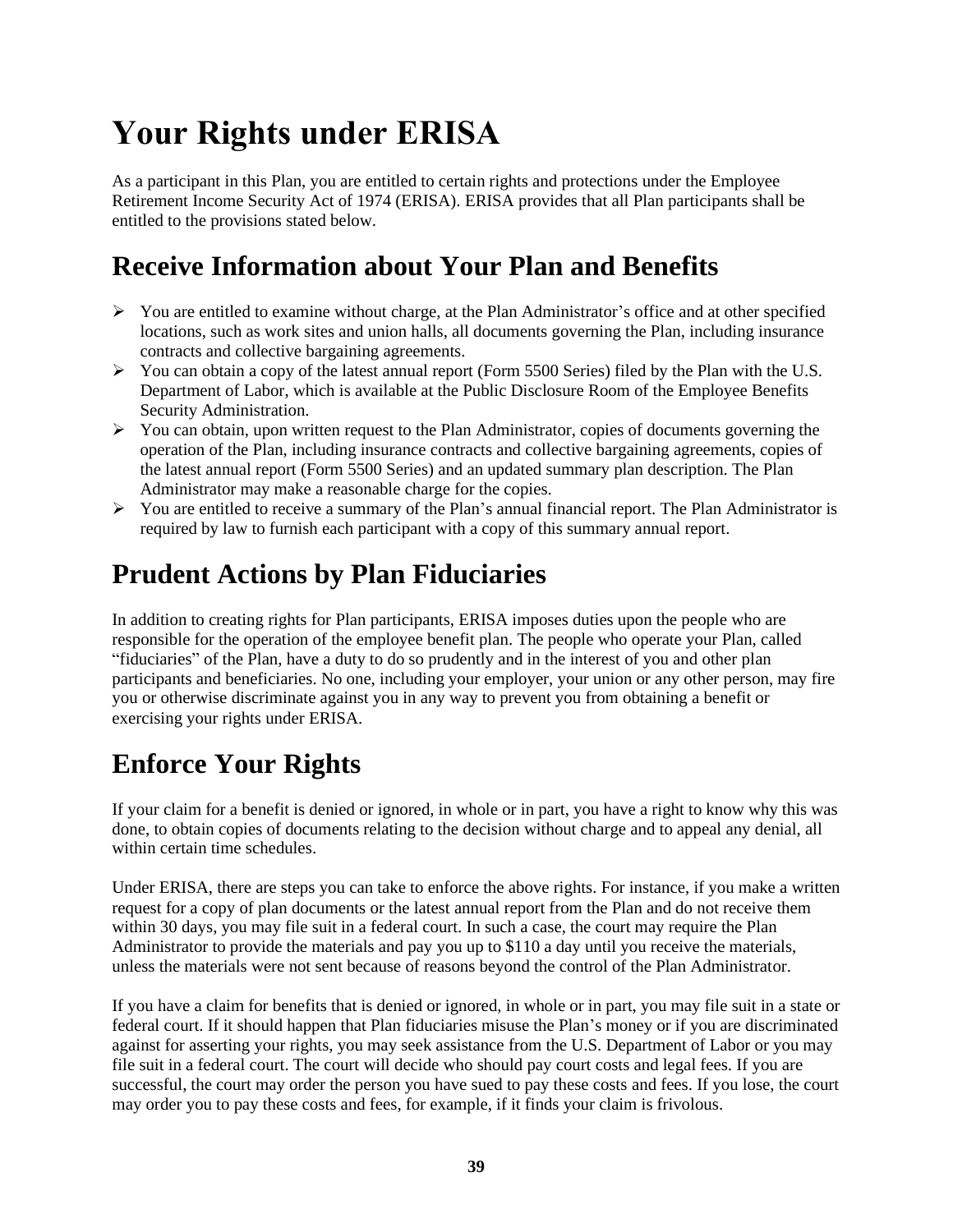# Your Rights under ERISA

As a participant in this Plan, you are entitled to certain rights and protections under the Employee Retirement Income Security Act of 1974 (ERISA). ERISA provides that all Plan participants shall be entitled to the provisions stated below.

## Receive Information about Your Plan and Benefits

- You are entitled to examine without charge, at the Plan Administrator's office and at other specified locations, such as work sites and union halls, all documents governing the Plan, including insurance contracts and collective bargaining agreements.
- You can obtain a copy of the latest annual report (Form 5500 Series) filed by the Plan with the U.S. Department of Labor, which is available at the Public Disclosure Room of the Employee Benefits Security Administration.
- You can obtain, upon written request to the Plan Administrator, copies of documents governing the operation of the Plan, including insurance contracts and collective bargaining agreements, copies of the latest annual report (Form 5500 Series) and an updated summary plan description. The Plan Administrator may make a reasonable charge for the copies.
- You are entitled to receive a summary of the Plan's annual financial report. The Plan Administrator is required by law to furnish each participant with a copy of this summary annual report.

## Prudent Actions by Plan Fiduciaries

In addition to creating rights for Plan participants, ERISA imposes duties upon the people who are responsible for the operation of the employee benefit plan. The people who operate your Plan, called "fiduciaries" of the Plan, have a duty to do so prudently and in the interest of you and other plan participants and beneficiaries. No one, including your employer, your union or any other person, may fire you or otherwise discriminate against you in any way to prevent you from obtaining a benefit or exercising your rights under ERISA.

## Enforce Your Rights

If your claim for a benefit is denied or ignored, in whole or in part, you have a right to know why this was done, to obtain copies of documents relating to the decision without charge and to appeal any denial, all within certain time schedules.

Under ERISA, there are steps you can take to enforce the above rights. For instance, if you make a written request for a copy of plan documents or the latest annual report from the Plan and do not receive them within 30 days, you may file suit in a federal court. In such a case, the court may require the Plan Administrator to provide the materials and pay you up to $110 a day until you receive the materials, unless the materials were not sent because of reasons beyond the control of the Plan Administrator.

If you have a claim for benefits that is denied or ignored, in whole or in part, you may file suit in a state or federal court. If it should happen that Plan fiduciaries misuse the Plan's money or if you are discriminated against for asserting your rights, you may seek assistance from the U.S. Department of Labor or you may file suit in a federal court. The court will decide who should pay court costs and legal fees. If you are successful, the court may order the person you have sued to pay these costs and fees. If you lose, the court may order you to pay these costs and fees, for example, if it finds your claim is frivolous.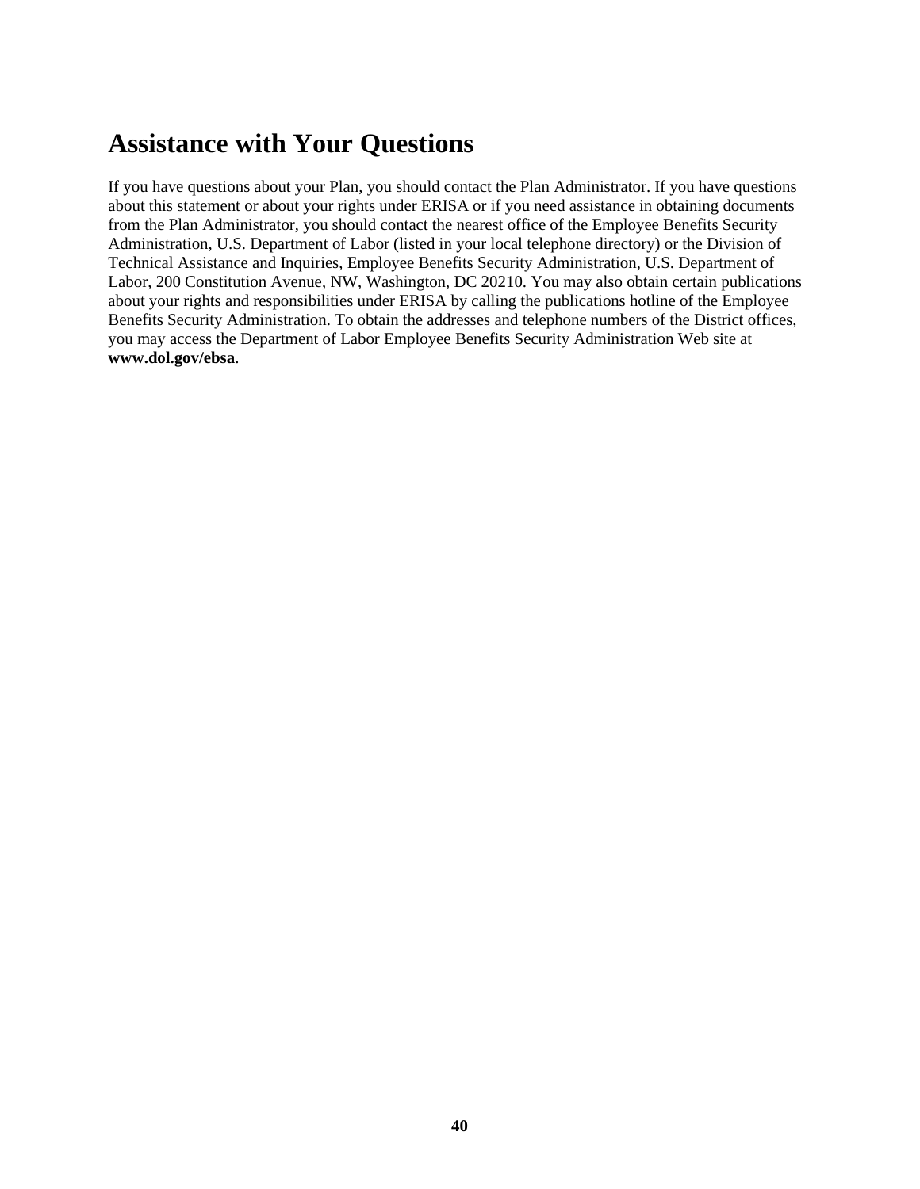## Assistance with Your Questions

If you have questions about your Plan, you should contact the Plan Administrator. If you have questions about this statement or about your rights under ERISA or if you need assistance in obtaining documents from the Plan Administrator, you should contact the nearest office of the Employee Benefits Security Administration, U.S. Department of Labor (listed in your local telephone directory) or the Division of Technical Assistance and Inquiries, Employee Benefits Security Administration, U.S. Department of Labor, 200 Constitution Avenue, NW, Washington, DC 20210. You may also obtain certain publications about your rights and responsibilities under ERISA by calling the publications hotline of the Employee Benefits Security Administration. To obtain the addresses and telephone numbers of the District offices, you may access the Department of Labor Employee Benefits Security Administration Web site at **www.dol.gov/ebsa**.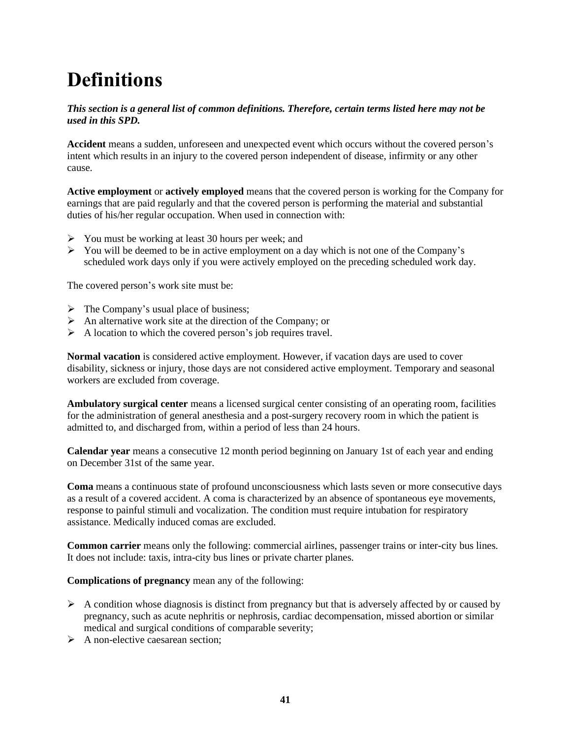# Definitions

***This section is a general list of common definitions. Therefore, certain terms listed here may not be used in this SPD.***

**Accident** means a sudden, unforeseen and unexpected event which occurs without the covered person's intent which results in an injury to the covered person independent of disease, infirmity or any other cause.

**Active employment** or **actively employed** means that the covered person is working for the Company for earnings that are paid regularly and that the covered person is performing the material and substantial duties of his/her regular occupation. When used in connection with:

- You must be working at least 30 hours per week; and
- You will be deemed to be in active employment on a day which is not one of the Company's scheduled work days only if you were actively employed on the preceding scheduled work day.

The covered person's work site must be:

- The Company's usual place of business;
- An alternative work site at the direction of the Company; or
- A location to which the covered person's job requires travel.

**Normal vacation** is considered active employment. However, if vacation days are used to cover disability, sickness or injury, those days are not considered active employment. Temporary and seasonal workers are excluded from coverage.

**Ambulatory surgical center** means a licensed surgical center consisting of an operating room, facilities for the administration of general anesthesia and a post-surgery recovery room in which the patient is admitted to, and discharged from, within a period of less than 24 hours.

**Calendar year** means a consecutive 12 month period beginning on January 1st of each year and ending on December 31st of the same year.

**Coma** means a continuous state of profound unconsciousness which lasts seven or more consecutive days as a result of a covered accident. A coma is characterized by an absence of spontaneous eye movements, response to painful stimuli and vocalization. The condition must require intubation for respiratory assistance. Medically induced comas are excluded.

**Common carrier** means only the following: commercial airlines, passenger trains or inter-city bus lines. It does not include: taxis, intra-city bus lines or private charter planes.

**Complications of pregnancy** mean any of the following:

- A condition whose diagnosis is distinct from pregnancy but that is adversely affected by or caused by pregnancy, such as acute nephritis or nephrosis, cardiac decompensation, missed abortion or similar medical and surgical conditions of comparable severity;
- A non-elective caesarean section;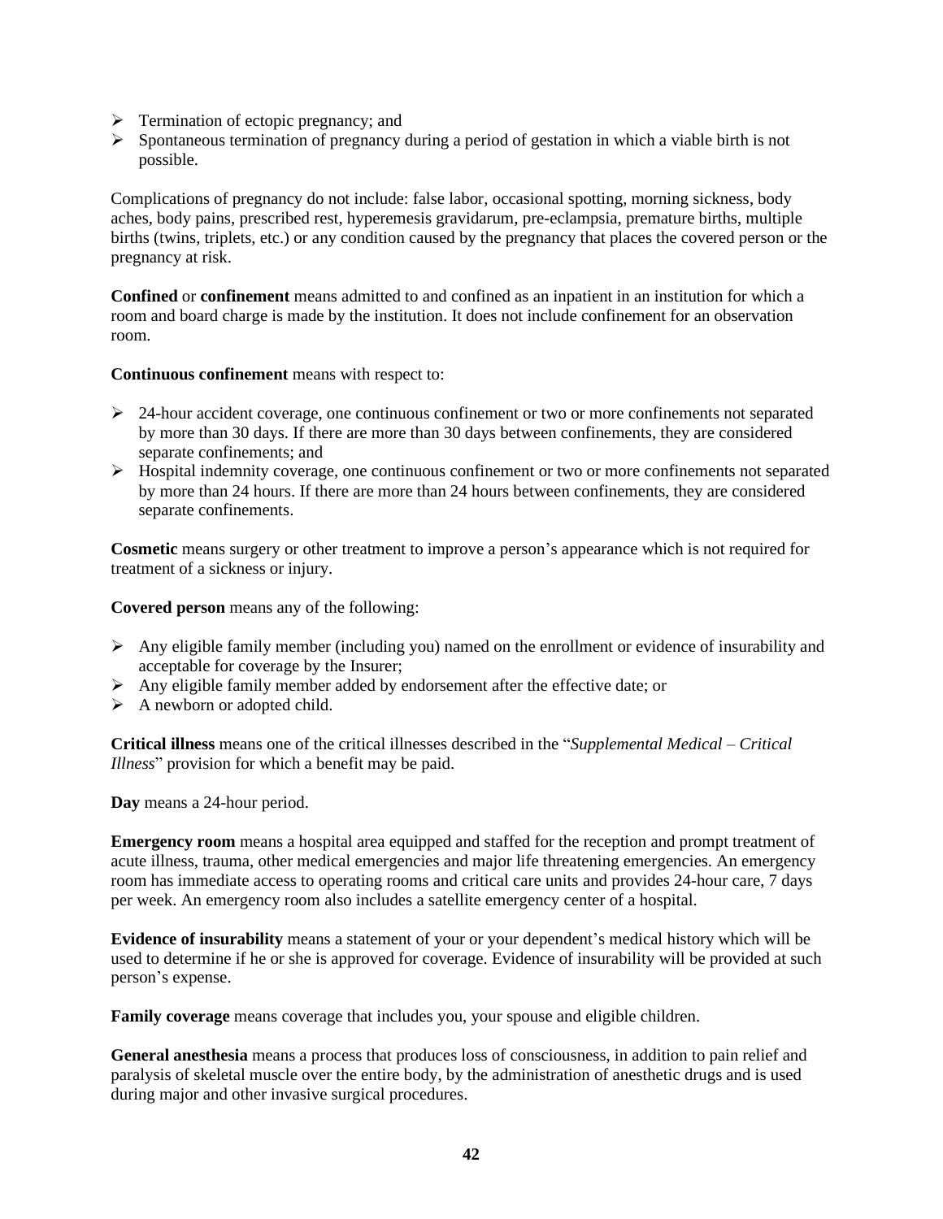- Termination of ectopic pregnancy; and
- Spontaneous termination of pregnancy during a period of gestation in which a viable birth is not possible.

Complications of pregnancy do not include: false labor, occasional spotting, morning sickness, body aches, body pains, prescribed rest, hyperemesis gravidarum, pre-eclampsia, premature births, multiple births (twins, triplets, etc.) or any condition caused by the pregnancy that places the covered person or the pregnancy at risk.

**Confined** or **confinement** means admitted to and confined as an inpatient in an institution for which a room and board charge is made by the institution. It does not include confinement for an observation room.

**Continuous confinement** means with respect to:

- 24-hour accident coverage, one continuous confinement or two or more confinements not separated by more than 30 days. If there are more than 30 days between confinements, they are considered separate confinements; and
- Hospital indemnity coverage, one continuous confinement or two or more confinements not separated by more than 24 hours. If there are more than 24 hours between confinements, they are considered separate confinements.

**Cosmetic** means surgery or other treatment to improve a person's appearance which is not required for treatment of a sickness or injury.

**Covered person** means any of the following:

- Any eligible family member (including you) named on the enrollment or evidence of insurability and acceptable for coverage by the Insurer;
- Any eligible family member added by endorsement after the effective date; or
- A newborn or adopted child.

**Critical illness** means one of the critical illnesses described in the "*Supplemental Medical – Critical Illness*" provision for which a benefit may be paid.

**Day** means a 24-hour period.

**Emergency room** means a hospital area equipped and staffed for the reception and prompt treatment of acute illness, trauma, other medical emergencies and major life threatening emergencies. An emergency room has immediate access to operating rooms and critical care units and provides 24-hour care, 7 days per week. An emergency room also includes a satellite emergency center of a hospital.

**Evidence of insurability** means a statement of your or your dependent's medical history which will be used to determine if he or she is approved for coverage. Evidence of insurability will be provided at such person's expense.

**Family coverage** means coverage that includes you, your spouse and eligible children.

**General anesthesia** means a process that produces loss of consciousness, in addition to pain relief and paralysis of skeletal muscle over the entire body, by the administration of anesthetic drugs and is used during major and other invasive surgical procedures.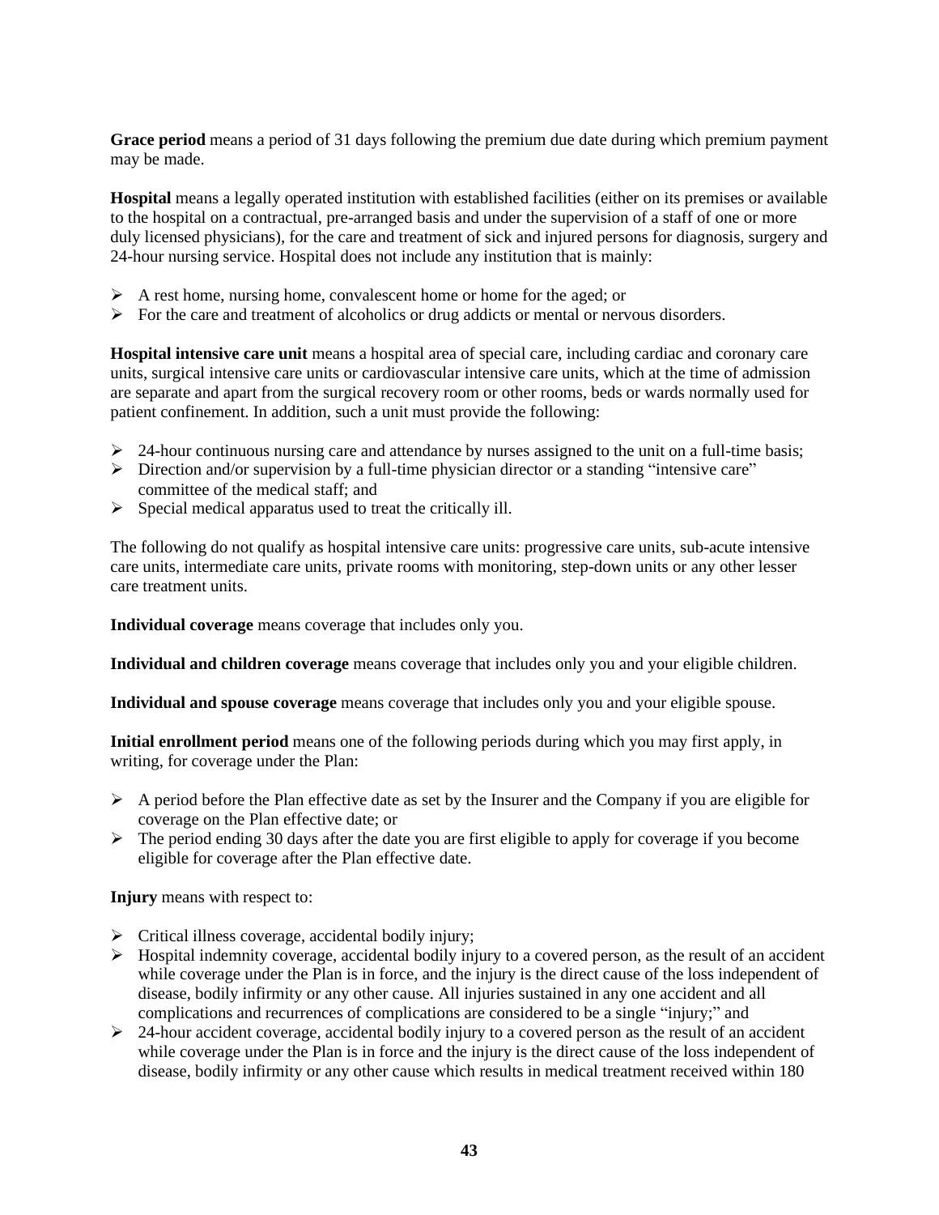**Grace period** means a period of 31 days following the premium due date during which premium payment may be made.

**Hospital** means a legally operated institution with established facilities (either on its premises or available to the hospital on a contractual, pre-arranged basis and under the supervision of a staff of one or more duly licensed physicians), for the care and treatment of sick and injured persons for diagnosis, surgery and 24-hour nursing service. Hospital does not include any institution that is mainly:

- A rest home, nursing home, convalescent home or home for the aged; or
- For the care and treatment of alcoholics or drug addicts or mental or nervous disorders.

**Hospital intensive care unit** means a hospital area of special care, including cardiac and coronary care units, surgical intensive care units or cardiovascular intensive care units, which at the time of admission are separate and apart from the surgical recovery room or other rooms, beds or wards normally used for patient confinement. In addition, such a unit must provide the following:

- 24-hour continuous nursing care and attendance by nurses assigned to the unit on a full-time basis;
- Direction and/or supervision by a full-time physician director or a standing "intensive care" committee of the medical staff; and
- Special medical apparatus used to treat the critically ill.

The following do not qualify as hospital intensive care units: progressive care units, sub-acute intensive care units, intermediate care units, private rooms with monitoring, step-down units or any other lesser care treatment units.

**Individual coverage** means coverage that includes only you.

**Individual and children coverage** means coverage that includes only you and your eligible children.

**Individual and spouse coverage** means coverage that includes only you and your eligible spouse.

**Initial enrollment period** means one of the following periods during which you may first apply, in writing, for coverage under the Plan:

- A period before the Plan effective date as set by the Insurer and the Company if you are eligible for coverage on the Plan effective date; or
- The period ending 30 days after the date you are first eligible to apply for coverage if you become eligible for coverage after the Plan effective date.

**Injury** means with respect to:

- Critical illness coverage, accidental bodily injury;
- Hospital indemnity coverage, accidental bodily injury to a covered person, as the result of an accident while coverage under the Plan is in force, and the injury is the direct cause of the loss independent of disease, bodily infirmity or any other cause. All injuries sustained in any one accident and all complications and recurrences of complications are considered to be a single "injury;" and
- 24-hour accident coverage, accidental bodily injury to a covered person as the result of an accident while coverage under the Plan is in force and the injury is the direct cause of the loss independent of disease, bodily infirmity or any other cause which results in medical treatment received within 180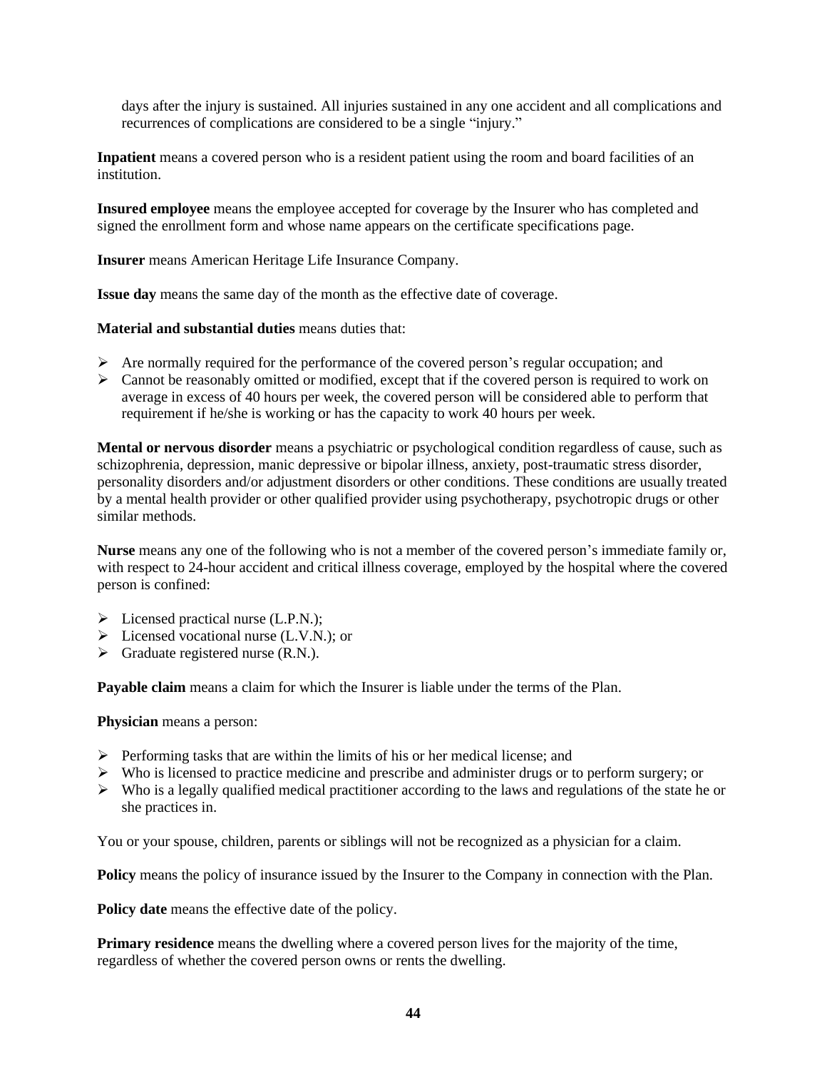days after the injury is sustained. All injuries sustained in any one accident and all complications and recurrences of complications are considered to be a single "injury."

**Inpatient** means a covered person who is a resident patient using the room and board facilities of an institution.

**Insured employee** means the employee accepted for coverage by the Insurer who has completed and signed the enrollment form and whose name appears on the certificate specifications page.

**Insurer** means American Heritage Life Insurance Company.

**Issue day** means the same day of the month as the effective date of coverage.

**Material and substantial duties** means duties that:

- Are normally required for the performance of the covered person's regular occupation; and
- Cannot be reasonably omitted or modified, except that if the covered person is required to work on average in excess of 40 hours per week, the covered person will be considered able to perform that requirement if he/she is working or has the capacity to work 40 hours per week.

**Mental or nervous disorder** means a psychiatric or psychological condition regardless of cause, such as schizophrenia, depression, manic depressive or bipolar illness, anxiety, post-traumatic stress disorder, personality disorders and/or adjustment disorders or other conditions. These conditions are usually treated by a mental health provider or other qualified provider using psychotherapy, psychotropic drugs or other similar methods.

**Nurse** means any one of the following who is not a member of the covered person's immediate family or, with respect to 24-hour accident and critical illness coverage, employed by the hospital where the covered person is confined:

- Licensed practical nurse (L.P.N.);
- Licensed vocational nurse (L.V.N.); or
- Graduate registered nurse (R.N.).

**Payable claim** means a claim for which the Insurer is liable under the terms of the Plan.

**Physician** means a person:

- Performing tasks that are within the limits of his or her medical license; and
- Who is licensed to practice medicine and prescribe and administer drugs or to perform surgery; or
- Who is a legally qualified medical practitioner according to the laws and regulations of the state he or she practices in.

You or your spouse, children, parents or siblings will not be recognized as a physician for a claim.

**Policy** means the policy of insurance issued by the Insurer to the Company in connection with the Plan.

**Policy date** means the effective date of the policy.

**Primary residence** means the dwelling where a covered person lives for the majority of the time, regardless of whether the covered person owns or rents the dwelling.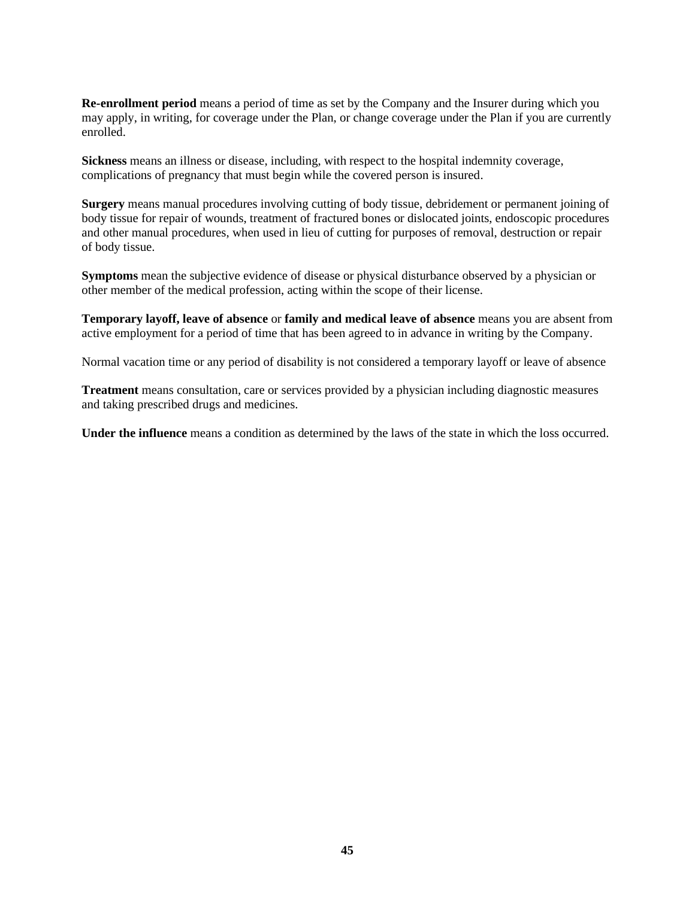**Re-enrollment period** means a period of time as set by the Company and the Insurer during which you may apply, in writing, for coverage under the Plan, or change coverage under the Plan if you are currently enrolled.

**Sickness** means an illness or disease, including, with respect to the hospital indemnity coverage, complications of pregnancy that must begin while the covered person is insured.

**Surgery** means manual procedures involving cutting of body tissue, debridement or permanent joining of body tissue for repair of wounds, treatment of fractured bones or dislocated joints, endoscopic procedures and other manual procedures, when used in lieu of cutting for purposes of removal, destruction or repair of body tissue.

**Symptoms** mean the subjective evidence of disease or physical disturbance observed by a physician or other member of the medical profession, acting within the scope of their license.

**Temporary layoff, leave of absence** or **family and medical leave of absence** means you are absent from active employment for a period of time that has been agreed to in advance in writing by the Company.

Normal vacation time or any period of disability is not considered a temporary layoff or leave of absence

**Treatment** means consultation, care or services provided by a physician including diagnostic measures and taking prescribed drugs and medicines.

**Under the influence** means a condition as determined by the laws of the state in which the loss occurred.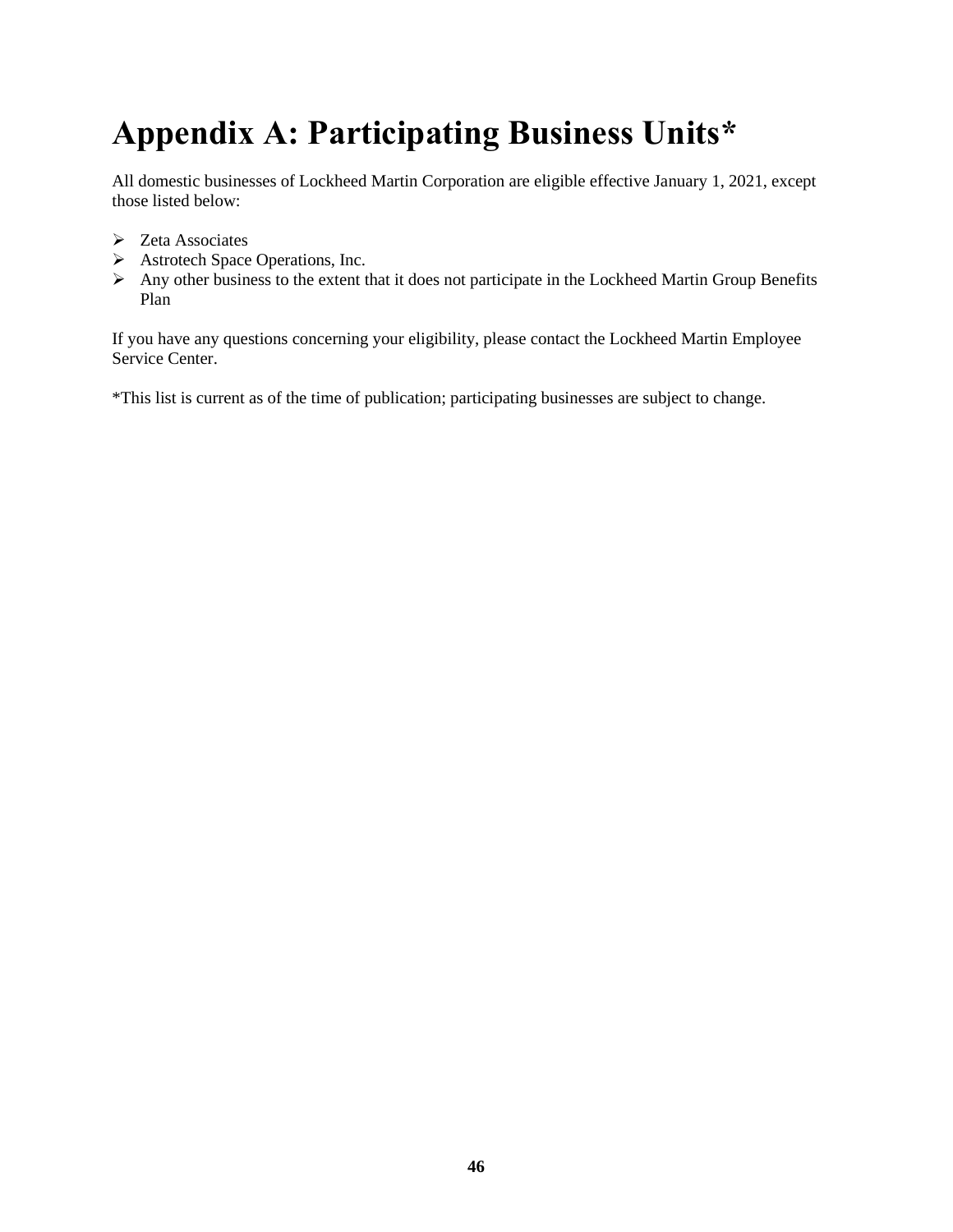# Appendix A: Participating Business Units*

All domestic businesses of Lockheed Martin Corporation are eligible effective January 1, 2021, except those listed below:

- Zeta Associates
- Astrotech Space Operations, Inc.
- Any other business to the extent that it does not participate in the Lockheed Martin Group Benefits Plan

If you have any questions concerning your eligibility, please contact the Lockheed Martin Employee Service Center.

*This list is current as of the time of publication; participating businesses are subject to change.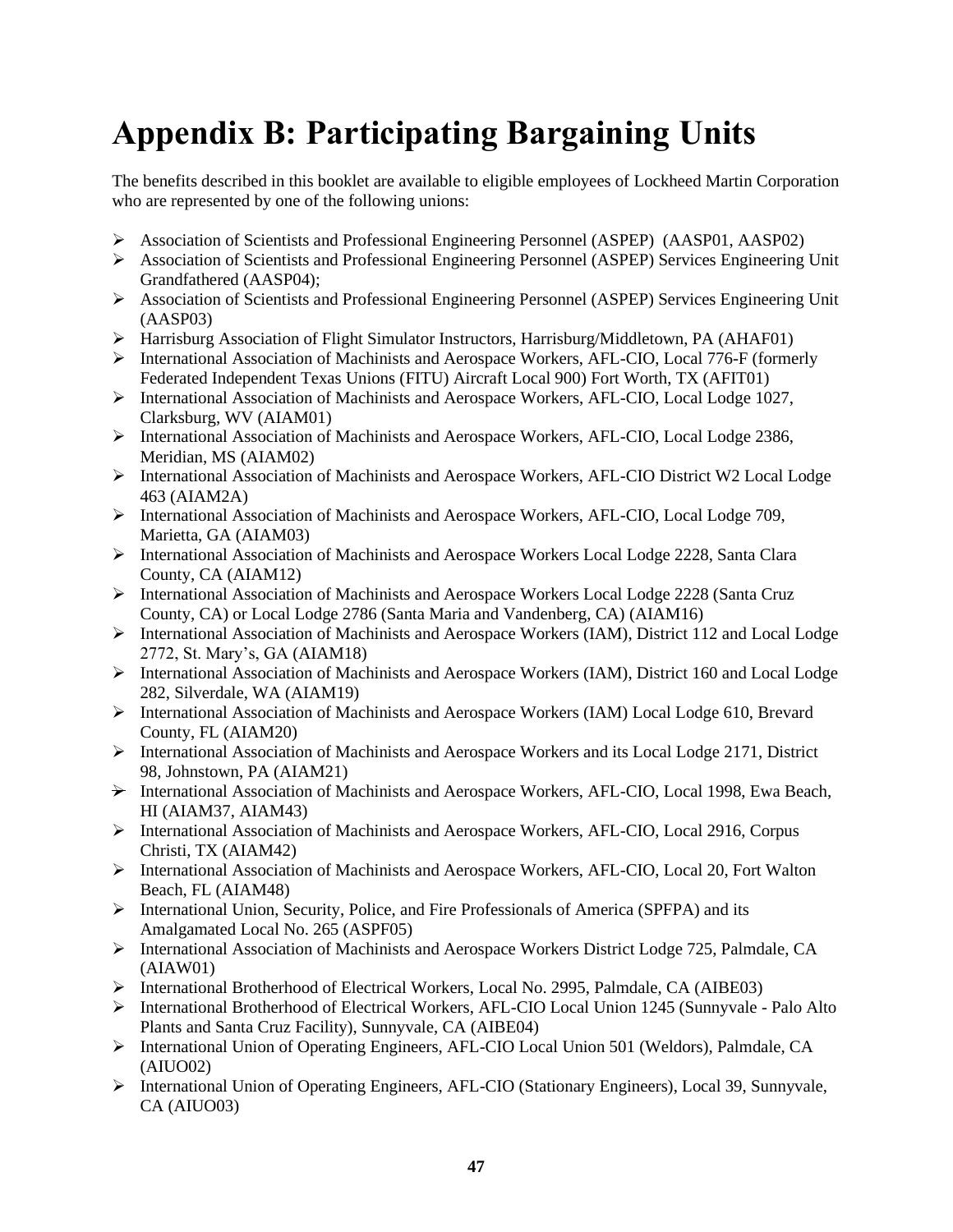# Appendix B: Participating Bargaining Units

The benefits described in this booklet are available to eligible employees of Lockheed Martin Corporation who are represented by one of the following unions:

- Association of Scientists and Professional Engineering Personnel (ASPEP) (AASP01, AASP02)
- Association of Scientists and Professional Engineering Personnel (ASPEP) Services Engineering Unit Grandfathered (AASP04);
- Association of Scientists and Professional Engineering Personnel (ASPEP) Services Engineering Unit (AASP03)
- Harrisburg Association of Flight Simulator Instructors, Harrisburg/Middletown, PA (AHAF01)
- International Association of Machinists and Aerospace Workers, AFL-CIO, Local 776-F (formerly Federated Independent Texas Unions (FITU) Aircraft Local 900) Fort Worth, TX (AFIT01)
- International Association of Machinists and Aerospace Workers, AFL-CIO, Local Lodge 1027, Clarksburg, WV (AIAM01)
- International Association of Machinists and Aerospace Workers, AFL-CIO, Local Lodge 2386, Meridian, MS (AIAM02)
- International Association of Machinists and Aerospace Workers, AFL-CIO District W2 Local Lodge 463 (AIAM2A)
- International Association of Machinists and Aerospace Workers, AFL-CIO, Local Lodge 709, Marietta, GA (AIAM03)
- International Association of Machinists and Aerospace Workers Local Lodge 2228, Santa Clara County, CA (AIAM12)
- International Association of Machinists and Aerospace Workers Local Lodge 2228 (Santa Cruz County, CA) or Local Lodge 2786 (Santa Maria and Vandenberg, CA) (AIAM16)
- International Association of Machinists and Aerospace Workers (IAM), District 112 and Local Lodge 2772, St. Mary's, GA (AIAM18)
- International Association of Machinists and Aerospace Workers (IAM), District 160 and Local Lodge 282, Silverdale, WA (AIAM19)
- International Association of Machinists and Aerospace Workers (IAM) Local Lodge 610, Brevard County, FL (AIAM20)
- International Association of Machinists and Aerospace Workers and its Local Lodge 2171, District 98, Johnstown, PA (AIAM21)
- International Association of Machinists and Aerospace Workers, AFL-CIO, Local 1998, Ewa Beach, HI (AIAM37, AIAM43)
- International Association of Machinists and Aerospace Workers, AFL-CIO, Local 2916, Corpus Christi, TX (AIAM42)
- International Association of Machinists and Aerospace Workers, AFL-CIO, Local 20, Fort Walton Beach, FL (AIAM48)
- International Union, Security, Police, and Fire Professionals of America (SPFPA) and its Amalgamated Local No. 265 (ASPF05)
- International Association of Machinists and Aerospace Workers District Lodge 725, Palmdale, CA (AIAW01)
- International Brotherhood of Electrical Workers, Local No. 2995, Palmdale, CA (AIBE03)
- International Brotherhood of Electrical Workers, AFL-CIO Local Union 1245 (Sunnyvale - Palo Alto Plants and Santa Cruz Facility), Sunnyvale, CA (AIBE04)
- International Union of Operating Engineers, AFL-CIO Local Union 501 (Weldors), Palmdale, CA (AIUO02)
- International Union of Operating Engineers, AFL-CIO (Stationary Engineers), Local 39, Sunnyvale, CA (AIUO03)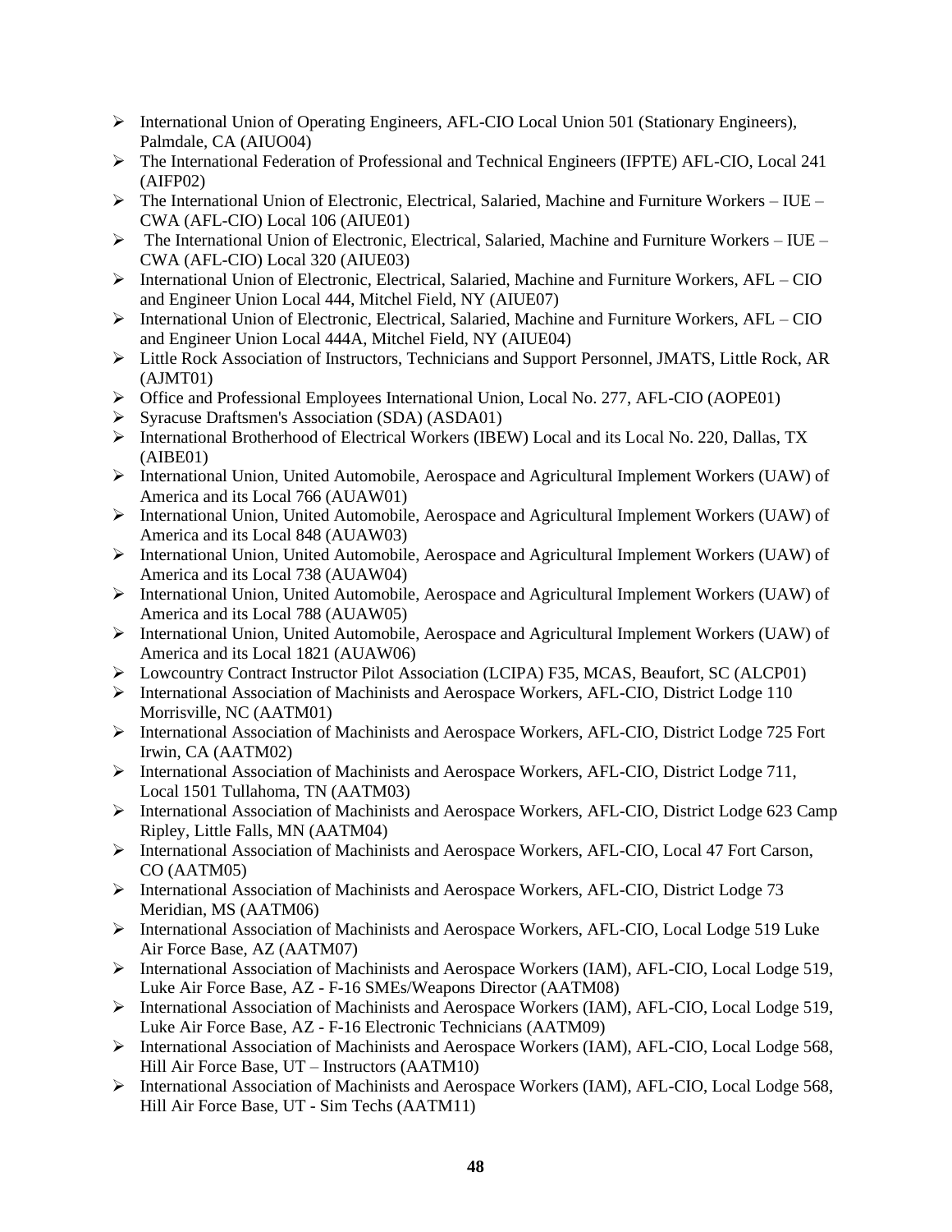- International Union of Operating Engineers, AFL-CIO Local Union 501 (Stationary Engineers), Palmdale, CA (AIUO04)
- The International Federation of Professional and Technical Engineers (IFPTE) AFL-CIO, Local 241 (AIFP02)
- The International Union of Electronic, Electrical, Salaried, Machine and Furniture Workers – IUE – CWA (AFL-CIO) Local 106 (AIUE01)
- The International Union of Electronic, Electrical, Salaried, Machine and Furniture Workers – IUE – CWA (AFL-CIO) Local 320 (AIUE03)
- International Union of Electronic, Electrical, Salaried, Machine and Furniture Workers, AFL – CIO and Engineer Union Local 444, Mitchel Field, NY (AIUE07)
- International Union of Electronic, Electrical, Salaried, Machine and Furniture Workers, AFL – CIO and Engineer Union Local 444A, Mitchel Field, NY (AIUE04)
- Little Rock Association of Instructors, Technicians and Support Personnel, JMATS, Little Rock, AR (AJMT01)
- Office and Professional Employees International Union, Local No. 277, AFL-CIO (AOPE01)
- Syracuse Draftsmen's Association (SDA) (ASDA01)
- International Brotherhood of Electrical Workers (IBEW) Local and its Local No. 220, Dallas, TX (AIBE01)
- International Union, United Automobile, Aerospace and Agricultural Implement Workers (UAW) of America and its Local 766 (AUAW01)
- International Union, United Automobile, Aerospace and Agricultural Implement Workers (UAW) of America and its Local 848 (AUAW03)
- International Union, United Automobile, Aerospace and Agricultural Implement Workers (UAW) of America and its Local 738 (AUAW04)
- International Union, United Automobile, Aerospace and Agricultural Implement Workers (UAW) of America and its Local 788 (AUAW05)
- International Union, United Automobile, Aerospace and Agricultural Implement Workers (UAW) of America and its Local 1821 (AUAW06)
- Lowcountry Contract Instructor Pilot Association (LCIPA) F35, MCAS, Beaufort, SC (ALCP01)
- International Association of Machinists and Aerospace Workers, AFL-CIO, District Lodge 110 Morrisville, NC (AATM01)
- International Association of Machinists and Aerospace Workers, AFL-CIO, District Lodge 725 Fort Irwin, CA (AATM02)
- International Association of Machinists and Aerospace Workers, AFL-CIO, District Lodge 711, Local 1501 Tullahoma, TN (AATM03)
- International Association of Machinists and Aerospace Workers, AFL-CIO, District Lodge 623 Camp Ripley, Little Falls, MN (AATM04)
- International Association of Machinists and Aerospace Workers, AFL-CIO, Local 47 Fort Carson, CO (AATM05)
- International Association of Machinists and Aerospace Workers, AFL-CIO, District Lodge 73 Meridian, MS (AATM06)
- International Association of Machinists and Aerospace Workers, AFL-CIO, Local Lodge 519 Luke Air Force Base, AZ (AATM07)
- International Association of Machinists and Aerospace Workers (IAM), AFL-CIO, Local Lodge 519, Luke Air Force Base, AZ - F-16 SMEs/Weapons Director (AATM08)
- International Association of Machinists and Aerospace Workers (IAM), AFL-CIO, Local Lodge 519, Luke Air Force Base, AZ - F-16 Electronic Technicians (AATM09)
- International Association of Machinists and Aerospace Workers (IAM), AFL-CIO, Local Lodge 568, Hill Air Force Base, UT – Instructors (AATM10)
- International Association of Machinists and Aerospace Workers (IAM), AFL-CIO, Local Lodge 568, Hill Air Force Base, UT - Sim Techs (AATM11)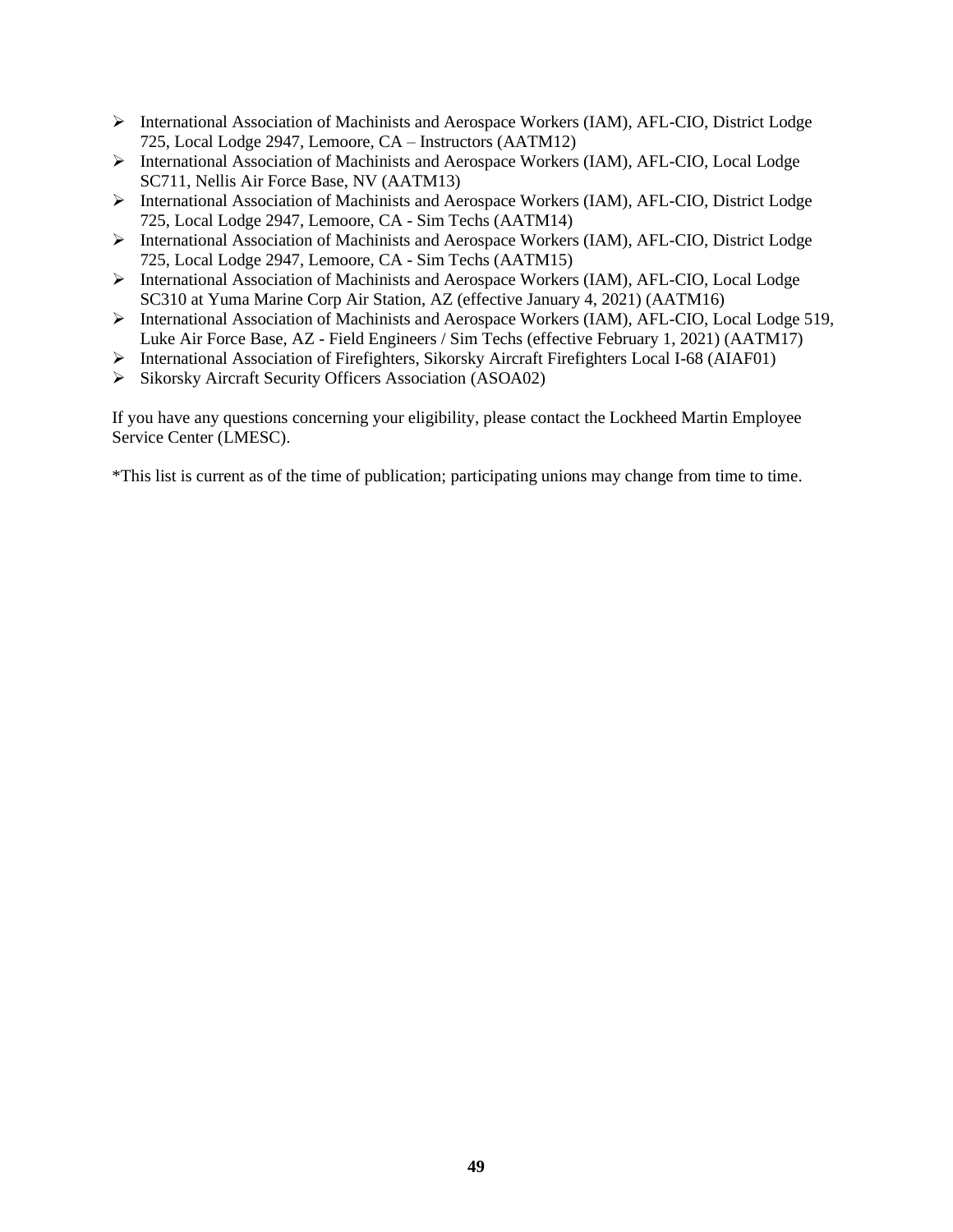- International Association of Machinists and Aerospace Workers (IAM), AFL-CIO, District Lodge 725, Local Lodge 2947, Lemoore, CA – Instructors (AATM12)
- International Association of Machinists and Aerospace Workers (IAM), AFL-CIO, Local Lodge SC711, Nellis Air Force Base, NV (AATM13)
- International Association of Machinists and Aerospace Workers (IAM), AFL-CIO, District Lodge 725, Local Lodge 2947, Lemoore, CA - Sim Techs (AATM14)
- International Association of Machinists and Aerospace Workers (IAM), AFL-CIO, District Lodge 725, Local Lodge 2947, Lemoore, CA - Sim Techs (AATM15)
- International Association of Machinists and Aerospace Workers (IAM), AFL-CIO, Local Lodge SC310 at Yuma Marine Corp Air Station, AZ (effective January 4, 2021) (AATM16)
- International Association of Machinists and Aerospace Workers (IAM), AFL-CIO, Local Lodge 519, Luke Air Force Base, AZ - Field Engineers / Sim Techs (effective February 1, 2021) (AATM17)
- International Association of Firefighters, Sikorsky Aircraft Firefighters Local I-68 (AIAF01)
- Sikorsky Aircraft Security Officers Association (ASOA02)

If you have any questions concerning your eligibility, please contact the Lockheed Martin Employee Service Center (LMESC).

*This list is current as of the time of publication; participating unions may change from time to time.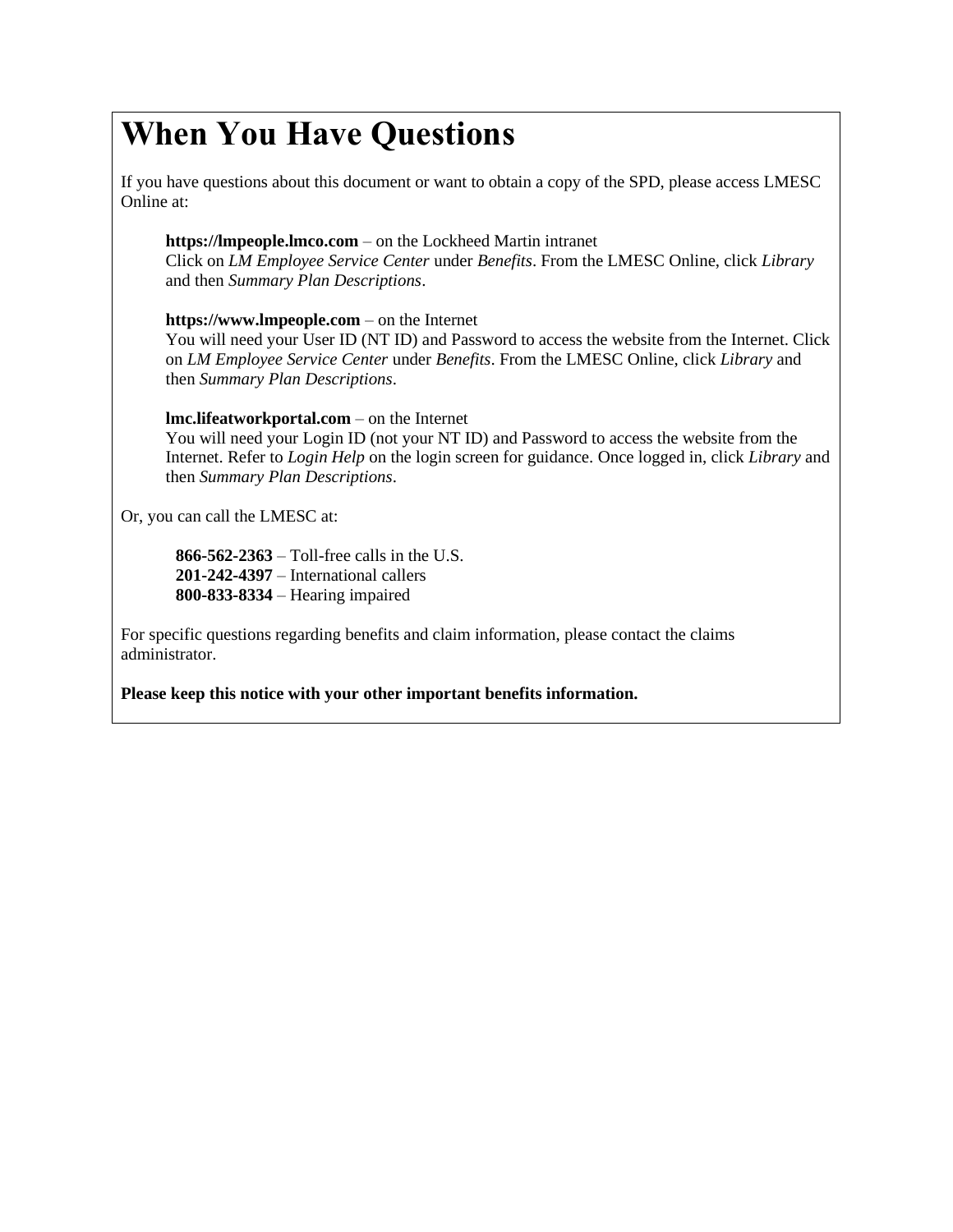# When You Have Questions

If you have questions about this document or want to obtain a copy of the SPD, please access LMESC Online at:

**https://lmpeople.lmco.com** – on the Lockheed Martin intranet
Click on *LM Employee Service Center* under *Benefits*. From the LMESC Online, click *Library* and then *Summary Plan Descriptions*.

**https://www.lmpeople.com** – on the Internet
You will need your User ID (NT ID) and Password to access the website from the Internet. Click on *LM Employee Service Center* under *Benefits*. From the LMESC Online, click *Library* and then *Summary Plan Descriptions*.

**lmc.lifeatworkportal.com** – on the Internet
You will need your Login ID (not your NT ID) and Password to access the website from the Internet. Refer to *Login Help* on the login screen for guidance. Once logged in, click *Library* and then *Summary Plan Descriptions*.

Or, you can call the LMESC at:

**866-562-2363** – Toll-free calls in the U.S.
**201-242-4397** – International callers
**800-833-8334** – Hearing impaired

For specific questions regarding benefits and claim information, please contact the claims administrator.

**Please keep this notice with your other important benefits information.**